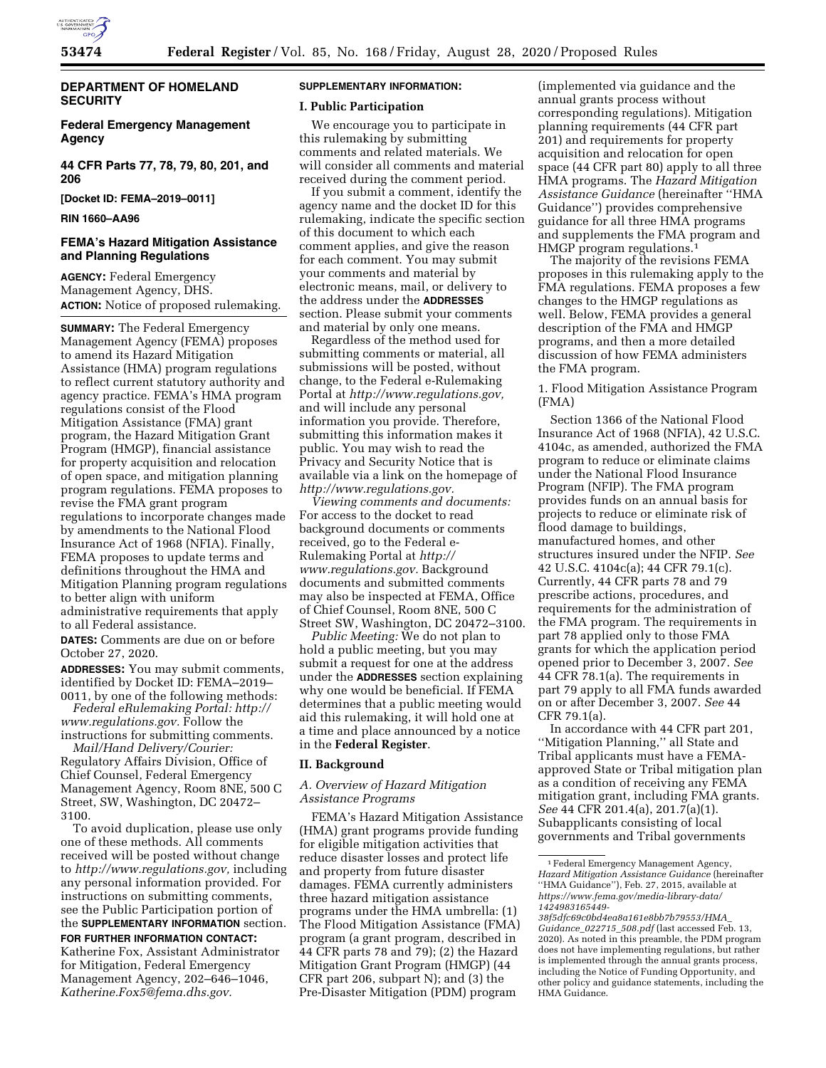**DEPARTMENT OF HOMELAND SECURITY**

**Federal Emergency Management Agency**

**44 CFR Parts 77, 78, 79, 80, 201, and 206**

**[Docket ID: FEMA–2019–0011]**

**RIN 1660–AA96**

## FEMA's Hazard Mitigation Assistance and Planning Regulations

**AGENCY:** Federal Emergency Management Agency, DHS.

**ACTION:** Notice of proposed rulemaking.

**SUMMARY:** The Federal Emergency Management Agency (FEMA) proposes to amend its Hazard Mitigation Assistance (HMA) program regulations to reflect current statutory authority and agency practice. FEMA's HMA program regulations consist of the Flood Mitigation Assistance (FMA) grant program, the Hazard Mitigation Grant Program (HMGP), financial assistance for property acquisition and relocation of open space, and mitigation planning program regulations. FEMA proposes to revise the FMA grant program regulations to incorporate changes made by amendments to the National Flood Insurance Act of 1968 (NFIA). Finally, FEMA proposes to update terms and definitions throughout the HMA and Mitigation Planning program regulations to better align with uniform administrative requirements that apply to all Federal assistance.

**DATES:** Comments are due on or before October 27, 2020.

**ADDRESSES:** You may submit comments, identified by Docket ID: FEMA–2019–0011, by one of the following methods:

*Federal eRulemaking Portal: http://www.regulations.gov.* Follow the instructions for submitting comments.

*Mail/Hand Delivery/Courier:* Regulatory Affairs Division, Office of Chief Counsel, Federal Emergency Management Agency, Room 8NE, 500 C Street, SW, Washington, DC 20472–3100.

To avoid duplication, please use only one of these methods. All comments received will be posted without change to *http://www.regulations.gov,* including any personal information provided. For instructions on submitting comments, see the Public Participation portion of the **SUPPLEMENTARY INFORMATION** section.

**FOR FURTHER INFORMATION CONTACT:** Katherine Fox, Assistant Administrator for Mitigation, Federal Emergency Management Agency, 202–646–1046, *Katherine.Fox5@fema.dhs.gov.*

**SUPPLEMENTARY INFORMATION:**

### I. Public Participation

We encourage you to participate in this rulemaking by submitting comments and related materials. We will consider all comments and material received during the comment period.

If you submit a comment, identify the agency name and the docket ID for this rulemaking, indicate the specific section of this document to which each comment applies, and give the reason for each comment. You may submit your comments and material by electronic means, mail, or delivery to the address under the **ADDRESSES** section. Please submit your comments and material by only one means.

Regardless of the method used for submitting comments or material, all submissions will be posted, without change, to the Federal e-Rulemaking Portal at *http://www.regulations.gov,* and will include any personal information you provide. Therefore, submitting this information makes it public. You may wish to read the Privacy and Security Notice that is available via a link on the homepage of *http://www.regulations.gov.*

*Viewing comments and documents:* For access to the docket to read background documents or comments received, go to the Federal e-Rulemaking Portal at *http://www.regulations.gov.* Background documents and submitted comments may also be inspected at FEMA, Office of Chief Counsel, Room 8NE, 500 C Street SW, Washington, DC 20472–3100.

*Public Meeting:* We do not plan to hold a public meeting, but you may submit a request for one at the address under the **ADDRESSES** section explaining why one would be beneficial. If FEMA determines that a public meeting would aid this rulemaking, it will hold one at a time and place announced by a notice in the **Federal Register**.

### II. Background

#### *A. Overview of Hazard Mitigation Assistance Programs*

FEMA's Hazard Mitigation Assistance (HMA) grant programs provide funding for eligible mitigation activities that reduce disaster losses and protect life and property from future disaster damages. FEMA currently administers three hazard mitigation assistance programs under the HMA umbrella: (1) The Flood Mitigation Assistance (FMA) program (a grant program, described in 44 CFR parts 78 and 79); (2) the Hazard Mitigation Grant Program (HMGP) (44 CFR part 206, subpart N); and (3) the Pre-Disaster Mitigation (PDM) program (implemented via guidance and the annual grants process without corresponding regulations). Mitigation planning requirements (44 CFR part 201) and requirements for property acquisition and relocation for open space (44 CFR part 80) apply to all three HMA programs. The *Hazard Mitigation Assistance Guidance* (hereinafter "HMA Guidance") provides comprehensive guidance for all three HMA programs and supplements the FMA program and HMGP program regulations.[1]

The majority of the revisions FEMA proposes in this rulemaking apply to the FMA regulations. FEMA proposes a few changes to the HMGP regulations as well. Below, FEMA provides a general description of the FMA and HMGP programs, and then a more detailed discussion of how FEMA administers the FMA program.

1. Flood Mitigation Assistance Program (FMA)

Section 1366 of the National Flood Insurance Act of 1968 (NFIA), 42 U.S.C. 4104c, as amended, authorized the FMA program to reduce or eliminate claims under the National Flood Insurance Program (NFIP). The FMA program provides funds on an annual basis for projects to reduce or eliminate risk of flood damage to buildings, manufactured homes, and other structures insured under the NFIP. *See* 42 U.S.C. 4104c(a); 44 CFR 79.1(c). Currently, 44 CFR parts 78 and 79 prescribe actions, procedures, and requirements for the administration of the FMA program. The requirements in part 78 applied only to those FMA grants for which the application period opened prior to December 3, 2007. *See* 44 CFR 78.1(a). The requirements in part 79 apply to all FMA funds awarded on or after December 3, 2007. *See* 44 CFR 79.1(a).

In accordance with 44 CFR part 201, "Mitigation Planning," all State and Tribal applicants must have a FEMA-approved State or Tribal mitigation plan as a condition of receiving any FEMA mitigation grant, including FMA grants. *See* 44 CFR 201.4(a), 201.7(a)(1). Subapplicants consisting of local governments and Tribal governments

[1] Federal Emergency Management Agency, *Hazard Mitigation Assistance Guidance* (hereinafter "HMA Guidance"), Feb. 27, 2015, available at *https://www.fema.gov/media-library-data/1424983165449-38f5dfc69c0bd4ea8a161e8bb7b79553/HMA_Guidance_022715_508.pdf* (last accessed Feb. 13, 2020). As noted in this preamble, the PDM program does not have implementing regulations, but rather is implemented through the annual grants process, including the Notice of Funding Opportunity, and other policy and guidance statements, including the HMA Guidance.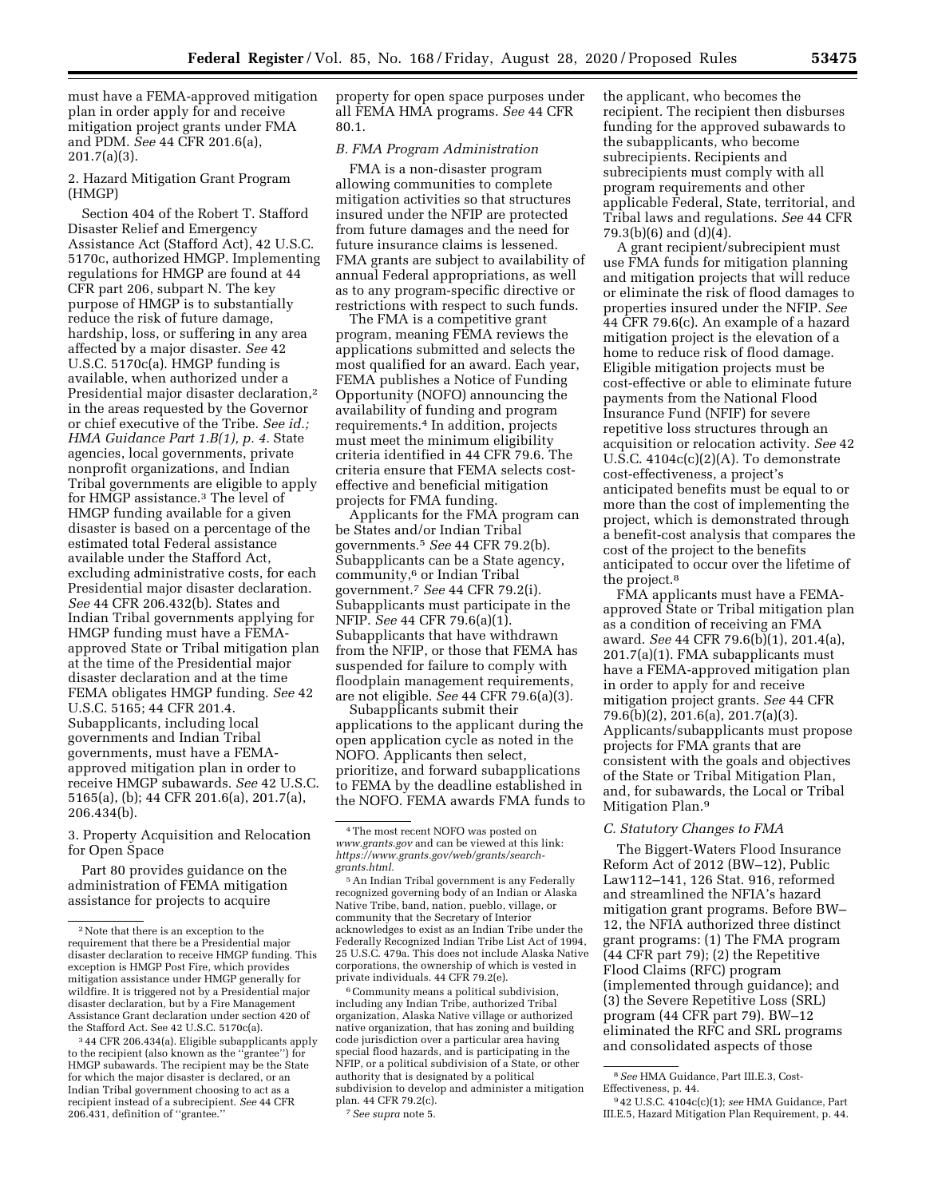must have a FEMA-approved mitigation plan in order apply for and receive mitigation project grants under FMA and PDM. *See* 44 CFR 201.6(a), 201.7(a)(3).

2. Hazard Mitigation Grant Program (HMGP)

Section 404 of the Robert T. Stafford Disaster Relief and Emergency Assistance Act (Stafford Act), 42 U.S.C. 5170c, authorized HMGP. Implementing regulations for HMGP are found at 44 CFR part 206, subpart N. The key purpose of HMGP is to substantially reduce the risk of future damage, hardship, loss, or suffering in any area affected by a major disaster. *See* 42 U.S.C. 5170c(a). HMGP funding is available, when authorized under a Presidential major disaster declaration,[2] in the areas requested by the Governor or chief executive of the Tribe. *See id.; HMA Guidance Part 1.B(1), p. 4.* State agencies, local governments, private nonprofit organizations, and Indian Tribal governments are eligible to apply for HMGP assistance.[3] The level of HMGP funding available for a given disaster is based on a percentage of the estimated total Federal assistance available under the Stafford Act, excluding administrative costs, for each Presidential major disaster declaration. *See* 44 CFR 206.432(b). States and Indian Tribal governments applying for HMGP funding must have a FEMA-approved State or Tribal mitigation plan at the time of the Presidential major disaster declaration and at the time FEMA obligates HMGP funding. *See* 42 U.S.C. 5165; 44 CFR 201.4. Subapplicants, including local governments and Indian Tribal governments, must have a FEMA-approved mitigation plan in order to receive HMGP subawards. *See* 42 U.S.C. 5165(a), (b); 44 CFR 201.6(a), 201.7(a), 206.434(b).

3. Property Acquisition and Relocation for Open Space

Part 80 provides guidance on the administration of FEMA mitigation assistance for projects to acquire property for open space purposes under all FEMA HMA programs. *See* 44 CFR 80.1.

*B. FMA Program Administration*

FMA is a non-disaster program allowing communities to complete mitigation activities so that structures insured under the NFIP are protected from future damages and the need for future insurance claims is lessened. FMA grants are subject to availability of annual Federal appropriations, as well as to any program-specific directive or restrictions with respect to such funds.

The FMA is a competitive grant program, meaning FEMA reviews the applications submitted and selects the most qualified for an award. Each year, FEMA publishes a Notice of Funding Opportunity (NOFO) announcing the availability of funding and program requirements.[4] In addition, projects must meet the minimum eligibility criteria identified in 44 CFR 79.6. The criteria ensure that FEMA selects cost-effective and beneficial mitigation projects for FMA funding.

Applicants for the FMA program can be States and/or Indian Tribal governments.[5] *See* 44 CFR 79.2(b). Subapplicants can be a State agency, community,[6] or Indian Tribal government.[7] *See* 44 CFR 79.2(i). Subapplicants must participate in the NFIP. *See* 44 CFR 79.6(a)(1). Subapplicants that have withdrawn from the NFIP, or those that FEMA has suspended for failure to comply with floodplain management requirements, are not eligible. *See* 44 CFR 79.6(a)(3).

Subapplicants submit their applications to the applicant during the open application cycle as noted in the NOFO. Applicants then select, prioritize, and forward subapplications to FEMA by the deadline established in the NOFO. FEMA awards FMA funds to the applicant, who becomes the recipient. The recipient then disburses funding for the approved subawards to the subapplicants, who become subrecipients. Recipients and subrecipients must comply with all program requirements and other applicable Federal, State, territorial, and Tribal laws and regulations. *See* 44 CFR 79.3(b)(6) and (d)(4).

A grant recipient/subrecipient must use FMA funds for mitigation planning and mitigation projects that will reduce or eliminate the risk of flood damages to properties insured under the NFIP. *See* 44 CFR 79.6(c). An example of a hazard mitigation project is the elevation of a home to reduce risk of flood damage. Eligible mitigation projects must be cost-effective or able to eliminate future payments from the National Flood Insurance Fund (NFIF) for severe repetitive loss structures through an acquisition or relocation activity. *See* 42 U.S.C. 4104c(c)(2)(A). To demonstrate cost-effectiveness, a project's anticipated benefits must be equal to or more than the cost of implementing the project, which is demonstrated through a benefit-cost analysis that compares the cost of the project to the benefits anticipated to occur over the lifetime of the project.[8]

FMA applicants must have a FEMA-approved State or Tribal mitigation plan as a condition of receiving an FMA award. *See* 44 CFR 79.6(b)(1), 201.4(a), 201.7(a)(1). FMA subapplicants must have a FEMA-approved mitigation plan in order to apply for and receive mitigation project grants. *See* 44 CFR 79.6(b)(2), 201.6(a), 201.7(a)(3). Applicants/subapplicants must propose projects for FMA grants that are consistent with the goals and objectives of the State or Tribal Mitigation Plan, and, for subawards, the Local or Tribal Mitigation Plan.[9]

*C. Statutory Changes to FMA*

The Biggert-Waters Flood Insurance Reform Act of 2012 (BW–12), Public Law112–141, 126 Stat. 916, reformed and streamlined the NFIA's hazard mitigation grant programs. Before BW–12, the NFIA authorized three distinct grant programs: (1) The FMA program (44 CFR part 79); (2) the Repetitive Flood Claims (RFC) program (implemented through guidance); and (3) the Severe Repetitive Loss (SRL) program (44 CFR part 79). BW–12 eliminated the RFC and SRL programs and consolidated aspects of those

---

[2] Note that there is an exception to the requirement that there be a Presidential major disaster declaration to receive HMGP funding. This exception is HMGP Post Fire, which provides mitigation assistance under HMGP generally for wildfire. It is triggered not by a Presidential major disaster declaration, but by a Fire Management Assistance Grant declaration under section 420 of the Stafford Act. See 42 U.S.C. 5170c(a).

[3] 44 CFR 206.434(a). Eligible subapplicants apply to the recipient (also known as the ''grantee'') for HMGP subawards. The recipient may be the State for which the major disaster is declared, or an Indian Tribal government choosing to act as a recipient instead of a subrecipient. *See* 44 CFR 206.431, definition of ''grantee.''

[4] The most recent NOFO was posted on *www.grants.gov* and can be viewed at this link: *https://www.grants.gov/web/grants/search-grants.html.*

[5] An Indian Tribal government is any Federally recognized governing body of an Indian or Alaska Native Tribe, band, nation, pueblo, village, or community that the Secretary of Interior acknowledges to exist as an Indian Tribe under the Federally Recognized Indian Tribe List Act of 1994, 25 U.S.C. 479a. This does not include Alaska Native corporations, the ownership of which is vested in private individuals. 44 CFR 79.2(e).

[6] Community means a political subdivision, including any Indian Tribe, authorized Tribal organization, Alaska Native village or authorized native organization, that has zoning and building code jurisdiction over a particular area having special flood hazards, and is participating in the NFIP, or a political subdivision of a State, or other authority that is designated by a political subdivision to develop and administer a mitigation plan. 44 CFR 79.2(c).

[7] *See supra* note 5.

[8] *See* HMA Guidance, Part III.E.3, Cost-Effectiveness, p. 44.

[9] 42 U.S.C. 4104c(c)(1); *see* HMA Guidance, Part III.E.5, Hazard Mitigation Plan Requirement, p. 44.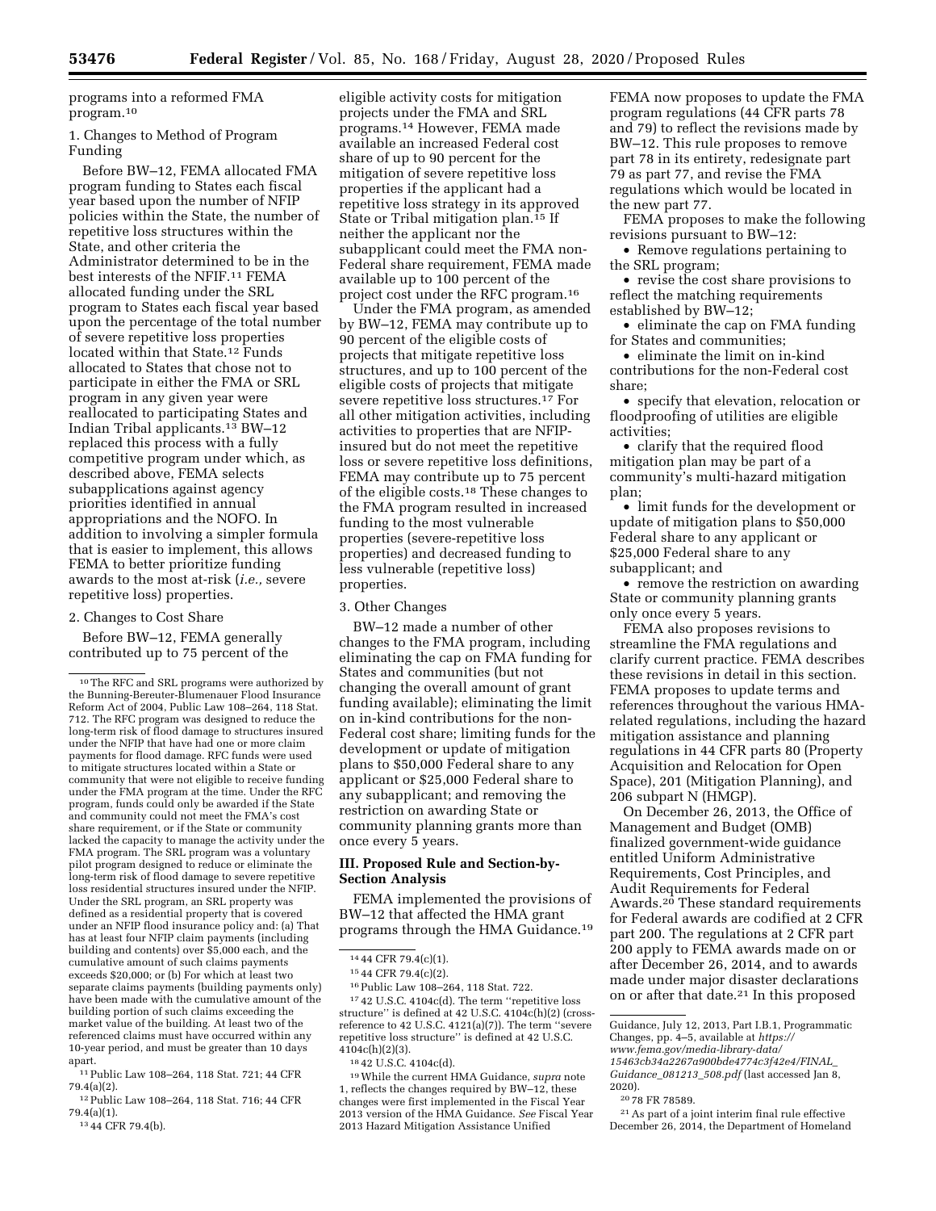programs into a reformed FMA program.[10]

1. Changes to Method of Program Funding

Before BW–12, FEMA allocated FMA program funding to States each fiscal year based upon the number of NFIP policies within the State, the number of repetitive loss structures within the State, and other criteria the Administrator determined to be in the best interests of the NFIF.[11] FEMA allocated funding under the SRL program to States each fiscal year based upon the percentage of the total number of severe repetitive loss properties located within that State.[12] Funds allocated to States that chose not to participate in either the FMA or SRL program in any given year were reallocated to participating States and Indian Tribal applicants.[13] BW–12 replaced this process with a fully competitive program under which, as described above, FEMA selects subapplications against agency priorities identified in annual appropriations and the NOFO. In addition to involving a simpler formula that is easier to implement, this allows FEMA to better prioritize funding awards to the most at-risk (*i.e.,* severe repetitive loss) properties.

2. Changes to Cost Share

Before BW–12, FEMA generally contributed up to 75 percent of the eligible activity costs for mitigation projects under the FMA and SRL programs.[14] However, FEMA made available an increased Federal cost share of up to 90 percent for the mitigation of severe repetitive loss properties if the applicant had a repetitive loss strategy in its approved State or Tribal mitigation plan.[15] If neither the applicant nor the subapplicant could meet the FMA non-Federal share requirement, FEMA made available up to 100 percent of the project cost under the RFC program.[16]

Under the FMA program, as amended by BW–12, FEMA may contribute up to 90 percent of the eligible costs of projects that mitigate repetitive loss structures, and up to 100 percent of the eligible costs of projects that mitigate severe repetitive loss structures.[17] For all other mitigation activities, including activities to properties that are NFIP-insured but do not meet the repetitive loss or severe repetitive loss definitions, FEMA may contribute up to 75 percent of the eligible costs.[18] These changes to the FMA program resulted in increased funding to the most vulnerable properties (severe-repetitive loss properties) and decreased funding to less vulnerable (repetitive loss) properties.

3. Other Changes

BW–12 made a number of other changes to the FMA program, including eliminating the cap on FMA funding for States and communities (but not changing the overall amount of grant funding available); eliminating the limit on in-kind contributions for the non-Federal cost share; limiting funds for the development or update of mitigation plans to $50,000 Federal share to any applicant or $25,000 Federal share to any subapplicant; and removing the restriction on awarding State or community planning grants more than once every 5 years.

## III. Proposed Rule and Section-by-Section Analysis

FEMA implemented the provisions of BW–12 that affected the HMA grant programs through the HMA Guidance.[19] FEMA now proposes to update the FMA program regulations (44 CFR parts 78 and 79) to reflect the revisions made by BW–12. This rule proposes to remove part 78 in its entirety, redesignate part 79 as part 77, and revise the FMA regulations which would be located in the new part 77.

FEMA proposes to make the following revisions pursuant to BW–12:

- Remove regulations pertaining to the SRL program;
- revise the cost share provisions to reflect the matching requirements established by BW–12;
- eliminate the cap on FMA funding for States and communities;
- eliminate the limit on in-kind contributions for the non-Federal cost share;
- specify that elevation, relocation or floodproofing of utilities are eligible activities;
- clarify that the required flood mitigation plan may be part of a community's multi-hazard mitigation plan;
- limit funds for the development or update of mitigation plans to $50,000 Federal share to any applicant or $25,000 Federal share to any subapplicant; and
- remove the restriction on awarding State or community planning grants only once every 5 years.

FEMA also proposes revisions to streamline the FMA regulations and clarify current practice. FEMA describes these revisions in detail in this section. FEMA proposes to update terms and references throughout the various HMA-related regulations, including the hazard mitigation assistance and planning regulations in 44 CFR parts 80 (Property Acquisition and Relocation for Open Space), 201 (Mitigation Planning), and 206 subpart N (HMGP).

On December 26, 2013, the Office of Management and Budget (OMB) finalized government-wide guidance entitled Uniform Administrative Requirements, Cost Principles, and Audit Requirements for Federal Awards.[20] These standard requirements for Federal awards are codified at 2 CFR part 200. The regulations at 2 CFR part 200 apply to FEMA awards made on or after December 26, 2014, and to awards made under major disaster declarations on or after that date.[21] In this proposed

---

[10] The RFC and SRL programs were authorized by the Bunning-Bereuter-Blumenauer Flood Insurance Reform Act of 2004, Public Law 108–264, 118 Stat. 712. The RFC program was designed to reduce the long-term risk of flood damage to structures insured under the NFIP that have had one or more claim payments for flood damage. RFC funds were used to mitigate structures located within a State or community that were not eligible to receive funding under the FMA program at the time. Under the RFC program, funds could only be awarded if the State and community could not meet the FMA's cost share requirement, or if the State or community lacked the capacity to manage the activity under the FMA program. The SRL program was a voluntary pilot program designed to reduce or eliminate the long-term risk of flood damage to severe repetitive loss residential structures insured under the NFIP. Under the SRL program, an SRL property was defined as a residential property that is covered under an NFIP flood insurance policy and: (a) That has at least four NFIP claim payments (including building and contents) over $5,000 each, and the cumulative amount of such claims payments exceeds $20,000; or (b) For which at least two separate claims payments (building payments only) have been made with the cumulative amount of the building portion of such claims exceeding the market value of the building. At least two of the referenced claims must have occurred within any 10-year period, and must be greater than 10 days apart.

[11] Public Law 108–264, 118 Stat. 721; 44 CFR 79.4(a)(2).

[12] Public Law 108–264, 118 Stat. 716; 44 CFR 79.4(a)(1).

[13] 44 CFR 79.4(b).

[14] 44 CFR 79.4(c)(1).

[15] 44 CFR 79.4(c)(2).

[16] Public Law 108–264, 118 Stat. 722.

[17] 42 U.S.C. 4104c(d). The term "repetitive loss structure" is defined at 42 U.S.C. 4104c(h)(2) (cross-reference to 42 U.S.C. 4121(a)(7)). The term "severe repetitive loss structure" is defined at 42 U.S.C. 4104c(h)(2)(3).

[18] 42 U.S.C. 4104c(d).

[19] While the current HMA Guidance, *supra* note 1, reflects the changes required by BW–12, these changes were first implemented in the Fiscal Year 2013 version of the HMA Guidance. *See* Fiscal Year 2013 Hazard Mitigation Assistance Unified Guidance, July 12, 2013, Part I.B.1, Programmatic Changes, pp. 4–5, available at *https://www.fema.gov/media-library-data/15463cb34a2267a900bde4774c3f42e4/FINAL_Guidance_081213_508.pdf* (last accessed Jan 8, 2020).

[20] 78 FR 78589.

[21] As part of a joint interim final rule effective December 26, 2014, the Department of Homeland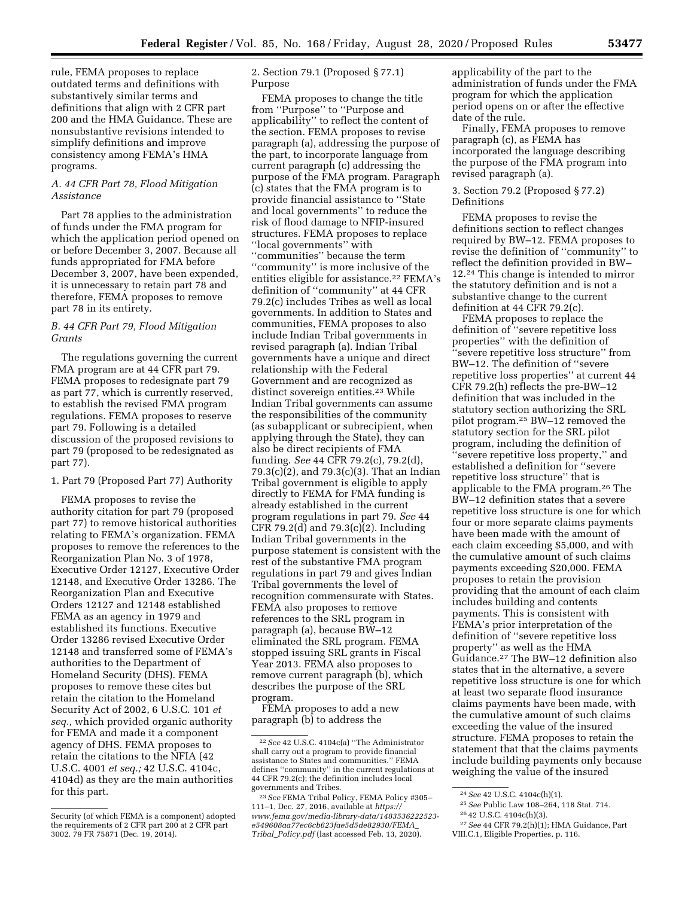rule, FEMA proposes to replace outdated terms and definitions with substantively similar terms and definitions that align with 2 CFR part 200 and the HMA Guidance. These are nonsubstantive revisions intended to simplify definitions and improve consistency among FEMA's HMA programs.

### *A. 44 CFR Part 78, Flood Mitigation Assistance*

Part 78 applies to the administration of funds under the FMA program for which the application period opened on or before December 3, 2007. Because all funds appropriated for FMA before December 3, 2007, have been expended, it is unnecessary to retain part 78 and therefore, FEMA proposes to remove part 78 in its entirety.

### *B. 44 CFR Part 79, Flood Mitigation Grants*

The regulations governing the current FMA program are at 44 CFR part 79. FEMA proposes to redesignate part 79 as part 77, which is currently reserved, to establish the revised FMA program regulations. FEMA proposes to reserve part 79. Following is a detailed discussion of the proposed revisions to part 79 (proposed to be redesignated as part 77).

1. Part 79 (Proposed Part 77) Authority

FEMA proposes to revise the authority citation for part 79 (proposed part 77) to remove historical authorities relating to FEMA's organization. FEMA proposes to remove the references to the Reorganization Plan No. 3 of 1978, Executive Order 12127, Executive Order 12148, and Executive Order 13286. The Reorganization Plan and Executive Orders 12127 and 12148 established FEMA as an agency in 1979 and established its functions. Executive Order 13286 revised Executive Order 12148 and transferred some of FEMA's authorities to the Department of Homeland Security (DHS). FEMA proposes to remove these cites but retain the citation to the Homeland Security Act of 2002, 6 U.S.C. 101 *et seq.,* which provided organic authority for FEMA and made it a component agency of DHS. FEMA proposes to retain the citations to the NFIA (42 U.S.C. 4001 *et seq.;* 42 U.S.C. 4104c, 4104d) as they are the main authorities for this part.

2. Section 79.1 (Proposed § 77.1) Purpose

FEMA proposes to change the title from ''Purpose'' to ''Purpose and applicability'' to reflect the content of the section. FEMA proposes to revise paragraph (a), addressing the purpose of the part, to incorporate language from current paragraph (c) addressing the purpose of the FMA program. Paragraph (c) states that the FMA program is to provide financial assistance to ''State and local governments'' to reduce the risk of flood damage to NFIP-insured structures. FEMA proposes to replace ''local governments'' with ''communities'' because the term ''community'' is more inclusive of the entities eligible for assistance.[22] FEMA's definition of ''community'' at 44 CFR 79.2(c) includes Tribes as well as local governments. In addition to States and communities, FEMA proposes to also include Indian Tribal governments in revised paragraph (a). Indian Tribal governments have a unique and direct relationship with the Federal Government and are recognized as distinct sovereign entities.[23] While Indian Tribal governments can assume the responsibilities of the community (as subapplicant or subrecipient, when applying through the State), they can also be direct recipients of FMA funding. *See* 44 CFR 79.2(c), 79.2(d), 79.3(c)(2), and 79.3(c)(3). That an Indian Tribal government is eligible to apply directly to FEMA for FMA funding is already established in the current program regulations in part 79. *See* 44 CFR 79.2(d) and 79.3(c)(2). Including Indian Tribal governments in the purpose statement is consistent with the rest of the substantive FMA program regulations in part 79 and gives Indian Tribal governments the level of recognition commensurate with States. FEMA also proposes to remove references to the SRL program in paragraph (a), because BW–12 eliminated the SRL program. FEMA stopped issuing SRL grants in Fiscal Year 2013. FEMA also proposes to remove current paragraph (b), which describes the purpose of the SRL program.

FEMA proposes to add a new paragraph (b) to address the applicability of the part to the administration of funds under the FMA program for which the application period opens on or after the effective date of the rule.

Finally, FEMA proposes to remove paragraph (c), as FEMA has incorporated the language describing the purpose of the FMA program into revised paragraph (a).

3. Section 79.2 (Proposed § 77.2) Definitions

FEMA proposes to revise the definitions section to reflect changes required by BW–12. FEMA proposes to revise the definition of ''community'' to reflect the definition provided in BW–12.[24] This change is intended to mirror the statutory definition and is not a substantive change to the current definition at 44 CFR 79.2(c).

FEMA proposes to replace the definition of ''severe repetitive loss properties'' with the definition of ''severe repetitive loss structure'' from BW–12. The definition of ''severe repetitive loss properties'' at current 44 CFR 79.2(h) reflects the pre-BW–12 definition that was included in the statutory section authorizing the SRL pilot program.[25] BW–12 removed the statutory section for the SRL pilot program, including the definition of ''severe repetitive loss property,'' and established a definition for ''severe repetitive loss structure'' that is applicable to the FMA program.[26] The BW–12 definition states that a severe repetitive loss structure is one for which four or more separate claims payments have been made with the amount of each claim exceeding $5,000, and with the cumulative amount of such claims payments exceeding $20,000. FEMA proposes to retain the provision providing that the amount of each claim includes building and contents payments. This is consistent with FEMA's prior interpretation of the definition of ''severe repetitive loss property'' as well as the HMA Guidance.[27] The BW–12 definition also states that in the alternative, a severe repetitive loss structure is one for which at least two separate flood insurance claims payments have been made, with the cumulative amount of such claims exceeding the value of the insured structure. FEMA proposes to retain the statement that that the claims payments include building payments only because weighing the value of the insured

---

Security (of which FEMA is a component) adopted the requirements of 2 CFR part 200 at 2 CFR part 3002. 79 FR 75871 (Dec. 19, 2014).

[22] *See* 42 U.S.C. 4104c(a) ''The Administrator shall carry out a program to provide financial assistance to States and communities.'' FEMA defines ''community'' in the current regulations at 44 CFR 79.2(c); the definition includes local governments and Tribes.

[23] *See* FEMA Tribal Policy, FEMA Policy #305–111–1, Dec. 27, 2016, available at *https://www.fema.gov/media-library-data/1483536222523-e549608aa77ec6cb623fae5d5de82930/FEMA_Tribal_Policy.pdf* (last accessed Feb. 13, 2020).

[24] *See* 42 U.S.C. 4104c(h)(1).

[25] *See* Public Law 108–264, 118 Stat. 714.

[26] 42 U.S.C. 4104c(h)(3).

[27] *See* 44 CFR 79.2(h)(1); HMA Guidance, Part VIII.C.1, Eligible Properties, p. 116.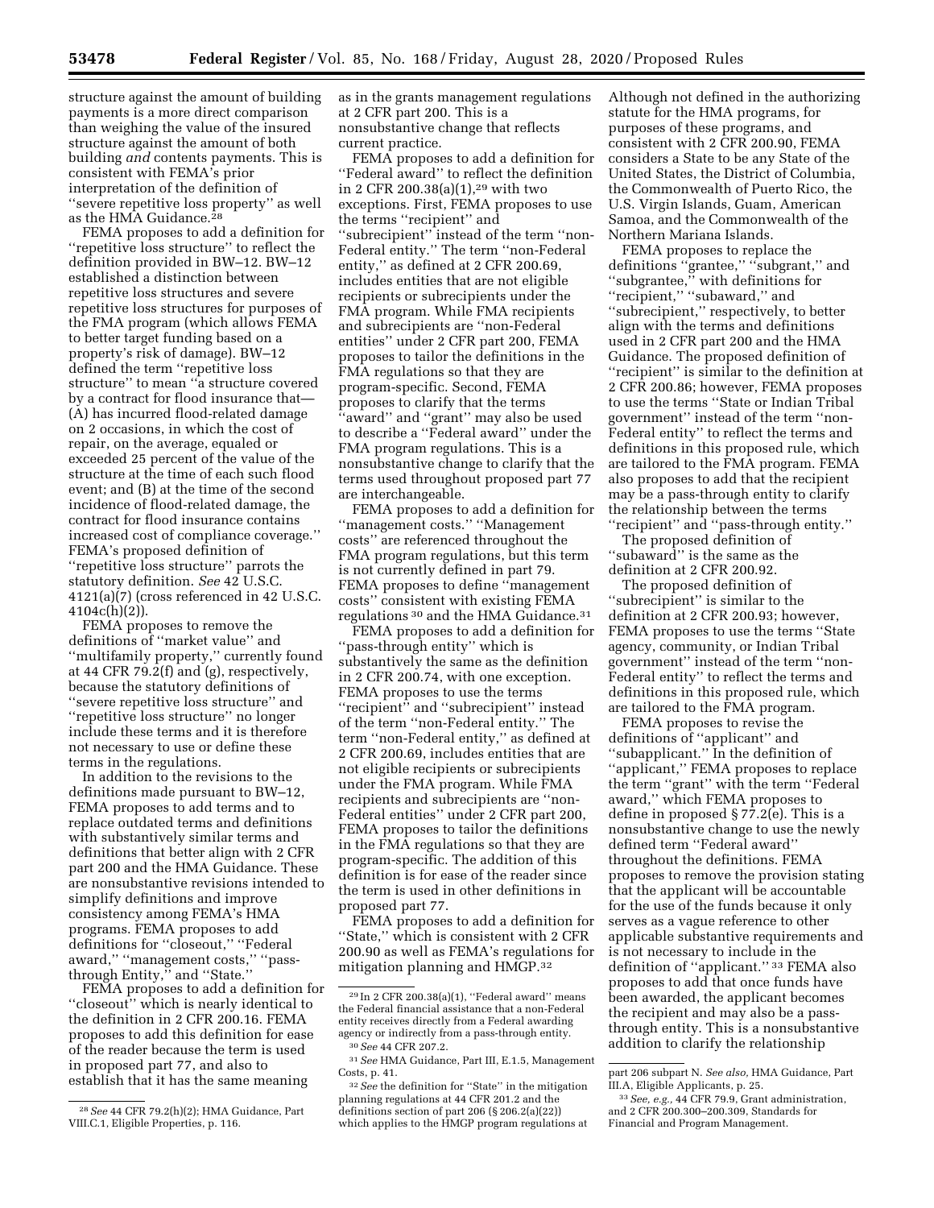structure against the amount of building payments is a more direct comparison than weighing the value of the insured structure against the amount of both building *and* contents payments. This is consistent with FEMA's prior interpretation of the definition of ''severe repetitive loss property'' as well as the HMA Guidance.[28]

FEMA proposes to add a definition for ''repetitive loss structure'' to reflect the definition provided in BW–12. BW–12 established a distinction between repetitive loss structures and severe repetitive loss structures for purposes of the FMA program (which allows FEMA to better target funding based on a property's risk of damage). BW–12 defined the term ''repetitive loss structure'' to mean ''a structure covered by a contract for flood insurance that— (A) has incurred flood-related damage on 2 occasions, in which the cost of repair, on the average, equaled or exceeded 25 percent of the value of the structure at the time of each such flood event; and (B) at the time of the second incidence of flood-related damage, the contract for flood insurance contains increased cost of compliance coverage.'' FEMA's proposed definition of ''repetitive loss structure'' parrots the statutory definition. *See* 42 U.S.C. 4121(a)(7) (cross referenced in 42 U.S.C. 4104c(h)(2)).

FEMA proposes to remove the definitions of ''market value'' and ''multifamily property,'' currently found at 44 CFR 79.2(f) and (g), respectively, because the statutory definitions of ''severe repetitive loss structure'' and ''repetitive loss structure'' no longer include these terms and it is therefore not necessary to use or define these terms in the regulations.

In addition to the revisions to the definitions made pursuant to BW–12, FEMA proposes to add terms and to replace outdated terms and definitions with substantively similar terms and definitions that better align with 2 CFR part 200 and the HMA Guidance. These are nonsubstantive revisions intended to simplify definitions and improve consistency among FEMA's HMA programs. FEMA proposes to add definitions for ''closeout,'' ''Federal award,'' ''management costs,'' ''pass-through Entity,'' and ''State.''

FEMA proposes to add a definition for ''closeout'' which is nearly identical to the definition in 2 CFR 200.16. FEMA proposes to add this definition for ease of the reader because the term is used in proposed part 77, and also to establish that it has the same meaning as in the grants management regulations at 2 CFR part 200. This is a nonsubstantive change that reflects current practice.

FEMA proposes to add a definition for ''Federal award'' to reflect the definition in 2 CFR 200.38(a)(1),[29] with two exceptions. First, FEMA proposes to use the terms ''recipient'' and ''subrecipient'' instead of the term ''non-Federal entity.'' The term ''non-Federal entity,'' as defined at 2 CFR 200.69, includes entities that are not eligible recipients or subrecipients under the FMA program. While FMA recipients and subrecipients are ''non-Federal entities'' under 2 CFR part 200, FEMA proposes to tailor the definitions in the FMA regulations so that they are program-specific. Second, FEMA proposes to clarify that the terms ''award'' and ''grant'' may also be used to describe a ''Federal award'' under the FMA program regulations. This is a nonsubstantive change to clarify that the terms used throughout proposed part 77 are interchangeable.

FEMA proposes to add a definition for ''management costs.'' ''Management costs'' are referenced throughout the FMA program regulations, but this term is not currently defined in part 79. FEMA proposes to define ''management costs'' consistent with existing FEMA regulations[30] and the HMA Guidance.[31]

FEMA proposes to add a definition for ''pass-through entity'' which is substantively the same as the definition in 2 CFR 200.74, with one exception. FEMA proposes to use the terms ''recipient'' and ''subrecipient'' instead of the term ''non-Federal entity.'' The term ''non-Federal entity,'' as defined at 2 CFR 200.69, includes entities that are not eligible recipients or subrecipients under the FMA program. While FMA recipients and subrecipients are ''non-Federal entities'' under 2 CFR part 200, FEMA proposes to tailor the definitions in the FMA regulations so that they are program-specific. The addition of this definition is for ease of the reader since the term is used in other definitions in proposed part 77.

FEMA proposes to add a definition for ''State,'' which is consistent with 2 CFR 200.90 as well as FEMA's regulations for mitigation planning and HMGP.[32] Although not defined in the authorizing statute for the HMA programs, for purposes of these programs, and consistent with 2 CFR 200.90, FEMA considers a State to be any State of the United States, the District of Columbia, the Commonwealth of Puerto Rico, the U.S. Virgin Islands, Guam, American Samoa, and the Commonwealth of the Northern Mariana Islands.

FEMA proposes to replace the definitions ''grantee,'' ''subgrant,'' and ''subgrantee,'' with definitions for ''recipient,'' ''subaward,'' and ''subrecipient,'' respectively, to better align with the terms and definitions used in 2 CFR part 200 and the HMA Guidance. The proposed definition of ''recipient'' is similar to the definition at 2 CFR 200.86; however, FEMA proposes to use the terms ''State or Indian Tribal government'' instead of the term ''non-Federal entity'' to reflect the terms and definitions in this proposed rule, which are tailored to the FMA program. FEMA also proposes to add that the recipient may be a pass-through entity to clarify the relationship between the terms ''recipient'' and ''pass-through entity.''

The proposed definition of ''subaward'' is the same as the definition at 2 CFR 200.92.

The proposed definition of ''subrecipient'' is similar to the definition at 2 CFR 200.93; however, FEMA proposes to use the terms ''State agency, community, or Indian Tribal government'' instead of the term ''non-Federal entity'' to reflect the terms and definitions in this proposed rule, which are tailored to the FMA program.

FEMA proposes to revise the definitions of ''applicant'' and ''subapplicant.'' In the definition of ''applicant,'' FEMA proposes to replace the term ''grant'' with the term ''Federal award,'' which FEMA proposes to define in proposed § 77.2(e). This is a nonsubstantive change to use the newly defined term ''Federal award'' throughout the definitions. FEMA proposes to remove the provision stating that the applicant will be accountable for the use of the funds because it only serves as a vague reference to other applicable substantive requirements and is not necessary to include in the definition of ''applicant.''[33] FEMA also proposes to add that once funds have been awarded, the applicant becomes the recipient and may also be a pass-through entity. This is a nonsubstantive addition to clarify the relationship

---

[28] *See* 44 CFR 79.2(h)(2); HMA Guidance, Part VIII.C.1, Eligible Properties, p. 116.

[29] In 2 CFR 200.38(a)(1), ''Federal award'' means the Federal financial assistance that a non-Federal entity receives directly from a Federal awarding agency or indirectly from a pass-through entity.

[30] *See* 44 CFR 207.2.

[31] *See* HMA Guidance, Part III, E.1.5, Management Costs, p. 41.

[32] *See* the definition for ''State'' in the mitigation planning regulations at 44 CFR 201.2 and the definitions section of part 206 (§ 206.2(a)(22)) which applies to the HMGP program regulations at part 206 subpart N. *See also,* HMA Guidance, Part III.A, Eligible Applicants, p. 25.

[33] *See, e.g.,* 44 CFR 79.9, Grant administration, and 2 CFR 200.300–200.309, Standards for Financial and Program Management.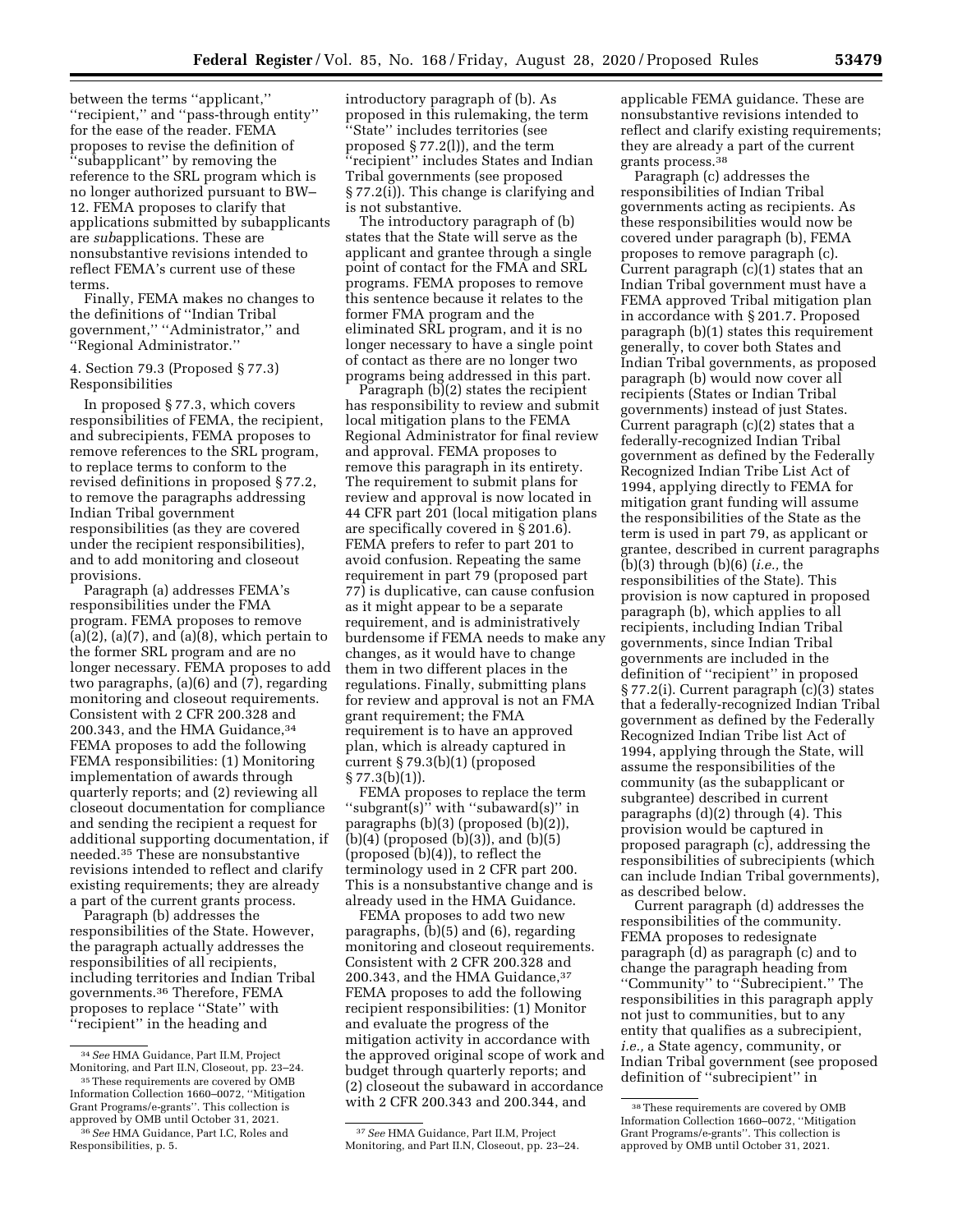between the terms ''applicant,'' ''recipient,'' and ''pass-through entity'' for the ease of the reader. FEMA proposes to revise the definition of ''subapplicant'' by removing the reference to the SRL program which is no longer authorized pursuant to BW–12. FEMA proposes to clarify that applications submitted by subapplicants are *sub*applications. These are nonsubstantive revisions intended to reflect FEMA's current use of these terms.

Finally, FEMA makes no changes to the definitions of ''Indian Tribal government,'' ''Administrator,'' and ''Regional Administrator.''

4. Section 79.3 (Proposed § 77.3) Responsibilities

In proposed § 77.3, which covers responsibilities of FEMA, the recipient, and subrecipients, FEMA proposes to remove references to the SRL program, to replace terms to conform to the revised definitions in proposed § 77.2, to remove the paragraphs addressing Indian Tribal government responsibilities (as they are covered under the recipient responsibilities), and to add monitoring and closeout provisions.

Paragraph (a) addresses FEMA's responsibilities under the FMA program. FEMA proposes to remove (a)(2), (a)(7), and (a)(8), which pertain to the former SRL program and are no longer necessary. FEMA proposes to add two paragraphs, (a)(6) and (7), regarding monitoring and closeout requirements. Consistent with 2 CFR 200.328 and 200.343, and the HMA Guidance,[34] FEMA proposes to add the following FEMA responsibilities: (1) Monitoring implementation of awards through quarterly reports; and (2) reviewing all closeout documentation for compliance and sending the recipient a request for additional supporting documentation, if needed.[35] These are nonsubstantive revisions intended to reflect and clarify existing requirements; they are already a part of the current grants process.

Paragraph (b) addresses the responsibilities of the State. However, the paragraph actually addresses the responsibilities of all recipients, including territories and Indian Tribal governments.[36] Therefore, FEMA proposes to replace ''State'' with ''recipient'' in the heading and introductory paragraph of (b). As proposed in this rulemaking, the term ''State'' includes territories (see proposed § 77.2(l)), and the term ''recipient'' includes States and Indian Tribal governments (see proposed § 77.2(i)). This change is clarifying and is not substantive.

The introductory paragraph of (b) states that the State will serve as the applicant and grantee through a single point of contact for the FMA and SRL programs. FEMA proposes to remove this sentence because it relates to the former FMA program and the eliminated SRL program, and it is no longer necessary to have a single point of contact as there are no longer two programs being addressed in this part.

Paragraph (b)(2) states the recipient has responsibility to review and submit local mitigation plans to the FEMA Regional Administrator for final review and approval. FEMA proposes to remove this paragraph in its entirety. The requirement to submit plans for review and approval is now located in 44 CFR part 201 (local mitigation plans are specifically covered in § 201.6). FEMA prefers to refer to part 201 to avoid confusion. Repeating the same requirement in part 79 (proposed part 77) is duplicative, can cause confusion as it might appear to be a separate requirement, and is administratively burdensome if FEMA needs to make any changes, as it would have to change them in two different places in the regulations. Finally, submitting plans for review and approval is not an FMA grant requirement; the FMA requirement is to have an approved plan, which is already captured in current § 79.3(b)(1) (proposed § 77.3(b)(1)).

FEMA proposes to replace the term ''subgrant(s)'' with ''subaward(s)'' in paragraphs (b)(3) (proposed (b)(2)), (b)(4) (proposed (b)(3)), and (b)(5) (proposed (b)(4)), to reflect the terminology used in 2 CFR part 200. This is a nonsubstantive change and is already used in the HMA Guidance.

FEMA proposes to add two new paragraphs, (b)(5) and (6), regarding monitoring and closeout requirements. Consistent with 2 CFR 200.328 and 200.343, and the HMA Guidance,[37] FEMA proposes to add the following recipient responsibilities: (1) Monitor and evaluate the progress of the mitigation activity in accordance with the approved original scope of work and budget through quarterly reports; and (2) closeout the subaward in accordance with 2 CFR 200.343 and 200.344, and applicable FEMA guidance. These are nonsubstantive revisions intended to reflect and clarify existing requirements; they are already a part of the current grants process.[38]

Paragraph (c) addresses the responsibilities of Indian Tribal governments acting as recipients. As these responsibilities would now be covered under paragraph (b), FEMA proposes to remove paragraph (c). Current paragraph (c)(1) states that an Indian Tribal government must have a FEMA approved Tribal mitigation plan in accordance with § 201.7. Proposed paragraph (b)(1) states this requirement generally, to cover both States and Indian Tribal governments, as proposed paragraph (b) would now cover all recipients (States or Indian Tribal governments) instead of just States. Current paragraph (c)(2) states that a federally-recognized Indian Tribal government as defined by the Federally Recognized Indian Tribe List Act of 1994, applying directly to FEMA for mitigation grant funding will assume the responsibilities of the State as the term is used in part 79, as applicant or grantee, described in current paragraphs (b)(3) through (b)(6) (*i.e.,* the responsibilities of the State). This provision is now captured in proposed paragraph (b), which applies to all recipients, including Indian Tribal governments, since Indian Tribal governments are included in the definition of ''recipient'' in proposed § 77.2(i). Current paragraph (c)(3) states that a federally-recognized Indian Tribal government as defined by the Federally Recognized Indian Tribe list Act of 1994, applying through the State, will assume the responsibilities of the community (as the subapplicant or subgrantee) described in current paragraphs (d)(2) through (4). This provision would be captured in proposed paragraph (c), addressing the responsibilities of subrecipients (which can include Indian Tribal governments), as described below.

Current paragraph (d) addresses the responsibilities of the community. FEMA proposes to redesignate paragraph (d) as paragraph (c) and to change the paragraph heading from ''Community'' to ''Subrecipient.'' The responsibilities in this paragraph apply not just to communities, but to any entity that qualifies as a subrecipient, *i.e.,* a State agency, community, or Indian Tribal government (see proposed definition of ''subrecipient'' in

---

[34] *See* HMA Guidance, Part II.M, Project Monitoring, and Part II.N, Closeout, pp. 23–24.

[35] These requirements are covered by OMB Information Collection 1660–0072, ''Mitigation Grant Programs/e-grants''. This collection is approved by OMB until October 31, 2021.

[36] *See* HMA Guidance, Part I.C, Roles and Responsibilities, p. 5.

[37] *See* HMA Guidance, Part II.M, Project Monitoring, and Part II.N, Closeout, pp. 23–24.

[38] These requirements are covered by OMB Information Collection 1660–0072, ''Mitigation Grant Programs/e-grants''. This collection is approved by OMB until October 31, 2021.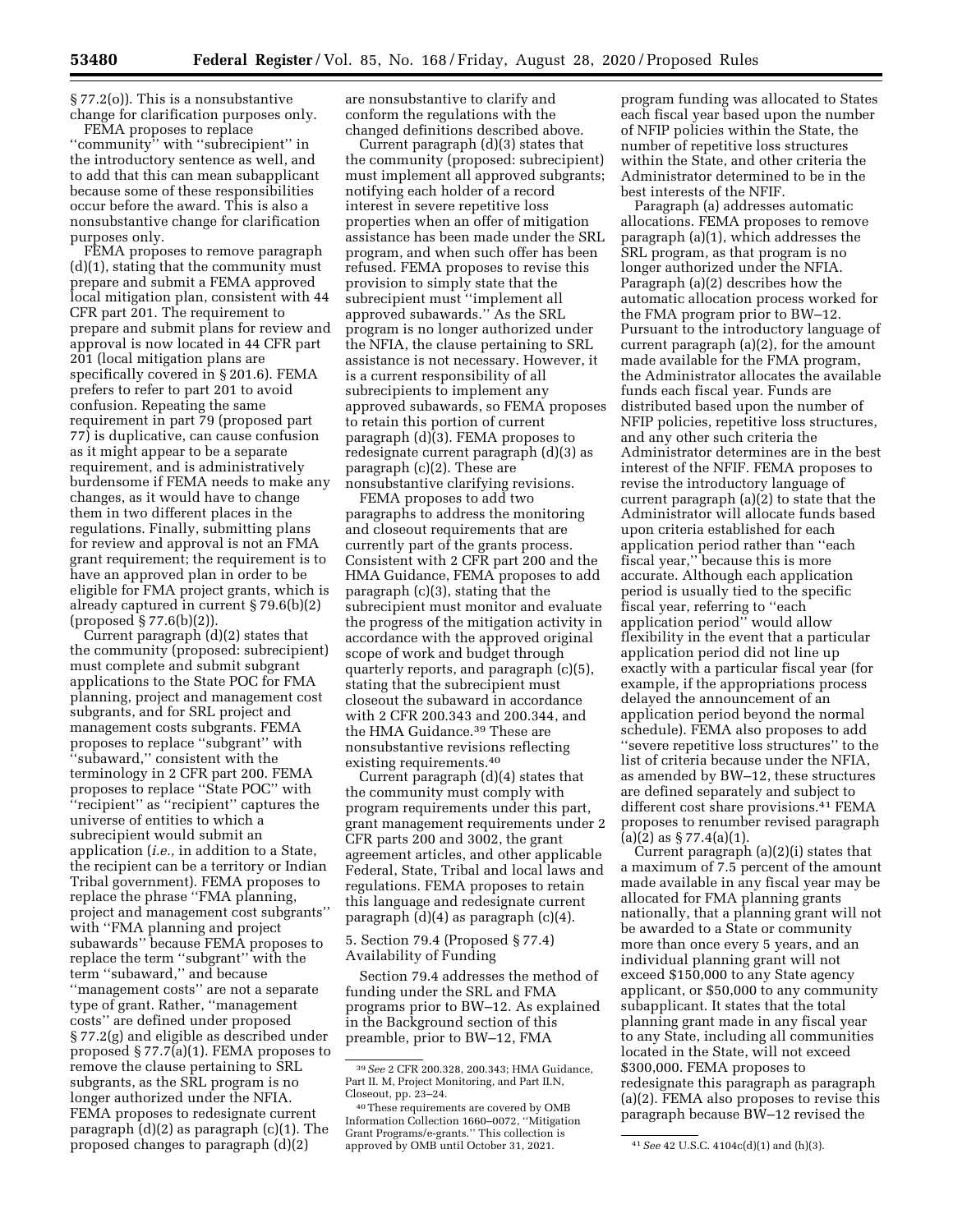§ 77.2(o)). This is a nonsubstantive change for clarification purposes only.

FEMA proposes to replace "community" with "subrecipient" in the introductory sentence as well, and to add that this can mean subapplicant because some of these responsibilities occur before the award. This is also a nonsubstantive change for clarification purposes only.

FEMA proposes to remove paragraph (d)(1), stating that the community must prepare and submit a FEMA approved local mitigation plan, consistent with 44 CFR part 201. The requirement to prepare and submit plans for review and approval is now located in 44 CFR part 201 (local mitigation plans are specifically covered in § 201.6). FEMA prefers to refer to part 201 to avoid confusion. Repeating the same requirement in part 79 (proposed part 77) is duplicative, can cause confusion as it might appear to be a separate requirement, and is administratively burdensome if FEMA needs to make any changes, as it would have to change them in two different places in the regulations. Finally, submitting plans for review and approval is not an FMA grant requirement; the requirement is to have an approved plan in order to be eligible for FMA project grants, which is already captured in current § 79.6(b)(2) (proposed § 77.6(b)(2)).

Current paragraph (d)(2) states that the community (proposed: subrecipient) must complete and submit subgrant applications to the State POC for FMA planning, project and management cost subgrants, and for SRL project and management costs subgrants. FEMA proposes to replace "subgrant" with "subaward," consistent with the terminology in 2 CFR part 200. FEMA proposes to replace "State POC" with "recipient" as "recipient" captures the universe of entities to which a subrecipient would submit an application (*i.e.,* in addition to a State, the recipient can be a territory or Indian Tribal government). FEMA proposes to replace the phrase "FMA planning, project and management cost subgrants" with "FMA planning and project subawards" because FEMA proposes to replace the term "subgrant" with the term "subaward," and because "management costs" are not a separate type of grant. Rather, "management costs" are defined under proposed § 77.2(g) and eligible as described under proposed § 77.7(a)(1). FEMA proposes to remove the clause pertaining to SRL subgrants, as the SRL program is no longer authorized under the NFIA. FEMA proposes to redesignate current paragraph (d)(2) as paragraph (c)(1). The proposed changes to paragraph (d)(2) are nonsubstantive to clarify and conform the regulations with the changed definitions described above.

Current paragraph (d)(3) states that the community (proposed: subrecipient) must implement all approved subgrants; notifying each holder of a record interest in severe repetitive loss properties when an offer of mitigation assistance has been made under the SRL program, and when such offer has been refused. FEMA proposes to revise this provision to simply state that the subrecipient must "implement all approved subawards." As the SRL program is no longer authorized under the NFIA, the clause pertaining to SRL assistance is not necessary. However, it is a current responsibility of all subrecipients to implement any approved subawards, so FEMA proposes to retain this portion of current paragraph (d)(3). FEMA proposes to redesignate current paragraph (d)(3) as paragraph (c)(2). These are nonsubstantive clarifying revisions.

FEMA proposes to add two paragraphs to address the monitoring and closeout requirements that are currently part of the grants process. Consistent with 2 CFR part 200 and the HMA Guidance, FEMA proposes to add paragraph (c)(3), stating that the subrecipient must monitor and evaluate the progress of the mitigation activity in accordance with the approved original scope of work and budget through quarterly reports, and paragraph (c)(5), stating that the subrecipient must closeout the subaward in accordance with 2 CFR 200.343 and 200.344, and the HMA Guidance.[39] These are nonsubstantive revisions reflecting existing requirements.[40]

Current paragraph (d)(4) states that the community must comply with program requirements under this part, grant management requirements under 2 CFR parts 200 and 3002, the grant agreement articles, and other applicable Federal, State, Tribal and local laws and regulations. FEMA proposes to retain this language and redesignate current paragraph (d)(4) as paragraph (c)(4).

5. Section 79.4 (Proposed § 77.4) Availability of Funding

Section 79.4 addresses the method of funding under the SRL and FMA programs prior to BW–12. As explained in the Background section of this preamble, prior to BW–12, FMA program funding was allocated to States each fiscal year based upon the number of NFIP policies within the State, the number of repetitive loss structures within the State, and other criteria the Administrator determined to be in the best interests of the NFIF.

Paragraph (a) addresses automatic allocations. FEMA proposes to remove paragraph (a)(1), which addresses the SRL program, as that program is no longer authorized under the NFIA. Paragraph (a)(2) describes how the automatic allocation process worked for the FMA program prior to BW–12. Pursuant to the introductory language of current paragraph (a)(2), for the amount made available for the FMA program, the Administrator allocates the available funds each fiscal year. Funds are distributed based upon the number of NFIP policies, repetitive loss structures, and any other such criteria the Administrator determines are in the best interest of the NFIF. FEMA proposes to revise the introductory language of current paragraph (a)(2) to state that the Administrator will allocate funds based upon criteria established for each application period rather than "each fiscal year," because this is more accurate. Although each application period is usually tied to the specific fiscal year, referring to "each application period" would allow flexibility in the event that a particular application period did not line up exactly with a particular fiscal year (for example, if the appropriations process delayed the announcement of an application period beyond the normal schedule). FEMA also proposes to add "severe repetitive loss structures" to the list of criteria because under the NFIA, as amended by BW–12, these structures are defined separately and subject to different cost share provisions.[41] FEMA proposes to renumber revised paragraph (a)(2) as § 77.4(a)(1).

Current paragraph (a)(2)(i) states that a maximum of 7.5 percent of the amount made available in any fiscal year may be allocated for FMA planning grants nationally, that a planning grant will not be awarded to a State or community more than once every 5 years, and an individual planning grant will not exceed $150,000 to any State agency applicant, or $50,000 to any community subapplicant. It states that the total planning grant made in any fiscal year to any State, including all communities located in the State, will not exceed $300,000. FEMA proposes to redesignate this paragraph as paragraph (a)(2). FEMA also proposes to revise this paragraph because BW–12 revised the

[39] *See* 2 CFR 200.328, 200.343; HMA Guidance, Part II. M, Project Monitoring, and Part II.N, Closeout, pp. 23–24.

[40] These requirements are covered by OMB Information Collection 1660–0072, "Mitigation Grant Programs/e-grants." This collection is approved by OMB until October 31, 2021.

[41] *See* 42 U.S.C. 4104c(d)(1) and (h)(3).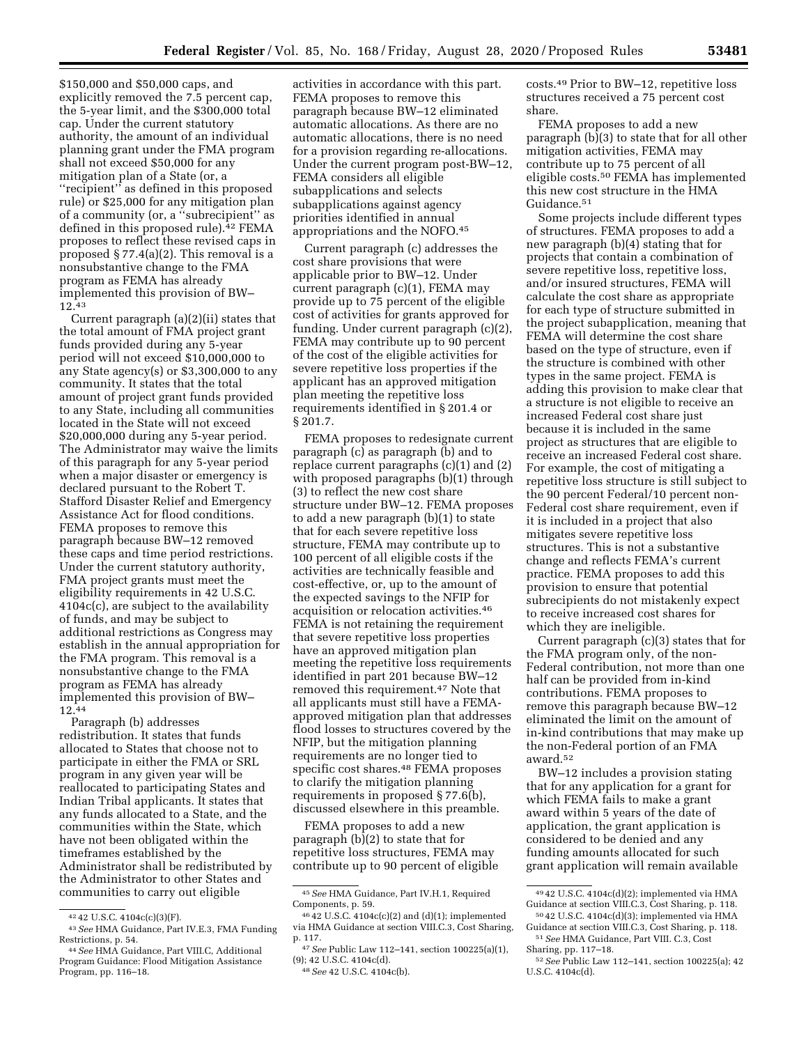$150,000 and $50,000 caps, and explicitly removed the 7.5 percent cap, the 5-year limit, and the $300,000 total cap. Under the current statutory authority, the amount of an individual planning grant under the FMA program shall not exceed $50,000 for any mitigation plan of a State (or, a "recipient" as defined in this proposed rule) or $25,000 for any mitigation plan of a community (or, a "subrecipient" as defined in this proposed rule).[42] FEMA proposes to reflect these revised caps in proposed § 77.4(a)(2). This removal is a nonsubstantive change to the FMA program as FEMA has already implemented this provision of BW–12.[43]

Current paragraph (a)(2)(ii) states that the total amount of FMA project grant funds provided during any 5-year period will not exceed $10,000,000 to any State agency(s) or $3,300,000 to any community. It states that the total amount of project grant funds provided to any State, including all communities located in the State will not exceed $20,000,000 during any 5-year period. The Administrator may waive the limits of this paragraph for any 5-year period when a major disaster or emergency is declared pursuant to the Robert T. Stafford Disaster Relief and Emergency Assistance Act for flood conditions. FEMA proposes to remove this paragraph because BW–12 removed these caps and time period restrictions. Under the current statutory authority, FMA project grants must meet the eligibility requirements in 42 U.S.C. 4104c(c), are subject to the availability of funds, and may be subject to additional restrictions as Congress may establish in the annual appropriation for the FMA program. This removal is a nonsubstantive change to the FMA program as FEMA has already implemented this provision of BW–12.[44]

Paragraph (b) addresses redistribution. It states that funds allocated to States that choose not to participate in either the FMA or SRL program in any given year will be reallocated to participating States and Indian Tribal applicants. It states that any funds allocated to a State, and the communities within the State, which have not been obligated within the timeframes established by the Administrator shall be redistributed by the Administrator to other States and communities to carry out eligible activities in accordance with this part. FEMA proposes to remove this paragraph because BW–12 eliminated automatic allocations. As there are no automatic allocations, there is no need for a provision regarding re-allocations. Under the current program post-BW–12, FEMA considers all eligible subapplications and selects subapplications against agency priorities identified in annual appropriations and the NOFO.[45]

Current paragraph (c) addresses the cost share provisions that were applicable prior to BW–12. Under current paragraph (c)(1), FEMA may provide up to 75 percent of the eligible cost of activities for grants approved for funding. Under current paragraph (c)(2), FEMA may contribute up to 90 percent of the cost of the eligible activities for severe repetitive loss properties if the applicant has an approved mitigation plan meeting the repetitive loss requirements identified in § 201.4 or § 201.7.

FEMA proposes to redesignate current paragraph (c) as paragraph (b) and to replace current paragraphs (c)(1) and (2) with proposed paragraphs (b)(1) through (3) to reflect the new cost share structure under BW–12. FEMA proposes to add a new paragraph (b)(1) to state that for each severe repetitive loss structure, FEMA may contribute up to 100 percent of all eligible costs if the activities are technically feasible and cost-effective, or, up to the amount of the expected savings to the NFIP for acquisition or relocation activities.[46] FEMA is not retaining the requirement that severe repetitive loss properties have an approved mitigation plan meeting the repetitive loss requirements identified in part 201 because BW–12 removed this requirement.[47] Note that all applicants must still have a FEMA-approved mitigation plan that addresses flood losses to structures covered by the NFIP, but the mitigation planning requirements are no longer tied to specific cost shares.[48] FEMA proposes to clarify the mitigation planning requirements in proposed § 77.6(b), discussed elsewhere in this preamble.

FEMA proposes to add a new paragraph (b)(2) to state that for repetitive loss structures, FEMA may contribute up to 90 percent of eligible costs.[49] Prior to BW–12, repetitive loss structures received a 75 percent cost share.

FEMA proposes to add a new paragraph (b)(3) to state that for all other mitigation activities, FEMA may contribute up to 75 percent of all eligible costs.[50] FEMA has implemented this new cost structure in the HMA Guidance.[51]

Some projects include different types of structures. FEMA proposes to add a new paragraph (b)(4) stating that for projects that contain a combination of severe repetitive loss, repetitive loss, and/or insured structures, FEMA will calculate the cost share as appropriate for each type of structure submitted in the project subapplication, meaning that FEMA will determine the cost share based on the type of structure, even if the structure is combined with other types in the same project. FEMA is adding this provision to make clear that a structure is not eligible to receive an increased Federal cost share just because it is included in the same project as structures that are eligible to receive an increased Federal cost share. For example, the cost of mitigating a repetitive loss structure is still subject to the 90 percent Federal/10 percent non-Federal cost share requirement, even if it is included in a project that also mitigates severe repetitive loss structures. This is not a substantive change and reflects FEMA's current practice. FEMA proposes to add this provision to ensure that potential subrecipients do not mistakenly expect to receive increased cost shares for which they are ineligible.

Current paragraph (c)(3) states that for the FMA program only, of the non-Federal contribution, not more than one half can be provided from in-kind contributions. FEMA proposes to remove this paragraph because BW–12 eliminated the limit on the amount of in-kind contributions that may make up the non-Federal portion of an FMA award.[52]

BW–12 includes a provision stating that for any application for a grant for which FEMA fails to make a grant award within 5 years of the date of application, the grant application is considered to be denied and any funding amounts allocated for such grant application will remain available

---

[42] 42 U.S.C. 4104c(c)(3)(F).

[43] *See* HMA Guidance, Part IV.E.3, FMA Funding Restrictions, p. 54.

[44] *See* HMA Guidance, Part VIII.C, Additional Program Guidance: Flood Mitigation Assistance Program, pp. 116–18.

[45] *See* HMA Guidance, Part IV.H.1, Required Components, p. 59.

[46] 42 U.S.C. 4104c(c)(2) and (d)(1); implemented via HMA Guidance at section VIII.C.3, Cost Sharing, p. 117.

[47] *See* Public Law 112–141, section 100225(a)(1), (9); 42 U.S.C. 4104c(d).

[48] *See* 42 U.S.C. 4104c(b).

[49] 42 U.S.C. 4104c(d)(2); implemented via HMA Guidance at section VIII.C.3, Cost Sharing, p. 118.

[50] 42 U.S.C. 4104c(d)(3); implemented via HMA Guidance at section VIII.C.3, Cost Sharing, p. 118.

[51] *See* HMA Guidance, Part VIII. C.3, Cost Sharing, pp. 117–18.

[52] *See* Public Law 112–141, section 100225(a); 42 U.S.C. 4104c(d).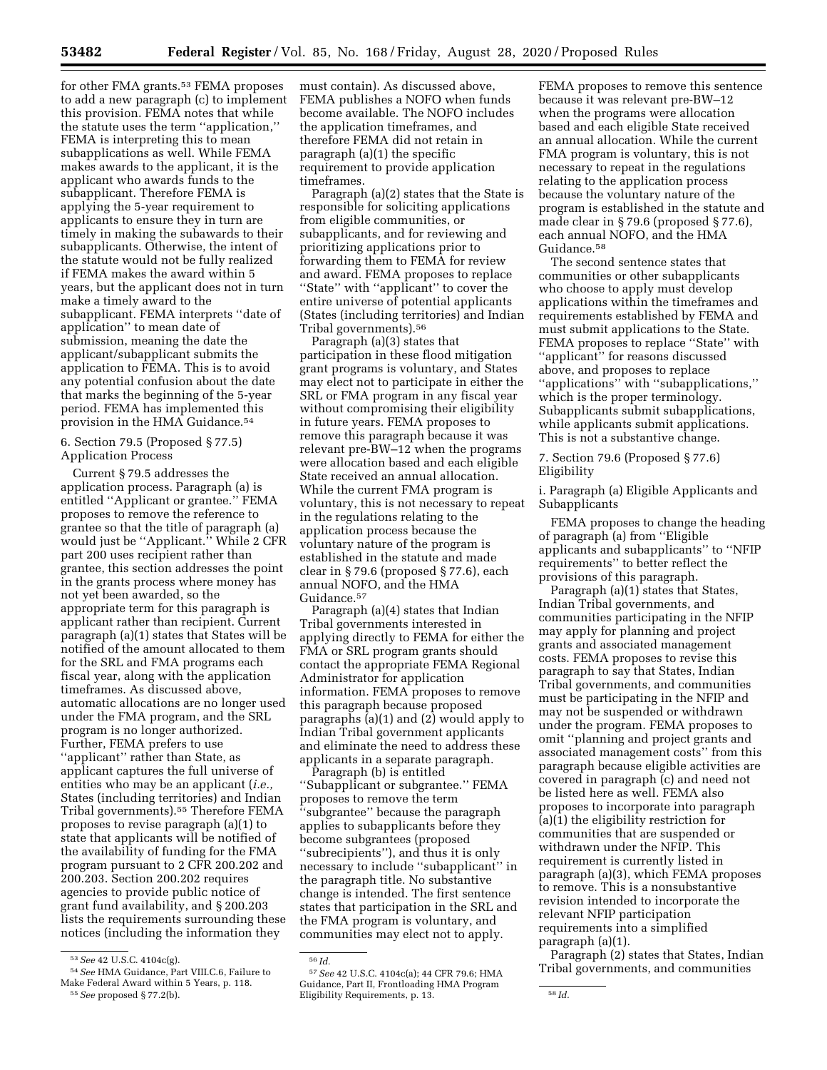for other FMA grants.[53] FEMA proposes to add a new paragraph (c) to implement this provision. FEMA notes that while the statute uses the term ''application,'' FEMA is interpreting this to mean subapplications as well. While FEMA makes awards to the applicant, it is the applicant who awards funds to the subapplicant. Therefore FEMA is applying the 5-year requirement to applicants to ensure they in turn are timely in making the subawards to their subapplicants. Otherwise, the intent of the statute would not be fully realized if FEMA makes the award within 5 years, but the applicant does not in turn make a timely award to the subapplicant. FEMA interprets ''date of application'' to mean date of submission, meaning the date the applicant/subapplicant submits the application to FEMA. This is to avoid any potential confusion about the date that marks the beginning of the 5-year period. FEMA has implemented this provision in the HMA Guidance.[54]

6. Section 79.5 (Proposed § 77.5) Application Process

Current § 79.5 addresses the application process. Paragraph (a) is entitled ''Applicant or grantee.'' FEMA proposes to remove the reference to grantee so that the title of paragraph (a) would just be ''Applicant.'' While 2 CFR part 200 uses recipient rather than grantee, this section addresses the point in the grants process where money has not yet been awarded, so the appropriate term for this paragraph is applicant rather than recipient. Current paragraph (a)(1) states that States will be notified of the amount allocated to them for the SRL and FMA programs each fiscal year, along with the application timeframes. As discussed above, automatic allocations are no longer used under the FMA program, and the SRL program is no longer authorized. Further, FEMA prefers to use ''applicant'' rather than State, as applicant captures the full universe of entities who may be an applicant (*i.e.,* States (including territories) and Indian Tribal governments).[55] Therefore FEMA proposes to revise paragraph (a)(1) to state that applicants will be notified of the availability of funding for the FMA program pursuant to 2 CFR 200.202 and 200.203. Section 200.202 requires agencies to provide public notice of grant fund availability, and § 200.203 lists the requirements surrounding these notices (including the information they must contain). As discussed above, FEMA publishes a NOFO when funds become available. The NOFO includes the application timeframes, and therefore FEMA did not retain in paragraph (a)(1) the specific requirement to provide application timeframes.

Paragraph (a)(2) states that the State is responsible for soliciting applications from eligible communities, or subapplicants, and for reviewing and prioritizing applications prior to forwarding them to FEMA for review and award. FEMA proposes to replace ''State'' with ''applicant'' to cover the entire universe of potential applicants (States (including territories) and Indian Tribal governments).[56]

Paragraph (a)(3) states that participation in these flood mitigation grant programs is voluntary, and States may elect not to participate in either the SRL or FMA program in any fiscal year without compromising their eligibility in future years. FEMA proposes to remove this paragraph because it was relevant pre-BW–12 when the programs were allocation based and each eligible State received an annual allocation. While the current FMA program is voluntary, this is not necessary to repeat in the regulations relating to the application process because the voluntary nature of the program is established in the statute and made clear in § 79.6 (proposed § 77.6), each annual NOFO, and the HMA Guidance.[57]

Paragraph (a)(4) states that Indian Tribal governments interested in applying directly to FEMA for either the FMA or SRL program grants should contact the appropriate FEMA Regional Administrator for application information. FEMA proposes to remove this paragraph because proposed paragraphs (a)(1) and (2) would apply to Indian Tribal government applicants and eliminate the need to address these applicants in a separate paragraph.

Paragraph (b) is entitled ''Subapplicant or subgrantee.'' FEMA proposes to remove the term ''subgrantee'' because the paragraph applies to subapplicants before they become subgrantees (proposed ''subrecipients''), and thus it is only necessary to include ''subapplicant'' in the paragraph title. No substantive change is intended. The first sentence states that participation in the SRL and the FMA program is voluntary, and communities may elect not to apply. FEMA proposes to remove this sentence because it was relevant pre-BW–12 when the programs were allocation based and each eligible State received an annual allocation. While the current FMA program is voluntary, this is not necessary to repeat in the regulations relating to the application process because the voluntary nature of the program is established in the statute and made clear in § 79.6 (proposed § 77.6), each annual NOFO, and the HMA Guidance.[58]

The second sentence states that communities or other subapplicants who choose to apply must develop applications within the timeframes and requirements established by FEMA and must submit applications to the State. FEMA proposes to replace ''State'' with ''applicant'' for reasons discussed above, and proposes to replace ''applications'' with ''subapplications,'' which is the proper terminology. Subapplicants submit subapplications, while applicants submit applications. This is not a substantive change.

7. Section 79.6 (Proposed § 77.6) Eligibility

i. Paragraph (a) Eligible Applicants and Subapplicants

FEMA proposes to change the heading of paragraph (a) from ''Eligible applicants and subapplicants'' to ''NFIP requirements'' to better reflect the provisions of this paragraph.

Paragraph (a)(1) states that States, Indian Tribal governments, and communities participating in the NFIP may apply for planning and project grants and associated management costs. FEMA proposes to revise this paragraph to say that States, Indian Tribal governments, and communities must be participating in the NFIP and may not be suspended or withdrawn under the program. FEMA proposes to omit ''planning and project grants and associated management costs'' from this paragraph because eligible activities are covered in paragraph (c) and need not be listed here as well. FEMA also proposes to incorporate into paragraph (a)(1) the eligibility restriction for communities that are suspended or withdrawn under the NFIP. This requirement is currently listed in paragraph (a)(3), which FEMA proposes to remove. This is a nonsubstantive revision intended to incorporate the relevant NFIP participation requirements into a simplified paragraph (a)(1).

Paragraph (2) states that States, Indian Tribal governments, and communities

[53] *See* 42 U.S.C. 4104c(g).

[54] *See* HMA Guidance, Part VIII.C.6, Failure to Make Federal Award within 5 Years, p. 118.

[55] *See* proposed § 77.2(b).

[56] *Id.*

[57] *See* 42 U.S.C. 4104c(a); 44 CFR 79.6; HMA Guidance, Part II, Frontloading HMA Program Eligibility Requirements, p. 13.

[58] *Id.*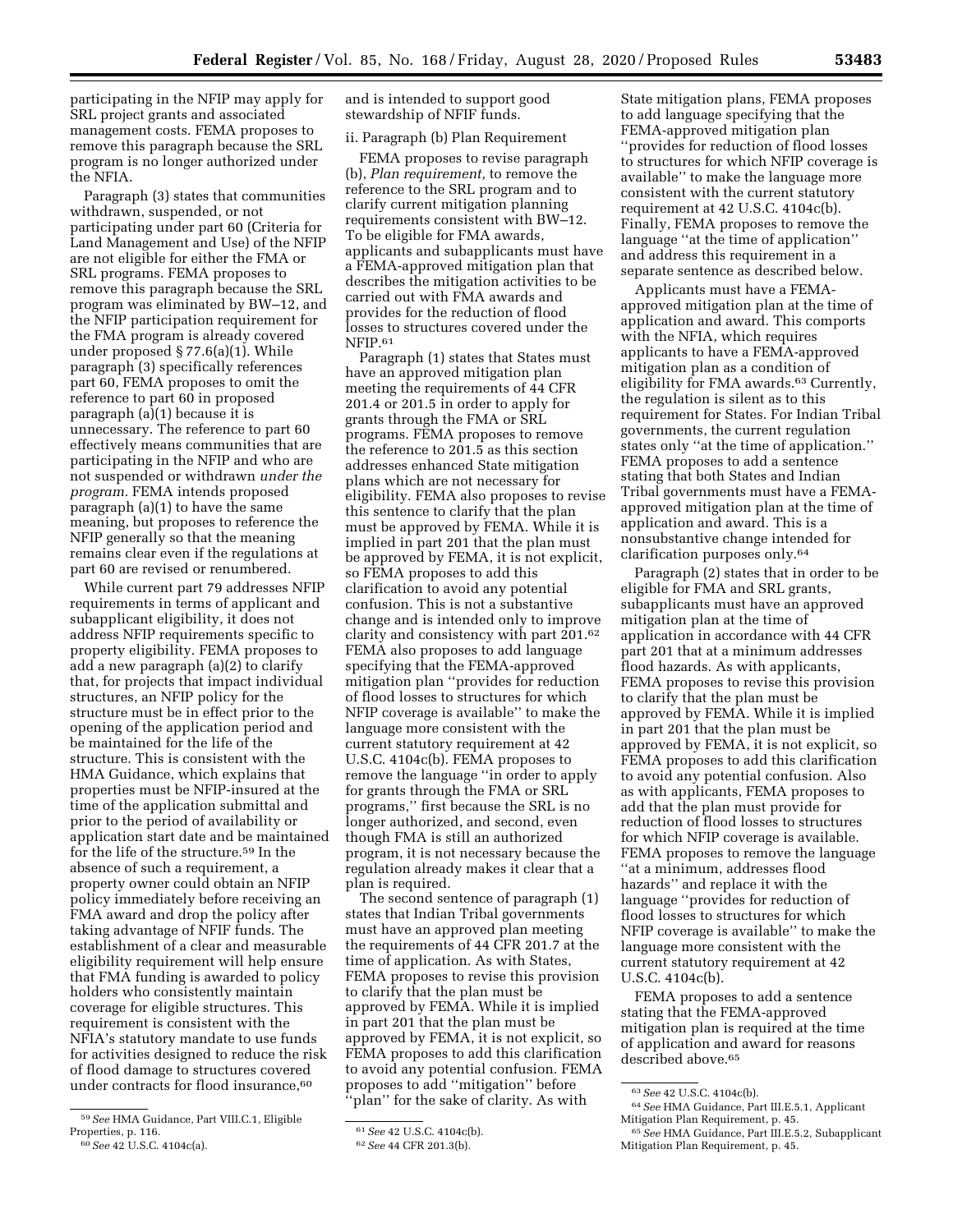participating in the NFIP may apply for SRL project grants and associated management costs. FEMA proposes to remove this paragraph because the SRL program is no longer authorized under the NFIA.

Paragraph (3) states that communities withdrawn, suspended, or not participating under part 60 (Criteria for Land Management and Use) of the NFIP are not eligible for either the FMA or SRL programs. FEMA proposes to remove this paragraph because the SRL program was eliminated by BW–12, and the NFIP participation requirement for the FMA program is already covered under proposed § 77.6(a)(1). While paragraph (3) specifically references part 60, FEMA proposes to omit the reference to part 60 in proposed paragraph (a)(1) because it is unnecessary. The reference to part 60 effectively means communities that are participating in the NFIP and who are not suspended or withdrawn *under the program*. FEMA intends proposed paragraph (a)(1) to have the same meaning, but proposes to reference the NFIP generally so that the meaning remains clear even if the regulations at part 60 are revised or renumbered.

While current part 79 addresses NFIP requirements in terms of applicant and subapplicant eligibility, it does not address NFIP requirements specific to property eligibility. FEMA proposes to add a new paragraph (a)(2) to clarify that, for projects that impact individual structures, an NFIP policy for the structure must be in effect prior to the opening of the application period and be maintained for the life of the structure. This is consistent with the HMA Guidance, which explains that properties must be NFIP-insured at the time of the application submittal and prior to the period of availability or application start date and be maintained for the life of the structure.[59] In the absence of such a requirement, a property owner could obtain an NFIP policy immediately before receiving an FMA award and drop the policy after taking advantage of NFIF funds. The establishment of a clear and measurable eligibility requirement will help ensure that FMA funding is awarded to policy holders who consistently maintain coverage for eligible structures. This requirement is consistent with the NFIA's statutory mandate to use funds for activities designed to reduce the risk of flood damage to structures covered under contracts for flood insurance,[60] and is intended to support good stewardship of NFIF funds.

ii. Paragraph (b) Plan Requirement

FEMA proposes to revise paragraph (b), *Plan requirement,* to remove the reference to the SRL program and to clarify current mitigation planning requirements consistent with BW–12. To be eligible for FMA awards, applicants and subapplicants must have a FEMA-approved mitigation plan that describes the mitigation activities to be carried out with FMA awards and provides for the reduction of flood losses to structures covered under the NFIP.[61]

Paragraph (1) states that States must have an approved mitigation plan meeting the requirements of 44 CFR 201.4 or 201.5 in order to apply for grants through the FMA or SRL programs. FEMA proposes to remove the reference to 201.5 as this section addresses enhanced State mitigation plans which are not necessary for eligibility. FEMA also proposes to revise this sentence to clarify that the plan must be approved by FEMA. While it is implied in part 201 that the plan must be approved by FEMA, it is not explicit, so FEMA proposes to add this clarification to avoid any potential confusion. This is not a substantive change and is intended only to improve clarity and consistency with part 201.[62] FEMA also proposes to add language specifying that the FEMA-approved mitigation plan "provides for reduction of flood losses to structures for which NFIP coverage is available" to make the language more consistent with the current statutory requirement at 42 U.S.C. 4104c(b). FEMA proposes to remove the language "in order to apply for grants through the FMA or SRL programs," first because the SRL is no longer authorized, and second, even though FMA is still an authorized program, it is not necessary because the regulation already makes it clear that a plan is required.

The second sentence of paragraph (1) states that Indian Tribal governments must have an approved plan meeting the requirements of 44 CFR 201.7 at the time of application. As with States, FEMA proposes to revise this provision to clarify that the plan must be approved by FEMA. While it is implied in part 201 that the plan must be approved by FEMA, it is not explicit, so FEMA proposes to add this clarification to avoid any potential confusion. FEMA proposes to add "mitigation" before "plan" for the sake of clarity. As with State mitigation plans, FEMA proposes to add language specifying that the FEMA-approved mitigation plan "provides for reduction of flood losses to structures for which NFIP coverage is available" to make the language more consistent with the current statutory requirement at 42 U.S.C. 4104c(b). Finally, FEMA proposes to remove the language "at the time of application" and address this requirement in a separate sentence as described below.

Applicants must have a FEMA-approved mitigation plan at the time of application and award. This comports with the NFIA, which requires applicants to have a FEMA-approved mitigation plan as a condition of eligibility for FMA awards.[63] Currently, the regulation is silent as to this requirement for States. For Indian Tribal governments, the current regulation states only "at the time of application." FEMA proposes to add a sentence stating that both States and Indian Tribal governments must have a FEMA-approved mitigation plan at the time of application and award. This is a nonsubstantive change intended for clarification purposes only.[64]

Paragraph (2) states that in order to be eligible for FMA and SRL grants, subapplicants must have an approved mitigation plan at the time of application in accordance with 44 CFR part 201 that at a minimum addresses flood hazards. As with applicants, FEMA proposes to revise this provision to clarify that the plan must be approved by FEMA. While it is implied in part 201 that the plan must be approved by FEMA, it is not explicit, so FEMA proposes to add this clarification to avoid any potential confusion. Also as with applicants, FEMA proposes to add that the plan must provide for reduction of flood losses to structures for which NFIP coverage is available. FEMA proposes to remove the language "at a minimum, addresses flood hazards" and replace it with the language "provides for reduction of flood losses to structures for which NFIP coverage is available" to make the language more consistent with the current statutory requirement at 42 U.S.C. 4104c(b).

FEMA proposes to add a sentence stating that the FEMA-approved mitigation plan is required at the time of application and award for reasons described above.[65]

---

[59] *See* HMA Guidance, Part VIII.C.1, Eligible Properties, p. 116.

[60] *See* 42 U.S.C. 4104c(a).

[61] *See* 42 U.S.C. 4104c(b).

[62] *See* 44 CFR 201.3(b).

[63] *See* 42 U.S.C. 4104c(b).

[64] *See* HMA Guidance, Part III.E.5.1, Applicant Mitigation Plan Requirement, p. 45.

[65] *See* HMA Guidance, Part III.E.5.2, Subapplicant Mitigation Plan Requirement, p. 45.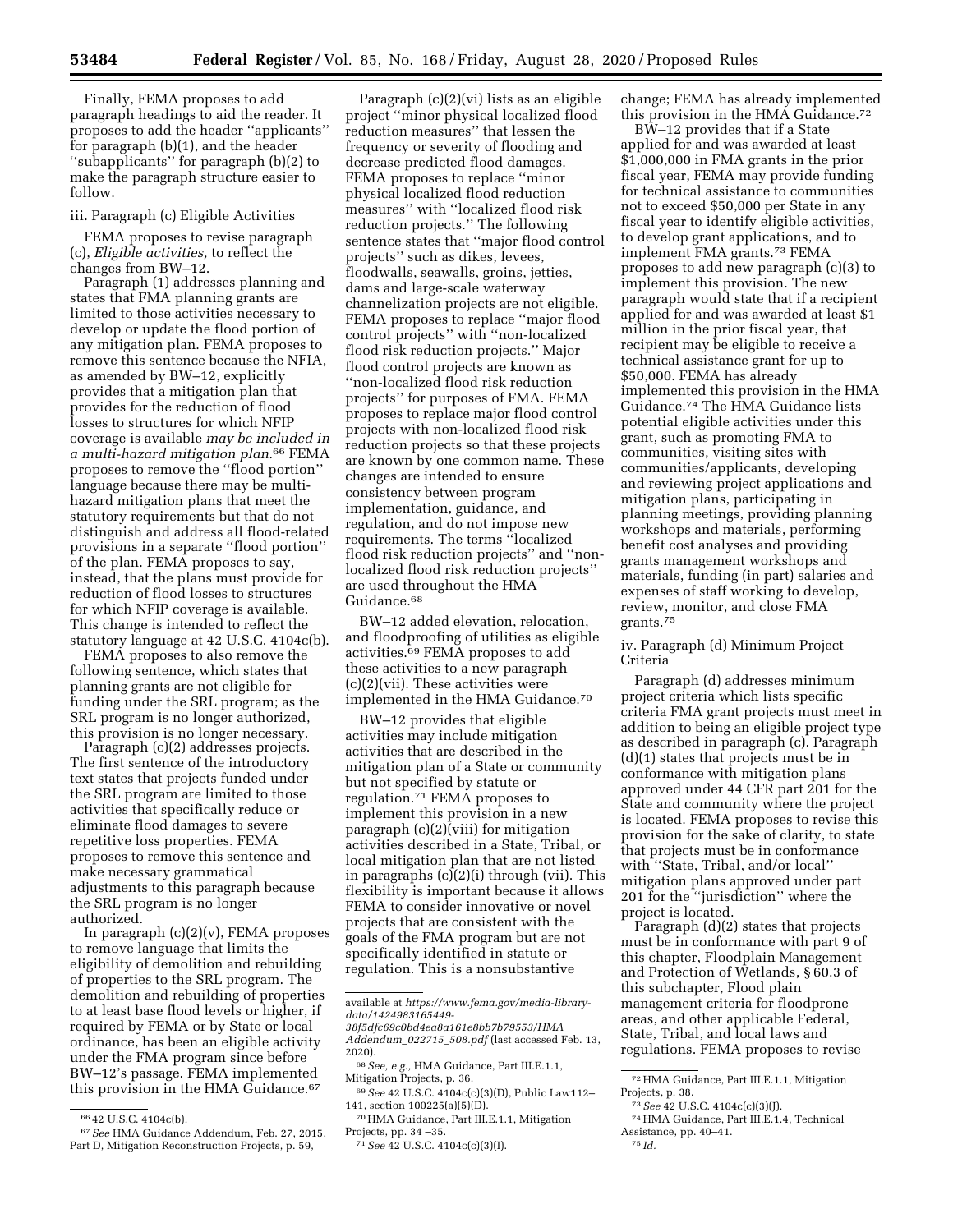Finally, FEMA proposes to add paragraph headings to aid the reader. It proposes to add the header ''applicants'' for paragraph (b)(1), and the header ''subapplicants'' for paragraph (b)(2) to make the paragraph structure easier to follow.

iii. Paragraph (c) Eligible Activities

FEMA proposes to revise paragraph (c), *Eligible activities,* to reflect the changes from BW–12.

Paragraph (1) addresses planning and states that FMA planning grants are limited to those activities necessary to develop or update the flood portion of any mitigation plan. FEMA proposes to remove this sentence because the NFIA, as amended by BW–12, explicitly provides that a mitigation plan that provides for the reduction of flood losses to structures for which NFIP coverage is available *may be included in a multi-hazard mitigation plan.*[66] FEMA proposes to remove the ''flood portion'' language because there may be multi-hazard mitigation plans that meet the statutory requirements but that do not distinguish and address all flood-related provisions in a separate ''flood portion'' of the plan. FEMA proposes to say, instead, that the plans must provide for reduction of flood losses to structures for which NFIP coverage is available. This change is intended to reflect the statutory language at 42 U.S.C. 4104c(b).

FEMA proposes to also remove the following sentence, which states that planning grants are not eligible for funding under the SRL program; as the SRL program is no longer authorized, this provision is no longer necessary.

Paragraph (c)(2) addresses projects. The first sentence of the introductory text states that projects funded under the SRL program are limited to those activities that specifically reduce or eliminate flood damages to severe repetitive loss properties. FEMA proposes to remove this sentence and make necessary grammatical adjustments to this paragraph because the SRL program is no longer authorized.

In paragraph (c)(2)(v), FEMA proposes to remove language that limits the eligibility of demolition and rebuilding of properties to the SRL program. The demolition and rebuilding of properties to at least base flood levels or higher, if required by FEMA or by State or local ordinance, has been an eligible activity under the FMA program since before BW–12's passage. FEMA implemented this provision in the HMA Guidance.[67]

Paragraph (c)(2)(vi) lists as an eligible project ''minor physical localized flood reduction measures'' that lessen the frequency or severity of flooding and decrease predicted flood damages. FEMA proposes to replace ''minor physical localized flood reduction measures'' with ''localized flood risk reduction projects.'' The following sentence states that ''major flood control projects'' such as dikes, levees, floodwalls, seawalls, groins, jetties, dams and large-scale waterway channelization projects are not eligible. FEMA proposes to replace ''major flood control projects'' with ''non-localized flood risk reduction projects.'' Major flood control projects are known as ''non-localized flood risk reduction projects'' for purposes of FMA. FEMA proposes to replace major flood control projects with non-localized flood risk reduction projects so that these projects are known by one common name. These changes are intended to ensure consistency between program implementation, guidance, and regulation, and do not impose new requirements. The terms ''localized flood risk reduction projects'' and ''non-localized flood risk reduction projects'' are used throughout the HMA Guidance.[68]

BW–12 added elevation, relocation, and floodproofing of utilities as eligible activities.[69] FEMA proposes to add these activities to a new paragraph (c)(2)(vii). These activities were implemented in the HMA Guidance.[70]

BW–12 provides that eligible activities may include mitigation activities that are described in the mitigation plan of a State or community but not specified by statute or regulation.[71] FEMA proposes to implement this provision in a new paragraph (c)(2)(viii) for mitigation activities described in a State, Tribal, or local mitigation plan that are not listed in paragraphs (c)(2)(i) through (vii). This flexibility is important because it allows FEMA to consider innovative or novel projects that are consistent with the goals of the FMA program but are not specifically identified in statute or regulation. This is a nonsubstantive change; FEMA has already implemented this provision in the HMA Guidance.[72]

BW–12 provides that if a State applied for and was awarded at least $1,000,000 in FMA grants in the prior fiscal year, FEMA may provide funding for technical assistance to communities not to exceed $50,000 per State in any fiscal year to identify eligible activities, to develop grant applications, and to implement FMA grants.[73] FEMA proposes to add new paragraph (c)(3) to implement this provision. The new paragraph would state that if a recipient applied for and was awarded at least $1 million in the prior fiscal year, that recipient may be eligible to receive a technical assistance grant for up to $50,000. FEMA has already implemented this provision in the HMA Guidance.[74] The HMA Guidance lists potential eligible activities under this grant, such as promoting FMA to communities, visiting sites with communities/applicants, developing and reviewing project applications and mitigation plans, participating in planning meetings, providing planning workshops and materials, performing benefit cost analyses and providing grants management workshops and materials, funding (in part) salaries and expenses of staff working to develop, review, monitor, and close FMA grants.[75]

iv. Paragraph (d) Minimum Project Criteria

Paragraph (d) addresses minimum project criteria which lists specific criteria FMA grant projects must meet in addition to being an eligible project type as described in paragraph (c). Paragraph (d)(1) states that projects must be in conformance with mitigation plans approved under 44 CFR part 201 for the State and community where the project is located. FEMA proposes to revise this provision for the sake of clarity, to state that projects must be in conformance with ''State, Tribal, and/or local'' mitigation plans approved under part 201 for the ''jurisdiction'' where the project is located.

Paragraph (d)(2) states that projects must be in conformance with part 9 of this chapter, Floodplain Management and Protection of Wetlands, § 60.3 of this subchapter, Flood plain management criteria for floodprone areas, and other applicable Federal, State, Tribal, and local laws and regulations. FEMA proposes to revise

---

[66] 42 U.S.C. 4104c(b).

[67] *See* HMA Guidance Addendum, Feb. 27, 2015, Part D, Mitigation Reconstruction Projects, p. 59, available at *https://www.fema.gov/media-library-data/1424983165449-38f5dfc69c0bd4ea8a161e8bb7b79553/HMA_Addendum_022715_508.pdf* (last accessed Feb. 13, 2020).

[68] *See, e.g.,* HMA Guidance, Part III.E.1.1, Mitigation Projects, p. 36.

[69] *See* 42 U.S.C. 4104c(c)(3)(D), Public Law112–141, section 100225(a)(5)(D).

[70] HMA Guidance, Part III.E.1.1, Mitigation Projects, pp. 34 –35.

[71] *See* 42 U.S.C. 4104c(c)(3)(I).

[72] HMA Guidance, Part III.E.1.1, Mitigation Projects, p. 38.

[73] *See* 42 U.S.C. 4104c(c)(3)(J).

[74] HMA Guidance, Part III.E.1.4, Technical Assistance, pp. 40–41.

[75] *Id.*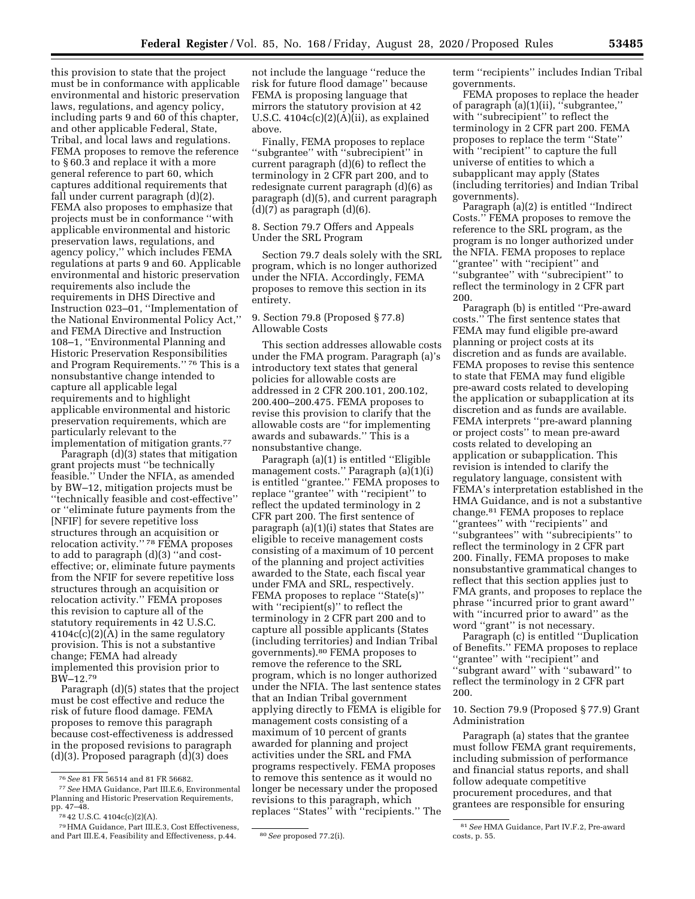this provision to state that the project must be in conformance with applicable environmental and historic preservation laws, regulations, and agency policy, including parts 9 and 60 of this chapter, and other applicable Federal, State, Tribal, and local laws and regulations. FEMA proposes to remove the reference to § 60.3 and replace it with a more general reference to part 60, which captures additional requirements that fall under current paragraph (d)(2). FEMA also proposes to emphasize that projects must be in conformance ''with applicable environmental and historic preservation laws, regulations, and agency policy,'' which includes FEMA regulations at parts 9 and 60. Applicable environmental and historic preservation requirements also include the requirements in DHS Directive and Instruction 023–01, ''Implementation of the National Environmental Policy Act,'' and FEMA Directive and Instruction 108–1, ''Environmental Planning and Historic Preservation Responsibilities and Program Requirements.'' [76] This is a nonsubstantive change intended to capture all applicable legal requirements and to highlight applicable environmental and historic preservation requirements, which are particularly relevant to the implementation of mitigation grants.[77]

Paragraph (d)(3) states that mitigation grant projects must ''be technically feasible.'' Under the NFIA, as amended by BW–12, mitigation projects must be ''technically feasible and cost-effective'' or ''eliminate future payments from the [NFIF] for severe repetitive loss structures through an acquisition or relocation activity.'' [78] FEMA proposes to add to paragraph (d)(3) ''and cost-effective; or, eliminate future payments from the NFIF for severe repetitive loss structures through an acquisition or relocation activity.'' FEMA proposes this revision to capture all of the statutory requirements in 42 U.S.C. 4104c(c)(2)(A) in the same regulatory provision. This is not a substantive change; FEMA had already implemented this provision prior to BW–12.[79]

Paragraph (d)(5) states that the project must be cost effective and reduce the risk of future flood damage. FEMA proposes to remove this paragraph because cost-effectiveness is addressed in the proposed revisions to paragraph (d)(3). Proposed paragraph (d)(3) does not include the language ''reduce the risk for future flood damage'' because FEMA is proposing language that mirrors the statutory provision at 42 U.S.C. 4104c(c)(2)(A)(ii), as explained above.

Finally, FEMA proposes to replace ''subgrantee'' with ''subrecipient'' in current paragraph (d)(6) to reflect the terminology in 2 CFR part 200, and to redesignate current paragraph (d)(6) as paragraph (d)(5), and current paragraph (d)(7) as paragraph (d)(6).

8. Section 79.7 Offers and Appeals Under the SRL Program

Section 79.7 deals solely with the SRL program, which is no longer authorized under the NFIA. Accordingly, FEMA proposes to remove this section in its entirety.

9. Section 79.8 (Proposed § 77.8) Allowable Costs

This section addresses allowable costs under the FMA program. Paragraph (a)'s introductory text states that general policies for allowable costs are addressed in 2 CFR 200.101, 200.102, 200.400–200.475. FEMA proposes to revise this provision to clarify that the allowable costs are ''for implementing awards and subawards.'' This is a nonsubstantive change.

Paragraph (a)(1) is entitled ''Eligible management costs.'' Paragraph (a)(1)(i) is entitled ''grantee.'' FEMA proposes to replace ''grantee'' with ''recipient'' to reflect the updated terminology in 2 CFR part 200. The first sentence of paragraph (a)(1)(i) states that States are eligible to receive management costs consisting of a maximum of 10 percent of the planning and project activities awarded to the State, each fiscal year under FMA and SRL, respectively. FEMA proposes to replace ''State(s)'' with ''recipient(s)'' to reflect the terminology in 2 CFR part 200 and to capture all possible applicants (States (including territories) and Indian Tribal governments).[80] FEMA proposes to remove the reference to the SRL program, which is no longer authorized under the NFIA. The last sentence states that an Indian Tribal government applying directly to FEMA is eligible for management costs consisting of a maximum of 10 percent of grants awarded for planning and project activities under the SRL and FMA programs respectively. FEMA proposes to remove this sentence as it would no longer be necessary under the proposed revisions to this paragraph, which replaces ''States'' with ''recipients.'' The term ''recipients'' includes Indian Tribal governments.

FEMA proposes to replace the header of paragraph (a)(1)(ii), ''subgrantee,'' with ''subrecipient'' to reflect the terminology in 2 CFR part 200. FEMA proposes to replace the term ''State'' with ''recipient'' to capture the full universe of entities to which a subapplicant may apply (States (including territories) and Indian Tribal governments).

Paragraph (a)(2) is entitled ''Indirect Costs.'' FEMA proposes to remove the reference to the SRL program, as the program is no longer authorized under the NFIA. FEMA proposes to replace ''grantee'' with ''recipient'' and ''subgrantee'' with ''subrecipient'' to reflect the terminology in 2 CFR part 200.

Paragraph (b) is entitled ''Pre-award costs.'' The first sentence states that FEMA may fund eligible pre-award planning or project costs at its discretion and as funds are available. FEMA proposes to revise this sentence to state that FEMA may fund eligible pre-award costs related to developing the application or subapplication at its discretion and as funds are available. FEMA interprets ''pre-award planning or project costs'' to mean pre-award costs related to developing an application or subapplication. This revision is intended to clarify the regulatory language, consistent with FEMA's interpretation established in the HMA Guidance, and is not a substantive change.[81] FEMA proposes to replace ''grantees'' with ''recipients'' and ''subgrantees'' with ''subrecipients'' to reflect the terminology in 2 CFR part 200. Finally, FEMA proposes to make nonsubstantive grammatical changes to reflect that this section applies just to FMA grants, and proposes to replace the phrase ''incurred prior to grant award'' with ''incurred prior to award'' as the word ''grant'' is not necessary.

Paragraph (c) is entitled ''Duplication of Benefits.'' FEMA proposes to replace ''grantee'' with ''recipient'' and ''subgrant award'' with ''subaward'' to reflect the terminology in 2 CFR part 200.

10. Section 79.9 (Proposed § 77.9) Grant Administration

Paragraph (a) states that the grantee must follow FEMA grant requirements, including submission of performance and financial status reports, and shall follow adequate competitive procurement procedures, and that grantees are responsible for ensuring

---

[76] *See* 81 FR 56514 and 81 FR 56682.

[77] *See* HMA Guidance, Part III.E.6, Environmental Planning and Historic Preservation Requirements, pp. 47–48.

[78] 42 U.S.C. 4104c(c)(2)(A).

[79] HMA Guidance, Part III.E.3, Cost Effectiveness, and Part III.E.4, Feasibility and Effectiveness, p.44.

[80] *See* proposed 77.2(i).

[81] *See* HMA Guidance, Part IV.F.2, Pre-award costs, p. 55.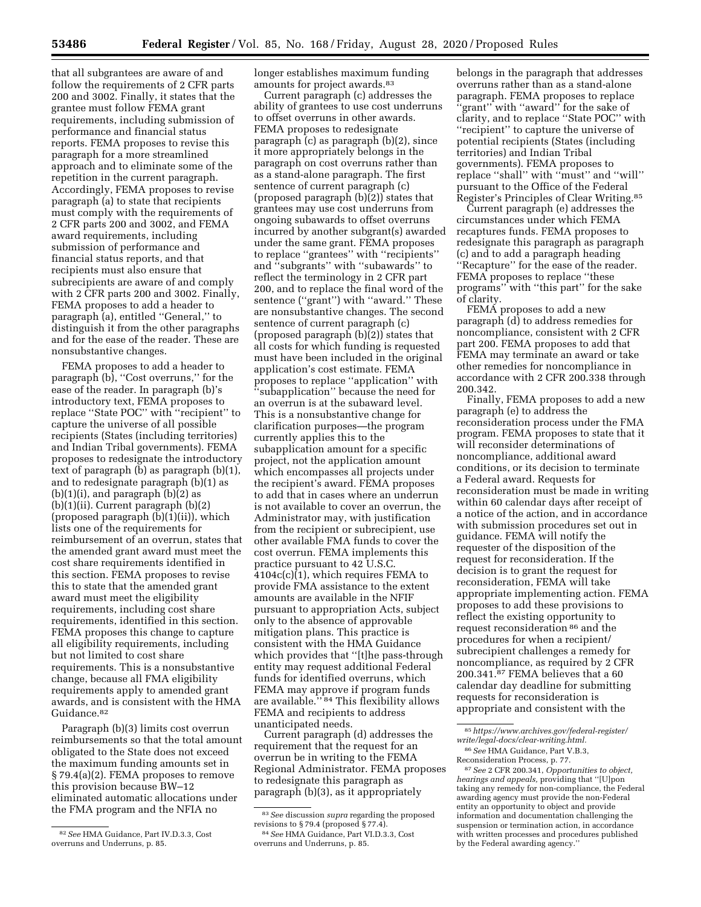that all subgrantees are aware of and follow the requirements of 2 CFR parts 200 and 3002. Finally, it states that the grantee must follow FEMA grant requirements, including submission of performance and financial status reports. FEMA proposes to revise this paragraph for a more streamlined approach and to eliminate some of the repetition in the current paragraph. Accordingly, FEMA proposes to revise paragraph (a) to state that recipients must comply with the requirements of 2 CFR parts 200 and 3002, and FEMA award requirements, including submission of performance and financial status reports, and that recipients must also ensure that subrecipients are aware of and comply with 2 CFR parts 200 and 3002. Finally, FEMA proposes to add a header to paragraph (a), entitled ''General,'' to distinguish it from the other paragraphs and for the ease of the reader. These are nonsubstantive changes.

FEMA proposes to add a header to paragraph (b), ''Cost overruns,'' for the ease of the reader. In paragraph (b)'s introductory text, FEMA proposes to replace ''State POC'' with ''recipient'' to capture the universe of all possible recipients (States (including territories) and Indian Tribal governments). FEMA proposes to redesignate the introductory text of paragraph (b) as paragraph (b)(1), and to redesignate paragraph (b)(1) as (b)(1)(i), and paragraph (b)(2) as (b)(1)(ii). Current paragraph (b)(2) (proposed paragraph (b)(1)(ii)), which lists one of the requirements for reimbursement of an overrun, states that the amended grant award must meet the cost share requirements identified in this section. FEMA proposes to revise this to state that the amended grant award must meet the eligibility requirements, including cost share requirements, identified in this section. FEMA proposes this change to capture all eligibility requirements, including but not limited to cost share requirements. This is a nonsubstantive change, because all FMA eligibility requirements apply to amended grant awards, and is consistent with the HMA Guidance.[82]

Paragraph (b)(3) limits cost overrun reimbursements so that the total amount obligated to the State does not exceed the maximum funding amounts set in § 79.4(a)(2). FEMA proposes to remove this provision because BW–12 eliminated automatic allocations under the FMA program and the NFIA no longer establishes maximum funding amounts for project awards.[83]

Current paragraph (c) addresses the ability of grantees to use cost underruns to offset overruns in other awards. FEMA proposes to redesignate paragraph (c) as paragraph (b)(2), since it more appropriately belongs in the paragraph on cost overruns rather than as a stand-alone paragraph. The first sentence of current paragraph (c) (proposed paragraph (b)(2)) states that grantees may use cost underruns from ongoing subawards to offset overruns incurred by another subgrant(s) awarded under the same grant. FEMA proposes to replace ''grantees'' with ''recipients'' and ''subgrants'' with ''subawards'' to reflect the terminology in 2 CFR part 200, and to replace the final word of the sentence (''grant'') with ''award.'' These are nonsubstantive changes. The second sentence of current paragraph (c) (proposed paragraph (b)(2)) states that all costs for which funding is requested must have been included in the original application's cost estimate. FEMA proposes to replace ''application'' with ''subapplication'' because the need for an overrun is at the subaward level. This is a nonsubstantive change for clarification purposes—the program currently applies this to the subapplication amount for a specific project, not the application amount which encompasses all projects under the recipient's award. FEMA proposes to add that in cases where an underrun is not available to cover an overrun, the Administrator may, with justification from the recipient or subrecipient, use other available FMA funds to cover the cost overrun. FEMA implements this practice pursuant to 42 U.S.C. 4104c(c)(1), which requires FEMA to provide FMA assistance to the extent amounts are available in the NFIF pursuant to appropriation Acts, subject only to the absence of approvable mitigation plans. This practice is consistent with the HMA Guidance which provides that ''[t]he pass-through entity may request additional Federal funds for identified overruns, which FEMA may approve if program funds are available.''[84] This flexibility allows FEMA and recipients to address unanticipated needs.

Current paragraph (d) addresses the requirement that the request for an overrun be in writing to the FEMA Regional Administrator. FEMA proposes to redesignate this paragraph as paragraph (b)(3), as it appropriately belongs in the paragraph that addresses overruns rather than as a stand-alone paragraph. FEMA proposes to replace ''grant'' with ''award'' for the sake of clarity, and to replace ''State POC'' with ''recipient'' to capture the universe of potential recipients (States (including territories) and Indian Tribal governments). FEMA proposes to replace ''shall'' with ''must'' and ''will'' pursuant to the Office of the Federal Register's Principles of Clear Writing.[85]

Current paragraph (e) addresses the circumstances under which FEMA recaptures funds. FEMA proposes to redesignate this paragraph as paragraph (c) and to add a paragraph heading ''Recapture'' for the ease of the reader. FEMA proposes to replace ''these programs'' with ''this part'' for the sake of clarity.

FEMA proposes to add a new paragraph (d) to address remedies for noncompliance, consistent with 2 CFR part 200. FEMA proposes to add that FEMA may terminate an award or take other remedies for noncompliance in accordance with 2 CFR 200.338 through 200.342.

Finally, FEMA proposes to add a new paragraph (e) to address the reconsideration process under the FMA program. FEMA proposes to state that it will reconsider determinations of noncompliance, additional award conditions, or its decision to terminate a Federal award. Requests for reconsideration must be made in writing within 60 calendar days after receipt of a notice of the action, and in accordance with submission procedures set out in guidance. FEMA will notify the requester of the disposition of the request for reconsideration. If the decision is to grant the request for reconsideration, FEMA will take appropriate implementing action. FEMA proposes to add these provisions to reflect the existing opportunity to request reconsideration[86] and the procedures for when a recipient/subrecipient challenges a remedy for noncompliance, as required by 2 CFR 200.341.[87] FEMA believes that a 60 calendar day deadline for submitting requests for reconsideration is appropriate and consistent with the

[82] *See* HMA Guidance, Part IV.D.3.3, Cost overruns and Underruns, p. 85.

[83] *See* discussion *supra* regarding the proposed revisions to § 79.4 (proposed § 77.4).

[84] *See* HMA Guidance, Part VI.D.3.3, Cost overruns and Underruns, p. 85.

[85] *https://www.archives.gov/federal-register/write/legal-docs/clear-writing.html.*

[86] *See* HMA Guidance, Part V.B.3, Reconsideration Process, p. 77.

[87] *See* 2 CFR 200.341, *Opportunities to object, hearings and appeals,* providing that ''[U]pon taking any remedy for non-compliance, the Federal awarding agency must provide the non-Federal entity an opportunity to object and provide information and documentation challenging the suspension or termination action, in accordance with written processes and procedures published by the Federal awarding agency.''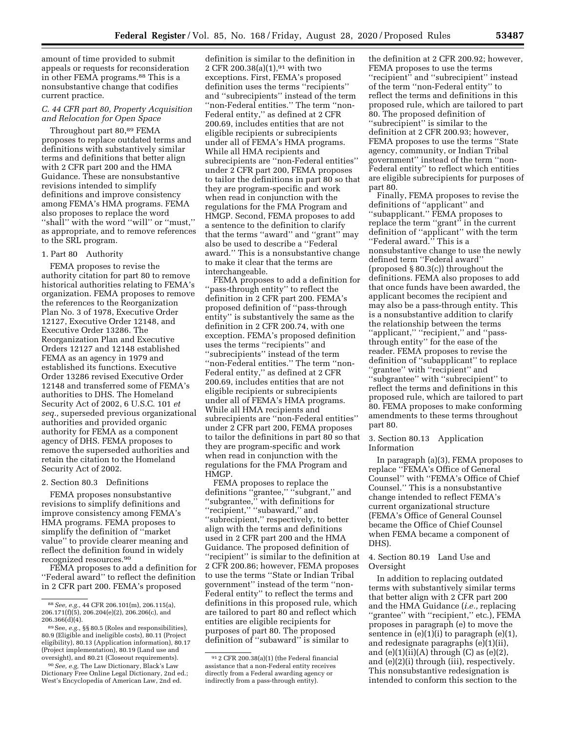amount of time provided to submit appeals or requests for reconsideration in other FEMA programs.[88] This is a nonsubstantive change that codifies current practice.

### C. 44 CFR part 80, Property Acquisition and Relocation for Open Space

Throughout part 80,[89] FEMA proposes to replace outdated terms and definitions with substantively similar terms and definitions that better align with 2 CFR part 200 and the HMA Guidance. These are nonsubstantive revisions intended to simplify definitions and improve consistency among FEMA's HMA programs. FEMA also proposes to replace the word "shall" with the word "will" or "must," as appropriate, and to remove references to the SRL program.

#### 1. Part 80 Authority

FEMA proposes to revise the authority citation for part 80 to remove historical authorities relating to FEMA's organization. FEMA proposes to remove the references to the Reorganization Plan No. 3 of 1978, Executive Order 12127, Executive Order 12148, and Executive Order 13286. The Reorganization Plan and Executive Orders 12127 and 12148 established FEMA as an agency in 1979 and established its functions. Executive Order 13286 revised Executive Order 12148 and transferred some of FEMA's authorities to DHS. The Homeland Security Act of 2002, 6 U.S.C. 101 *et seq.,* superseded previous organizational authorities and provided organic authority for FEMA as a component agency of DHS. FEMA proposes to remove the superseded authorities and retain the citation to the Homeland Security Act of 2002.

#### 2. Section 80.3 Definitions

FEMA proposes nonsubstantive revisions to simplify definitions and improve consistency among FEMA's HMA programs. FEMA proposes to simplify the definition of "market value" to provide clearer meaning and reflect the definition found in widely recognized resources.[90]

FEMA proposes to add a definition for "Federal award" to reflect the definition in 2 CFR part 200. FEMA's proposed definition is similar to the definition in 2 CFR 200.38(a)(1),[91] with two exceptions. First, FEMA's proposed definition uses the terms "recipients" and "subrecipients" instead of the term "non-Federal entities." The term "non-Federal entity," as defined at 2 CFR 200.69, includes entities that are not eligible recipients or subrecipients under all of FEMA's HMA programs. While all HMA recipients and subrecipients are "non-Federal entities" under 2 CFR part 200, FEMA proposes to tailor the definitions in part 80 so that they are program-specific and work when read in conjunction with the regulations for the FMA Program and HMGP. Second, FEMA proposes to add a sentence to the definition to clarify that the terms "award" and "grant" may also be used to describe a "Federal award." This is a nonsubstantive change to make it clear that the terms are interchangeable.

FEMA proposes to add a definition for "pass-through entity" to reflect the definition in 2 CFR part 200. FEMA's proposed definition of "pass-through entity" is substantively the same as the definition in 2 CFR 200.74, with one exception. FEMA's proposed definition uses the terms "recipients" and "subrecipients" instead of the term "non-Federal entities." The term "non-Federal entity," as defined at 2 CFR 200.69, includes entities that are not eligible recipients or subrecipients under all of FEMA's HMA programs. While all HMA recipients and subrecipients are "non-Federal entities" under 2 CFR part 200, FEMA proposes to tailor the definitions in part 80 so that they are program-specific and work when read in conjunction with the regulations for the FMA Program and HMGP.

FEMA proposes to replace the definitions "grantee," "subgrant," and "subgrantee," with definitions for "recipient," "subaward," and "subrecipient," respectively, to better align with the terms and definitions used in 2 CFR part 200 and the HMA Guidance. The proposed definition of "recipient" is similar to the definition at 2 CFR 200.86; however, FEMA proposes to use the terms "State or Indian Tribal government" instead of the term "non-Federal entity" to reflect the terms and definitions in this proposed rule, which are tailored to part 80 and reflect which entities are eligible recipients for purposes of part 80. The proposed definition of "subaward" is similar to the definition at 2 CFR 200.92; however, FEMA proposes to use the terms "recipient" and "subrecipient" instead of the term "non-Federal entity" to reflect the terms and definitions in this proposed rule, which are tailored to part 80. The proposed definition of "subrecipient" is similar to the definition at 2 CFR 200.93; however, FEMA proposes to use the terms "State agency, community, or Indian Tribal government" instead of the term "non-Federal entity" to reflect which entities are eligible subrecipients for purposes of part 80.

Finally, FEMA proposes to revise the definitions of "applicant" and "subapplicant." FEMA proposes to replace the term "grant" in the current definition of "applicant" with the term "Federal award." This is a nonsubstantive change to use the newly defined term "Federal award" (proposed § 80.3(c)) throughout the definitions. FEMA also proposes to add that once funds have been awarded, the applicant becomes the recipient and may also be a pass-through entity. This is a nonsubstantive addition to clarify the relationship between the terms "applicant," "recipient," and "pass-through entity" for the ease of the reader. FEMA proposes to revise the definition of "subapplicant" to replace "grantee" with "recipient" and "subgrantee" with "subrecipient" to reflect the terms and definitions in this proposed rule, which are tailored to part 80. FEMA proposes to make conforming amendments to these terms throughout part 80.

#### 3. Section 80.13 Application Information

In paragraph (a)(3), FEMA proposes to replace "FEMA's Office of General Counsel" with "FEMA's Office of Chief Counsel." This is a nonsubstantive change intended to reflect FEMA's current organizational structure (FEMA's Office of General Counsel became the Office of Chief Counsel when FEMA became a component of DHS).

#### 4. Section 80.19 Land Use and Oversight

In addition to replacing outdated terms with substantively similar terms that better align with 2 CFR part 200 and the HMA Guidance (*i.e.,* replacing "grantee" with "recipient," etc.), FEMA proposes in paragraph (e) to move the sentence in (e)(1)(i) to paragraph (e)(1), and redesignate paragraphs (e)(1)(ii), and (e)(1)(ii)(A) through (C) as (e)(2), and (e)(2)(i) through (iii), respectively. This nonsubstantive redesignation is intended to conform this section to the

---

[88] *See, e.g.,* 44 CFR 206.101(m), 206.115(a), 206.171(f)(5), 206.204(e)(2), 206.206(c), and 206.366(d)(4).

[89] See, *e.g.,* §§ 80.5 (Roles and responsibilities), 80.9 (Eligible and ineligible costs), 80.11 (Project eligibility), 80.13 (Application information), 80.17 (Project implementation), 80.19 (Land use and oversight), and 80.21 (Closeout requirements).

[90] *See, e.g,* The Law Dictionary, Black's Law Dictionary Free Online Legal Dictionary, 2nd ed.; West's Encyclopedia of American Law, 2nd ed.

[91] 2 CFR 200.38(a)(1) (the Federal financial assistance that a non-Federal entity receives directly from a Federal awarding agency or indirectly from a pass-through entity).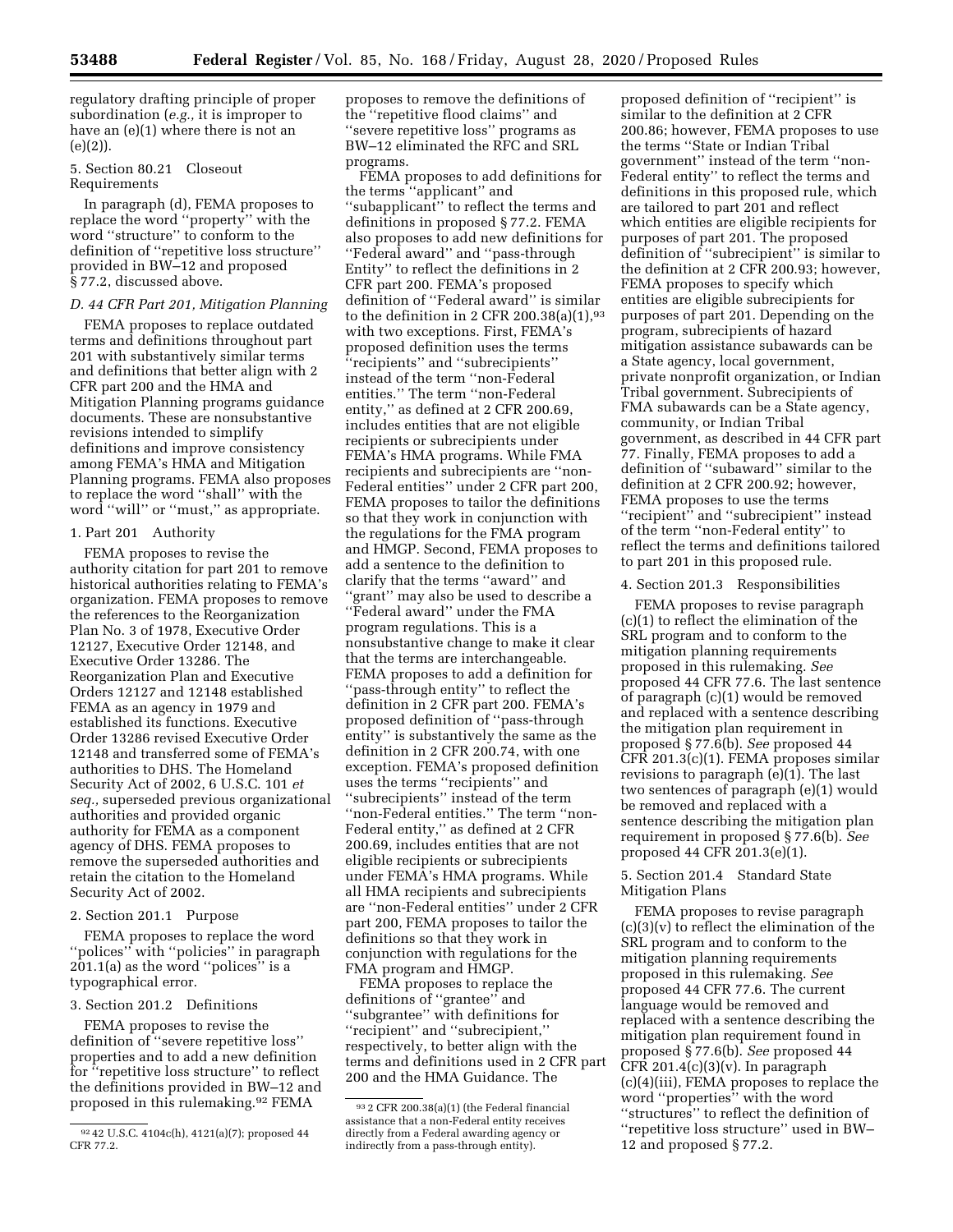regulatory drafting principle of proper subordination (*e.g.,* it is improper to have an (e)(1) where there is not an (e)(2)).

5. Section 80.21 Closeout Requirements

In paragraph (d), FEMA proposes to replace the word ''property'' with the word ''structure'' to conform to the definition of ''repetitive loss structure'' provided in BW–12 and proposed § 77.2, discussed above.

*D. 44 CFR Part 201, Mitigation Planning*

FEMA proposes to replace outdated terms and definitions throughout part 201 with substantively similar terms and definitions that better align with 2 CFR part 200 and the HMA and Mitigation Planning programs guidance documents. These are nonsubstantive revisions intended to simplify definitions and improve consistency among FEMA's HMA and Mitigation Planning programs. FEMA also proposes to replace the word ''shall'' with the word ''will'' or ''must,'' as appropriate.

1. Part 201 Authority

FEMA proposes to revise the authority citation for part 201 to remove historical authorities relating to FEMA's organization. FEMA proposes to remove the references to the Reorganization Plan No. 3 of 1978, Executive Order 12127, Executive Order 12148, and Executive Order 13286. The Reorganization Plan and Executive Orders 12127 and 12148 established FEMA as an agency in 1979 and established its functions. Executive Order 13286 revised Executive Order 12148 and transferred some of FEMA's authorities to DHS. The Homeland Security Act of 2002, 6 U.S.C. 101 *et seq.,* superseded previous organizational authorities and provided organic authority for FEMA as a component agency of DHS. FEMA proposes to remove the superseded authorities and retain the citation to the Homeland Security Act of 2002.

2. Section 201.1 Purpose

FEMA proposes to replace the word ''polices'' with ''policies'' in paragraph 201.1(a) as the word ''polices'' is a typographical error.

3. Section 201.2 Definitions

FEMA proposes to revise the definition of ''severe repetitive loss'' properties and to add a new definition for ''repetitive loss structure'' to reflect the definitions provided in BW–12 and proposed in this rulemaking.[92] FEMA proposes to remove the definitions of the ''repetitive flood claims'' and ''severe repetitive loss'' programs as BW–12 eliminated the RFC and SRL programs.

FEMA proposes to add definitions for the terms ''applicant'' and ''subapplicant'' to reflect the terms and definitions in proposed § 77.2. FEMA also proposes to add new definitions for ''Federal award'' and ''pass-through Entity'' to reflect the definitions in 2 CFR part 200. FEMA's proposed definition of ''Federal award'' is similar to the definition in 2 CFR 200.38(a)(1),[93] with two exceptions. First, FEMA's proposed definition uses the terms ''recipients'' and ''subrecipients'' instead of the term ''non-Federal entities.'' The term ''non-Federal entity,'' as defined at 2 CFR 200.69, includes entities that are not eligible recipients or subrecipients under FEMA's HMA programs. While FMA recipients and subrecipients are ''non-Federal entities'' under 2 CFR part 200, FEMA proposes to tailor the definitions so that they work in conjunction with the regulations for the FMA program and HMGP. Second, FEMA proposes to add a sentence to the definition to clarify that the terms ''award'' and ''grant'' may also be used to describe a ''Federal award'' under the FMA program regulations. This is a nonsubstantive change to make it clear that the terms are interchangeable. FEMA proposes to add a definition for ''pass-through entity'' to reflect the definition in 2 CFR part 200. FEMA's proposed definition of ''pass-through entity'' is substantively the same as the definition in 2 CFR 200.74, with one exception. FEMA's proposed definition uses the terms ''recipients'' and ''subrecipients'' instead of the term ''non-Federal entities.'' The term ''non-Federal entity,'' as defined at 2 CFR 200.69, includes entities that are not eligible recipients or subrecipients under FEMA's HMA programs. While all HMA recipients and subrecipients are ''non-Federal entities'' under 2 CFR part 200, FEMA proposes to tailor the definitions so that they work in conjunction with regulations for the FMA program and HMGP.

FEMA proposes to replace the definitions of ''grantee'' and ''subgrantee'' with definitions for ''recipient'' and ''subrecipient,'' respectively, to better align with the terms and definitions used in 2 CFR part 200 and the HMA Guidance. The proposed definition of ''recipient'' is similar to the definition at 2 CFR 200.86; however, FEMA proposes to use the terms ''State or Indian Tribal government'' instead of the term ''non-Federal entity'' to reflect the terms and definitions in this proposed rule, which are tailored to part 201 and reflect which entities are eligible recipients for purposes of part 201. The proposed definition of ''subrecipient'' is similar to the definition at 2 CFR 200.93; however, FEMA proposes to specify which entities are eligible subrecipients for purposes of part 201. Depending on the program, subrecipients of hazard mitigation assistance subawards can be a State agency, local government, private nonprofit organization, or Indian Tribal government. Subrecipients of FMA subawards can be a State agency, community, or Indian Tribal government, as described in 44 CFR part 77. Finally, FEMA proposes to add a definition of ''subaward'' similar to the definition at 2 CFR 200.92; however, FEMA proposes to use the terms ''recipient'' and ''subrecipient'' instead of the term ''non-Federal entity'' to reflect the terms and definitions tailored to part 201 in this proposed rule.

4. Section 201.3 Responsibilities

FEMA proposes to revise paragraph (c)(1) to reflect the elimination of the SRL program and to conform to the mitigation planning requirements proposed in this rulemaking. *See* proposed 44 CFR 77.6. The last sentence of paragraph (c)(1) would be removed and replaced with a sentence describing the mitigation plan requirement in proposed § 77.6(b). *See* proposed 44 CFR 201.3(c)(1). FEMA proposes similar revisions to paragraph (e)(1). The last two sentences of paragraph (e)(1) would be removed and replaced with a sentence describing the mitigation plan requirement in proposed § 77.6(b). *See* proposed 44 CFR 201.3(e)(1).

5. Section 201.4 Standard State Mitigation Plans

FEMA proposes to revise paragraph (c)(3)(v) to reflect the elimination of the SRL program and to conform to the mitigation planning requirements proposed in this rulemaking. *See* proposed 44 CFR 77.6. The current language would be removed and replaced with a sentence describing the mitigation plan requirement found in proposed § 77.6(b). *See* proposed 44 CFR 201.4(c)(3)(v). In paragraph (c)(4)(iii), FEMA proposes to replace the word ''properties'' with the word ''structures'' to reflect the definition of ''repetitive loss structure'' used in BW–12 and proposed § 77.2.

[92] 42 U.S.C. 4104c(h), 4121(a)(7); proposed 44 CFR 77.2.

[93] 2 CFR 200.38(a)(1) (the Federal financial assistance that a non-Federal entity receives directly from a Federal awarding agency or indirectly from a pass-through entity).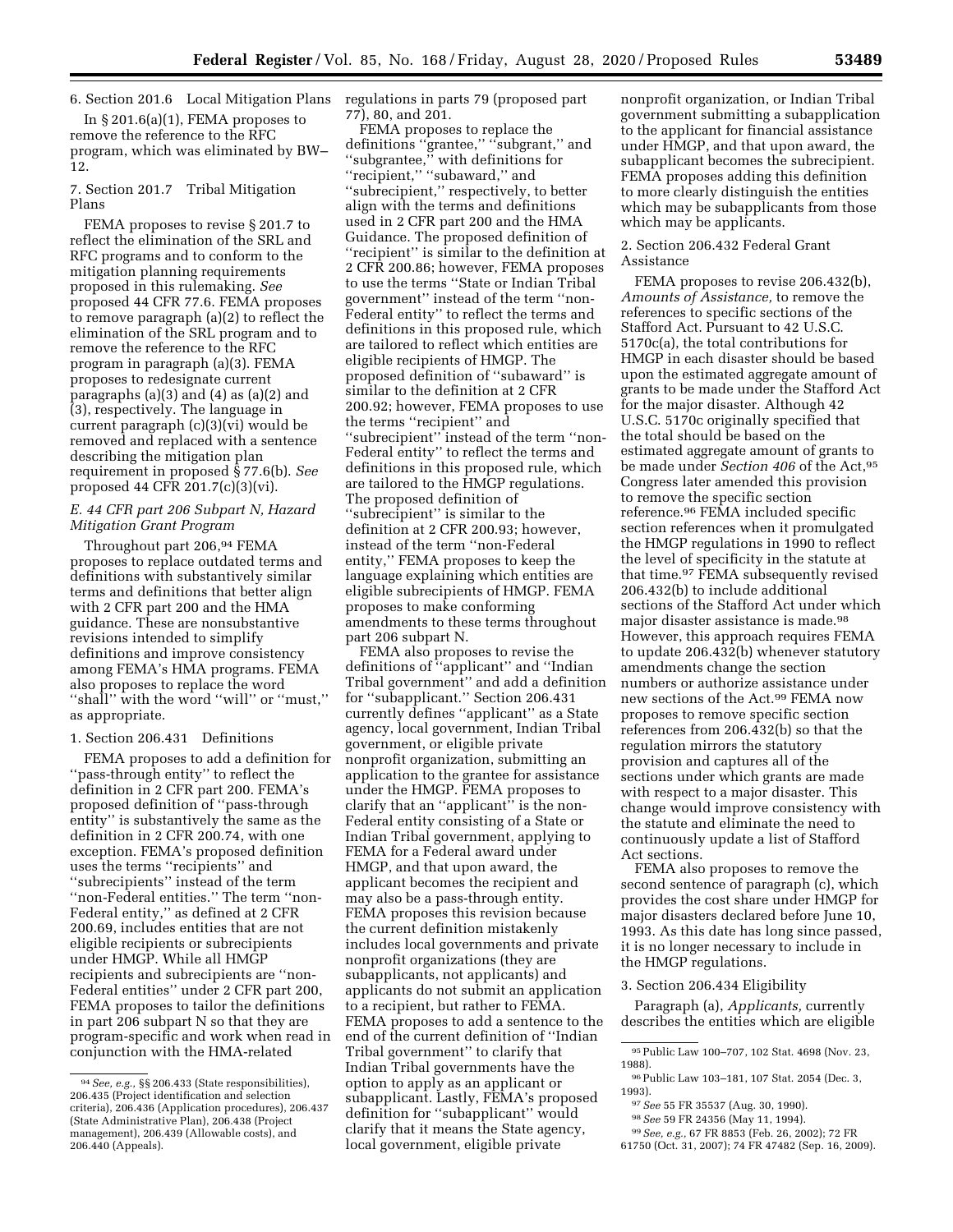6. Section 201.6 Local Mitigation Plans

In § 201.6(a)(1), FEMA proposes to remove the reference to the RFC program, which was eliminated by BW–12.

7. Section 201.7 Tribal Mitigation Plans

FEMA proposes to revise § 201.7 to reflect the elimination of the SRL and RFC programs and to conform to the mitigation planning requirements proposed in this rulemaking. *See* proposed 44 CFR 77.6. FEMA proposes to remove paragraph (a)(2) to reflect the elimination of the SRL program and to remove the reference to the RFC program in paragraph (a)(3). FEMA proposes to redesignate current paragraphs (a)(3) and (4) as (a)(2) and (3), respectively. The language in current paragraph (c)(3)(vi) would be removed and replaced with a sentence describing the mitigation plan requirement in proposed § 77.6(b). *See* proposed 44 CFR 201.7(c)(3)(vi).

### *E. 44 CFR part 206 Subpart N, Hazard Mitigation Grant Program*

Throughout part 206,[94] FEMA proposes to replace outdated terms and definitions with substantively similar terms and definitions that better align with 2 CFR part 200 and the HMA guidance. These are nonsubstantive revisions intended to simplify definitions and improve consistency among FEMA's HMA programs. FEMA also proposes to replace the word "shall" with the word "will" or "must," as appropriate.

1. Section 206.431 Definitions

FEMA proposes to add a definition for "pass-through entity" to reflect the definition in 2 CFR part 200. FEMA's proposed definition of "pass-through entity" is substantively the same as the definition in 2 CFR 200.74, with one exception. FEMA's proposed definition uses the terms "recipients" and "subrecipients" instead of the term "non-Federal entities." The term "non-Federal entity," as defined at 2 CFR 200.69, includes entities that are not eligible recipients or subrecipients under HMGP. While all HMGP recipients and subrecipients are "non-Federal entities" under 2 CFR part 200, FEMA proposes to tailor the definitions in part 206 subpart N so that they are program-specific and work when read in conjunction with the HMA-related regulations in parts 79 (proposed part 77), 80, and 201.

FEMA proposes to replace the definitions "grantee," "subgrant," and "subgrantee," with definitions for "recipient," "subaward," and "subrecipient," respectively, to better align with the terms and definitions used in 2 CFR part 200 and the HMA Guidance. The proposed definition of "recipient" is similar to the definition at 2 CFR 200.86; however, FEMA proposes to use the terms "State or Indian Tribal government" instead of the term "non-Federal entity" to reflect the terms and definitions in this proposed rule, which are tailored to reflect which entities are eligible recipients of HMGP. The proposed definition of "subaward" is similar to the definition at 2 CFR 200.92; however, FEMA proposes to use the terms "recipient" and "subrecipient" instead of the term "non-Federal entity" to reflect the terms and definitions in this proposed rule, which are tailored to the HMGP regulations. The proposed definition of "subrecipient" is similar to the definition at 2 CFR 200.93; however, instead of the term "non-Federal entity," FEMA proposes to keep the language explaining which entities are eligible subrecipients of HMGP. FEMA proposes to make conforming amendments to these terms throughout part 206 subpart N.

FEMA also proposes to revise the definitions of "applicant" and "Indian Tribal government" and add a definition for "subapplicant." Section 206.431 currently defines "applicant" as a State agency, local government, Indian Tribal government, or eligible private nonprofit organization, submitting an application to the grantee for assistance under the HMGP. FEMA proposes to clarify that an "applicant" is the non-Federal entity consisting of a State or Indian Tribal government, applying to FEMA for a Federal award under HMGP, and that upon award, the applicant becomes the recipient and may also be a pass-through entity. FEMA proposes this revision because the current definition mistakenly includes local governments and private nonprofit organizations (they are subapplicants, not applicants) and applicants do not submit an application to a recipient, but rather to FEMA. FEMA proposes to add a sentence to the end of the current definition of "Indian Tribal government" to clarify that Indian Tribal governments have the option to apply as an applicant or subapplicant. Lastly, FEMA's proposed definition for "subapplicant" would clarify that it means the State agency, local government, eligible private nonprofit organization, or Indian Tribal government submitting a subapplication to the applicant for financial assistance under HMGP, and that upon award, the subapplicant becomes the subrecipient. FEMA proposes adding this definition to more clearly distinguish the entities which may be subapplicants from those which may be applicants.

2. Section 206.432 Federal Grant Assistance

FEMA proposes to revise 206.432(b), *Amounts of Assistance,* to remove the references to specific sections of the Stafford Act. Pursuant to 42 U.S.C. 5170c(a), the total contributions for HMGP in each disaster should be based upon the estimated aggregate amount of grants to be made under the Stafford Act for the major disaster. Although 42 U.S.C. 5170c originally specified that the total should be based on the estimated aggregate amount of grants to be made under *Section 406* of the Act,[95] Congress later amended this provision to remove the specific section reference.[96] FEMA included specific section references when it promulgated the HMGP regulations in 1990 to reflect the level of specificity in the statute at that time.[97] FEMA subsequently revised 206.432(b) to include additional sections of the Stafford Act under which major disaster assistance is made.[98] However, this approach requires FEMA to update 206.432(b) whenever statutory amendments change the section numbers or authorize assistance under new sections of the Act.[99] FEMA now proposes to remove specific section references from 206.432(b) so that the regulation mirrors the statutory provision and captures all of the sections under which grants are made with respect to a major disaster. This change would improve consistency with the statute and eliminate the need to continuously update a list of Stafford Act sections.

FEMA also proposes to remove the second sentence of paragraph (c), which provides the cost share under HMGP for major disasters declared before June 10, 1993. As this date has long since passed, it is no longer necessary to include in the HMGP regulations.

3. Section 206.434 Eligibility

Paragraph (a), *Applicants,* currently describes the entities which are eligible

---

[94] *See, e.g.,* §§ 206.433 (State responsibilities), 206.435 (Project identification and selection criteria), 206.436 (Application procedures), 206.437 (State Administrative Plan), 206.438 (Project management), 206.439 (Allowable costs), and 206.440 (Appeals).

[95] Public Law 100–707, 102 Stat. 4698 (Nov. 23, 1988).

[96] Public Law 103–181, 107 Stat. 2054 (Dec. 3, 1993).

[97] *See* 55 FR 35537 (Aug. 30, 1990).

[98] *See* 59 FR 24356 (May 11, 1994).

[99] *See, e.g.,* 67 FR 8853 (Feb. 26, 2002); 72 FR 61750 (Oct. 31, 2007); 74 FR 47482 (Sep. 16, 2009).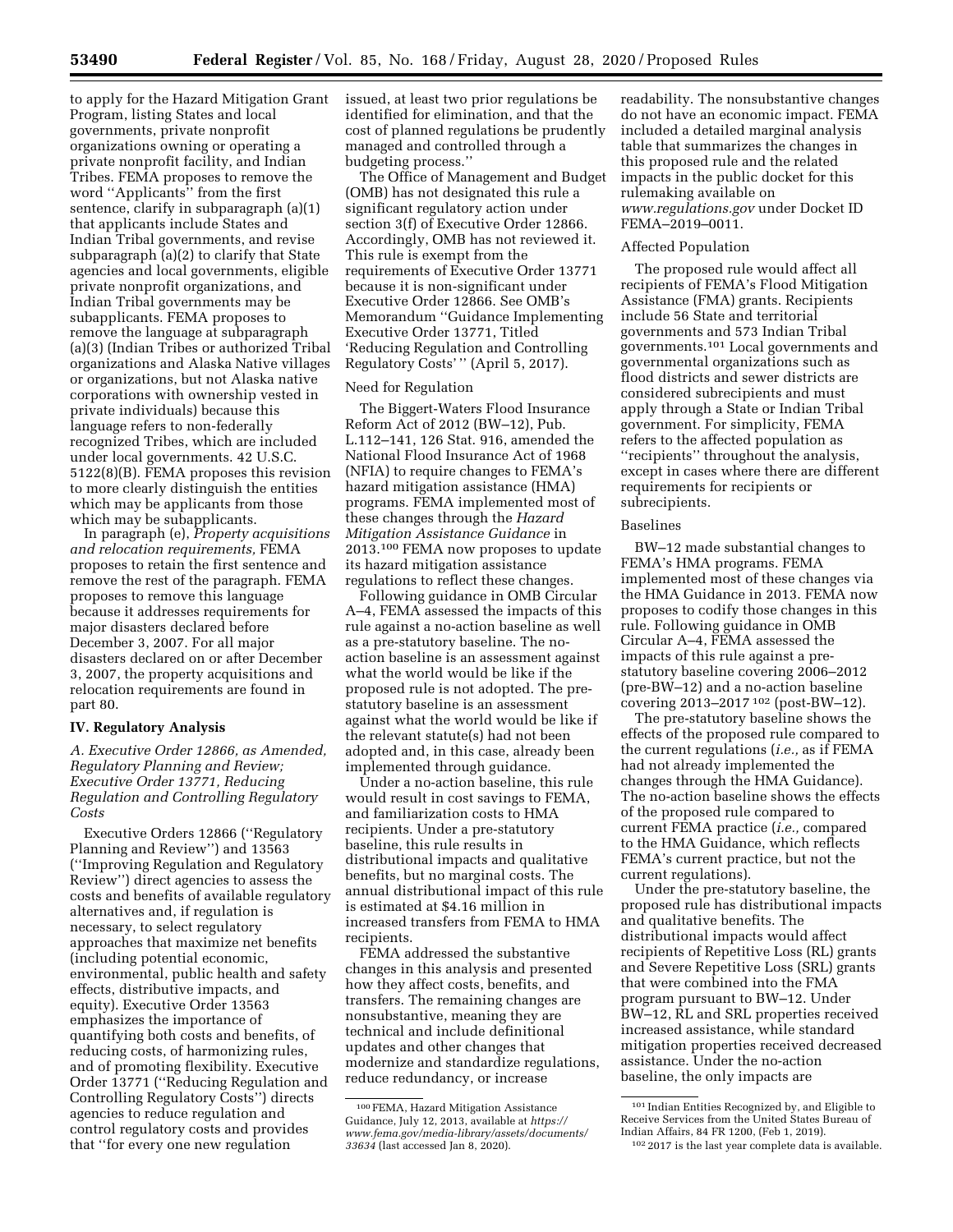to apply for the Hazard Mitigation Grant Program, listing States and local governments, private nonprofit organizations owning or operating a private nonprofit facility, and Indian Tribes. FEMA proposes to remove the word ''Applicants'' from the first sentence, clarify in subparagraph (a)(1) that applicants include States and Indian Tribal governments, and revise subparagraph (a)(2) to clarify that State agencies and local governments, eligible private nonprofit organizations, and Indian Tribal governments may be subapplicants. FEMA proposes to remove the language at subparagraph (a)(3) (Indian Tribes or authorized Tribal organizations and Alaska Native villages or organizations, but not Alaska native corporations with ownership vested in private individuals) because this language refers to non-federally recognized Tribes, which are included under local governments. 42 U.S.C. 5122(8)(B). FEMA proposes this revision to more clearly distinguish the entities which may be applicants from those which may be subapplicants.

In paragraph (e), *Property acquisitions and relocation requirements,* FEMA proposes to retain the first sentence and remove the rest of the paragraph. FEMA proposes to remove this language because it addresses requirements for major disasters declared before December 3, 2007. For all major disasters declared on or after December 3, 2007, the property acquisitions and relocation requirements are found in part 80.

## IV. Regulatory Analysis

### *A. Executive Order 12866, as Amended, Regulatory Planning and Review; Executive Order 13771, Reducing Regulation and Controlling Regulatory Costs*

Executive Orders 12866 (''Regulatory Planning and Review'') and 13563 (''Improving Regulation and Regulatory Review'') direct agencies to assess the costs and benefits of available regulatory alternatives and, if regulation is necessary, to select regulatory approaches that maximize net benefits (including potential economic, environmental, public health and safety effects, distributive impacts, and equity). Executive Order 13563 emphasizes the importance of quantifying both costs and benefits, of reducing costs, of harmonizing rules, and of promoting flexibility. Executive Order 13771 (''Reducing Regulation and Controlling Regulatory Costs'') directs agencies to reduce regulation and control regulatory costs and provides that ''for every one new regulation issued, at least two prior regulations be identified for elimination, and that the cost of planned regulations be prudently managed and controlled through a budgeting process.''

The Office of Management and Budget (OMB) has not designated this rule a significant regulatory action under section 3(f) of Executive Order 12866. Accordingly, OMB has not reviewed it. This rule is exempt from the requirements of Executive Order 13771 because it is non-significant under Executive Order 12866. See OMB's Memorandum ''Guidance Implementing Executive Order 13771, Titled 'Reducing Regulation and Controlling Regulatory Costs' '' (April 5, 2017).

#### Need for Regulation

The Biggert-Waters Flood Insurance Reform Act of 2012 (BW–12), Pub. L.112–141, 126 Stat. 916, amended the National Flood Insurance Act of 1968 (NFIA) to require changes to FEMA's hazard mitigation assistance (HMA) programs. FEMA implemented most of these changes through the *Hazard Mitigation Assistance Guidance* in 2013.[100] FEMA now proposes to update its hazard mitigation assistance regulations to reflect these changes.

Following guidance in OMB Circular A–4, FEMA assessed the impacts of this rule against a no-action baseline as well as a pre-statutory baseline. The no-action baseline is an assessment against what the world would be like if the proposed rule is not adopted. The pre-statutory baseline is an assessment against what the world would be like if the relevant statute(s) had not been adopted and, in this case, already been implemented through guidance.

Under a no-action baseline, this rule would result in cost savings to FEMA, and familiarization costs to HMA recipients. Under a pre-statutory baseline, this rule results in distributional impacts and qualitative benefits, but no marginal costs. The annual distributional impact of this rule is estimated at $4.16 million in increased transfers from FEMA to HMA recipients.

FEMA addressed the substantive changes in this analysis and presented how they affect costs, benefits, and transfers. The remaining changes are nonsubstantive, meaning they are technical and include definitional updates and other changes that modernize and standardize regulations, reduce redundancy, or increase readability. The nonsubstantive changes do not have an economic impact. FEMA included a detailed marginal analysis table that summarizes the changes in this proposed rule and the related impacts in the public docket for this rulemaking available on *www.regulations.gov* under Docket ID FEMA–2019–0011.

#### Affected Population

The proposed rule would affect all recipients of FEMA's Flood Mitigation Assistance (FMA) grants. Recipients include 56 State and territorial governments and 573 Indian Tribal governments.[101] Local governments and governmental organizations such as flood districts and sewer districts are considered subrecipients and must apply through a State or Indian Tribal government. For simplicity, FEMA refers to the affected population as ''recipients'' throughout the analysis, except in cases where there are different requirements for recipients or subrecipients.

#### Baselines

BW–12 made substantial changes to FEMA's HMA programs. FEMA implemented most of these changes via the HMA Guidance in 2013. FEMA now proposes to codify those changes in this rule. Following guidance in OMB Circular A–4, FEMA assessed the impacts of this rule against a pre-statutory baseline covering 2006–2012 (pre-BW–12) and a no-action baseline covering 2013–2017[102] (post-BW–12).

The pre-statutory baseline shows the effects of the proposed rule compared to the current regulations (*i.e.,* as if FEMA had not already implemented the changes through the HMA Guidance). The no-action baseline shows the effects of the proposed rule compared to current FEMA practice (*i.e.,* compared to the HMA Guidance, which reflects FEMA's current practice, but not the current regulations).

Under the pre-statutory baseline, the proposed rule has distributional impacts and qualitative benefits. The distributional impacts would affect recipients of Repetitive Loss (RL) grants and Severe Repetitive Loss (SRL) grants that were combined into the FMA program pursuant to BW–12. Under BW–12, RL and SRL properties received increased assistance, while standard mitigation properties received decreased assistance. Under the no-action baseline, the only impacts are

---

[100] FEMA, Hazard Mitigation Assistance Guidance, July 12, 2013, available at *https://www.fema.gov/media-library/assets/documents/33634* (last accessed Jan 8, 2020).

[101] Indian Entities Recognized by, and Eligible to Receive Services from the United States Bureau of Indian Affairs, 84 FR 1200, (Feb 1, 2019).

[102] 2017 is the last year complete data is available.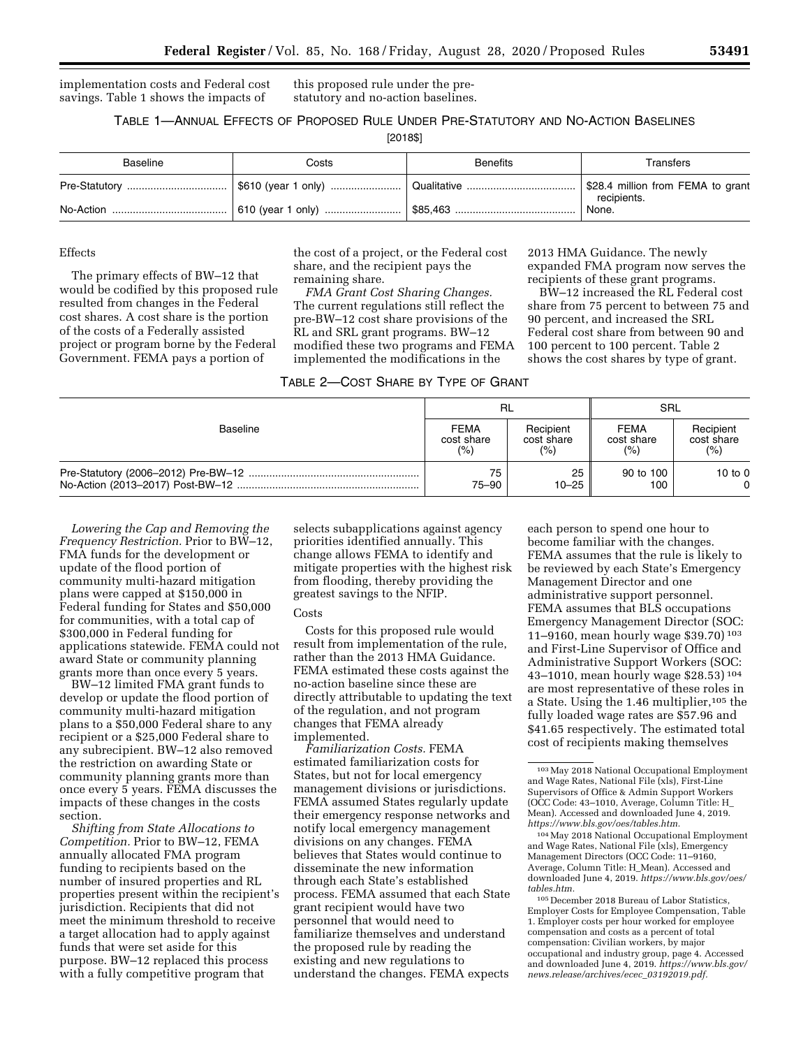implementation costs and Federal cost savings. Table 1 shows the impacts of this proposed rule under the pre-statutory and no-action baselines.

TABLE 1—ANNUAL EFFECTS OF PROPOSED RULE UNDER PRE-STATUTORY AND NO-ACTION BASELINES

[2018$]

| Baseline | Costs | Benefits | Transfers |
|---|---|---|---|
| Pre-Statutory | $610 (year 1 only) | Qualitative | $28.4 million from FEMA to grant recipients. |
| No-Action | 610 (year 1 only) | $85,463 | None. |

Effects

The primary effects of BW–12 that would be codified by this proposed rule resulted from changes in the Federal cost shares. A cost share is the portion of the costs of a Federally assisted project or program borne by the Federal Government. FEMA pays a portion of the cost of a project, or the Federal cost share, and the recipient pays the remaining share.

*FMA Grant Cost Sharing Changes.* The current regulations still reflect the pre-BW–12 cost share provisions of the RL and SRL grant programs. BW–12 modified these two programs and FEMA implemented the modifications in the 2013 HMA Guidance. The newly expanded FMA program now serves the recipients of these grant programs.

BW–12 increased the RL Federal cost share from 75 percent to between 75 and 90 percent, and increased the SRL Federal cost share from between 90 and 100 percent to 100 percent. Table 2 shows the cost shares by type of grant.

TABLE 2—COST SHARE BY TYPE OF GRANT

| Baseline | RL | | SRL | |
|---|---|---|---|---|
| | FEMA cost share (%) | Recipient cost share (%) | FEMA cost share (%) | Recipient cost share (%) |
| Pre-Statutory (2006–2012) Pre-BW–12 | 75 | 25 | 90 to 100 | 10 to 0 |
| No-Action (2013–2017) Post-BW–12 | 75–90 | 10–25 | 100 | 0 |

*Lowering the Cap and Removing the Frequency Restriction.* Prior to BW–12, FMA funds for the development or update of the flood portion of community multi-hazard mitigation plans were capped at $150,000 in Federal funding for States and $50,000 for communities, with a total cap of $300,000 in Federal funding for applications statewide. FEMA could not award State or community planning grants more than once every 5 years.

BW–12 limited FMA grant funds to develop or update the flood portion of community multi-hazard mitigation plans to a $50,000 Federal share to any recipient or a $25,000 Federal share to any subrecipient. BW–12 also removed the restriction on awarding State or community planning grants more than once every 5 years. FEMA discusses the impacts of these changes in the costs section.

*Shifting from State Allocations to Competition.* Prior to BW–12, FEMA annually allocated FMA program funding to recipients based on the number of insured properties and RL properties present within the recipient's jurisdiction. Recipients that did not meet the minimum threshold to receive a target allocation had to apply against funds that were set aside for this purpose. BW–12 replaced this process with a fully competitive program that selects subapplications against agency priorities identified annually. This change allows FEMA to identify and mitigate properties with the highest risk from flooding, thereby providing the greatest savings to the NFIP.

Costs

Costs for this proposed rule would result from implementation of the rule, rather than the 2013 HMA Guidance. FEMA estimated these costs against the no-action baseline since these are directly attributable to updating the text of the regulation, and not program changes that FEMA already implemented.

*Familiarization Costs.* FEMA estimated familiarization costs for States, but not for local emergency management divisions or jurisdictions. FEMA assumed States regularly update their emergency response networks and notify local emergency management divisions on any changes. FEMA believes that States would continue to disseminate the new information through each State's established process. FEMA assumed that each State grant recipient would have two personnel that would need to familiarize themselves and understand the proposed rule by reading the existing and new regulations to understand the changes. FEMA expects each person to spend one hour to become familiar with the changes. FEMA assumes that the rule is likely to be reviewed by each State's Emergency Management Director and one administrative support personnel. FEMA assumes that BLS occupations Emergency Management Director (SOC: 11–9160, mean hourly wage $39.70) [103] and First-Line Supervisor of Office and Administrative Support Workers (SOC: 43–1010, mean hourly wage $28.53) [104] are most representative of these roles in a State. Using the 1.46 multiplier,[105] the fully loaded wage rates are $57.96 and $41.65 respectively. The estimated total cost of recipients making themselves

[103] May 2018 National Occupational Employment and Wage Rates, National File (xls), First-Line Supervisors of Office & Admin Support Workers (OCC Code: 43–1010, Average, Column Title: H_Mean). Accessed and downloaded June 4, 2019. *https://www.bls.gov/oes/tables.htm.*

[104] May 2018 National Occupational Employment and Wage Rates, National File (xls), Emergency Management Directors (OCC Code: 11–9160, Average, Column Title: H_Mean). Accessed and downloaded June 4, 2019. *https://www.bls.gov/oes/tables.htm.*

[105] December 2018 Bureau of Labor Statistics, Employer Costs for Employee Compensation, Table 1. Employer costs per hour worked for employee compensation and costs as a percent of total compensation: Civilian workers, by major occupational and industry group, page 4. Accessed and downloaded June 4, 2019. *https://www.bls.gov/news.release/archives/ecec_03192019.pdf.*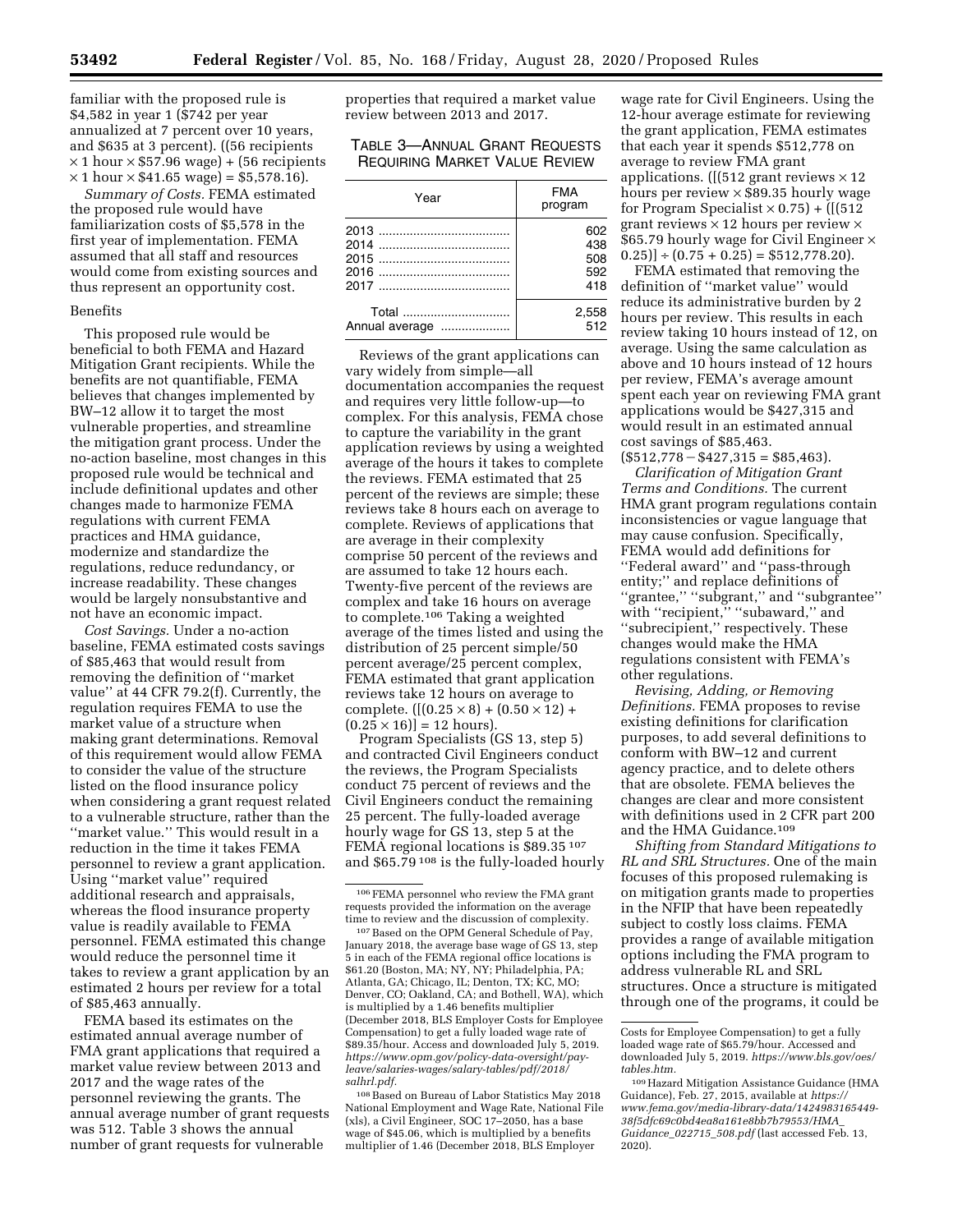familiar with the proposed rule is $4,582 in year 1 ($742 per year annualized at 7 percent over 10 years, and $635 at 3 percent). ((56 recipients × 1 hour × $57.96 wage) + (56 recipients × 1 hour × $41.65 wage) = $5,578.16).

*Summary of Costs.* FEMA estimated the proposed rule would have familiarization costs of $5,578 in the first year of implementation. FEMA assumed that all staff and resources would come from existing sources and thus represent an opportunity cost.

Benefits

This proposed rule would be beneficial to both FEMA and Hazard Mitigation Grant recipients. While the benefits are not quantifiable, FEMA believes that changes implemented by BW–12 allow it to target the most vulnerable properties, and streamline the mitigation grant process. Under the no-action baseline, most changes in this proposed rule would be technical and include definitional updates and other changes made to harmonize FEMA regulations with current FEMA practices and HMA guidance, modernize and standardize the regulations, reduce redundancy, or increase readability. These changes would be largely nonsubstantive and not have an economic impact.

*Cost Savings.* Under a no-action baseline, FEMA estimated costs savings of $85,463 that would result from removing the definition of ''market value'' at 44 CFR 79.2(f). Currently, the regulation requires FEMA to use the market value of a structure when making grant determinations. Removal of this requirement would allow FEMA to consider the value of the structure listed on the flood insurance policy when considering a grant request related to a vulnerable structure, rather than the ''market value.'' This would result in a reduction in the time it takes FEMA personnel to review a grant application. Using ''market value'' required additional research and appraisals, whereas the flood insurance property value is readily available to FEMA personnel. FEMA estimated this change would reduce the personnel time it takes to review a grant application by an estimated 2 hours per review for a total of $85,463 annually.

FEMA based its estimates on the estimated annual average number of FMA grant applications that required a market value review between 2013 and 2017 and the wage rates of the personnel reviewing the grants. The annual average number of grant requests was 512. Table 3 shows the annual number of grant requests for vulnerable properties that required a market value review between 2013 and 2017.

TABLE 3—ANNUAL GRANT REQUESTS REQUIRING MARKET VALUE REVIEW

| Year | FMA program |
|---|---|
| 2013 | 602 |
| 2014 | 438 |
| 2015 | 508 |
| 2016 | 592 |
| 2017 | 418 |
| Total | 2,558 |
| Annual average | 512 |

Reviews of the grant applications can vary widely from simple—all documentation accompanies the request and requires very little follow-up—to complex. For this analysis, FEMA chose to capture the variability in the grant application reviews by using a weighted average of the hours it takes to complete the reviews. FEMA estimated that 25 percent of the reviews are simple; these reviews take 8 hours each on average to complete. Reviews of applications that are average in their complexity comprise 50 percent of the reviews and are assumed to take 12 hours each. Twenty-five percent of the reviews are complex and take 16 hours on average to complete.[106] Taking a weighted average of the times listed and using the distribution of 25 percent simple/50 percent average/25 percent complex, FEMA estimated that grant application reviews take 12 hours on average to complete. ([(0.25 × 8) + (0.50 × 12) + (0.25 × 16)] = 12 hours).

Program Specialists (GS 13, step 5) and contracted Civil Engineers conduct the reviews, the Program Specialists conduct 75 percent of reviews and the Civil Engineers conduct the remaining 25 percent. The fully-loaded average hourly wage for GS 13, step 5 at the FEMA regional locations is $89.35[107] and $65.79[108] is the fully-loaded hourly wage rate for Civil Engineers. Using the 12-hour average estimate for reviewing the grant application, FEMA estimates that each year it spends $512,778 on average to review FMA grant applications. ([(512 grant reviews × 12 hours per review × $89.35 hourly wage for Program Specialist × 0.75) + ([(512 grant reviews × 12 hours per review × $65.79 hourly wage for Civil Engineer × 0.25)] ÷ (0.75 + 0.25) = $512,778.20).

FEMA estimated that removing the definition of ''market value'' would reduce its administrative burden by 2 hours per review. This results in each review taking 10 hours instead of 12, on average. Using the same calculation as above and 10 hours instead of 12 hours per review, FEMA's average amount spent each year on reviewing FMA grant applications would be $427,315 and would result in an estimated annual cost savings of $85,463. ($512,778 − $427,315 = $85,463).

*Clarification of Mitigation Grant Terms and Conditions.* The current HMA grant program regulations contain inconsistencies or vague language that may cause confusion. Specifically, FEMA would add definitions for ''Federal award'' and ''pass-through entity;'' and replace definitions of ''grantee,'' ''subgrant,'' and ''subgrantee'' with ''recipient,'' ''subaward,'' and ''subrecipient,'' respectively. These changes would make the HMA regulations consistent with FEMA's other regulations.

*Revising, Adding, or Removing Definitions.* FEMA proposes to revise existing definitions for clarification purposes, to add several definitions to conform with BW–12 and current agency practice, and to delete others that are obsolete. FEMA believes the changes are clear and more consistent with definitions used in 2 CFR part 200 and the HMA Guidance.[109]

*Shifting from Standard Mitigations to RL and SRL Structures.* One of the main focuses of this proposed rulemaking is on mitigation grants made to properties in the NFIP that have been repeatedly subject to costly loss claims. FEMA provides a range of available mitigation options including the FMA program to address vulnerable RL and SRL structures. Once a structure is mitigated through one of the programs, it could be

---

[106] FEMA personnel who review the FMA grant requests provided the information on the average time to review and the discussion of complexity.

[107] Based on the OPM General Schedule of Pay, January 2018, the average base wage of GS 13, step 5 in each of the FEMA regional office locations is $61.20 (Boston, MA; NY, NY; Philadelphia, PA; Atlanta, GA; Chicago, IL; Denton, TX; KC, MO; Denver, CO; Oakland, CA; and Bothell, WA), which is multiplied by a 1.46 benefits multiplier (December 2018, BLS Employer Costs for Employee Compensation) to get a fully loaded wage rate of $89.35/hour. Access and downloaded July 5, 2019. *https://www.opm.gov/policy-data-oversight/pay-leave/salaries-wages/salary-tables/pdf/2018/salhrl.pdf.*

[108] Based on Bureau of Labor Statistics May 2018 National Employment and Wage Rate, National File (xls), a Civil Engineer, SOC 17–2050, has a base wage of $45.06, which is multiplied by a benefits multiplier of 1.46 (December 2018, BLS Employer Costs for Employee Compensation) to get a fully loaded wage rate of $65.79/hour. Accessed and downloaded July 5, 2019. *https://www.bls.gov/oes/tables.htm.*

[109] Hazard Mitigation Assistance Guidance (HMA Guidance), Feb. 27, 2015, available at *https://www.fema.gov/media-library-data/1424983165449-38f5dfc69c0bd4ea8a161e8bb7b79553/HMA_Guidance_022715_508.pdf* (last accessed Feb. 13, 2020).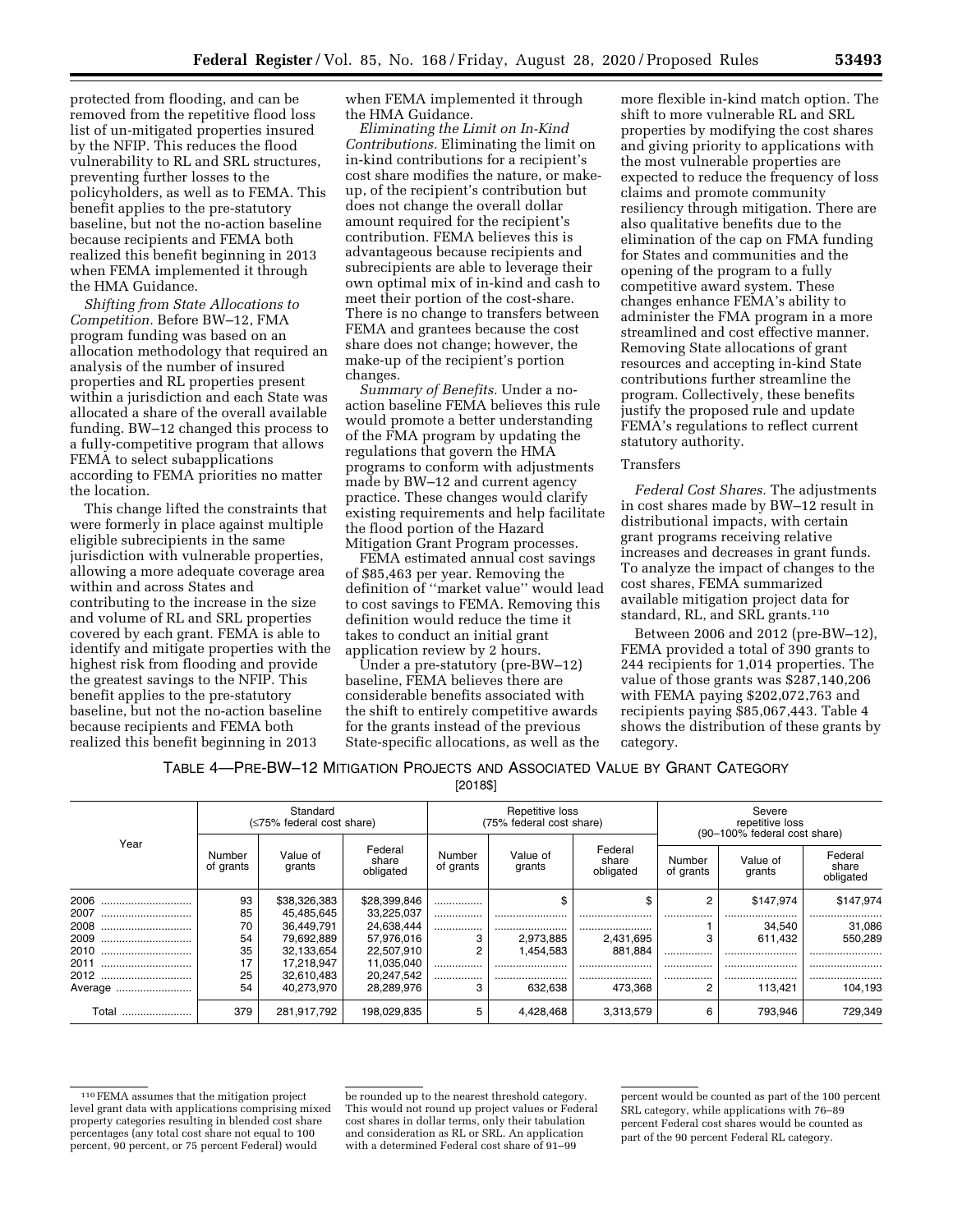protected from flooding, and can be removed from the repetitive flood loss list of un-mitigated properties insured by the NFIP. This reduces the flood vulnerability to RL and SRL structures, preventing further losses to the policyholders, as well as to FEMA. This benefit applies to the pre-statutory baseline, but not the no-action baseline because recipients and FEMA both realized this benefit beginning in 2013 when FEMA implemented it through the HMA Guidance.

*Shifting from State Allocations to Competition.* Before BW–12, FMA program funding was based on an allocation methodology that required an analysis of the number of insured properties and RL properties present within a jurisdiction and each State was allocated a share of the overall available funding. BW–12 changed this process to a fully-competitive program that allows FEMA to select subapplications according to FEMA priorities no matter the location.

This change lifted the constraints that were formerly in place against multiple eligible subrecipients in the same jurisdiction with vulnerable properties, allowing a more adequate coverage area within and across States and contributing to the increase in the size and volume of RL and SRL properties covered by each grant. FEMA is able to identify and mitigate properties with the highest risk from flooding and provide the greatest savings to the NFIP. This benefit applies to the pre-statutory baseline, but not the no-action baseline because recipients and FEMA both realized this benefit beginning in 2013 when FEMA implemented it through the HMA Guidance.

*Eliminating the Limit on In-Kind Contributions.* Eliminating the limit on in-kind contributions for a recipient's cost share modifies the nature, or make-up, of the recipient's contribution but does not change the overall dollar amount required for the recipient's contribution. FEMA believes this is advantageous because recipients and subrecipients are able to leverage their own optimal mix of in-kind and cash to meet their portion of the cost-share. There is no change to transfers between FEMA and grantees because the cost share does not change; however, the make-up of the recipient's portion changes.

*Summary of Benefits.* Under a no-action baseline FEMA believes this rule would promote a better understanding of the FMA program by updating the regulations that govern the HMA programs to conform with adjustments made by BW–12 and current agency practice. These changes would clarify existing requirements and help facilitate the flood portion of the Hazard Mitigation Grant Program processes.

FEMA estimated annual cost savings of $85,463 per year. Removing the definition of ''market value'' would lead to cost savings to FEMA. Removing this definition would reduce the time it takes to conduct an initial grant application review by 2 hours.

Under a pre-statutory (pre-BW–12) baseline, FEMA believes there are considerable benefits associated with the shift to entirely competitive awards for the grants instead of the previous State-specific allocations, as well as the more flexible in-kind match option. The shift to more vulnerable RL and SRL properties by modifying the cost shares and giving priority to applications with the most vulnerable properties are expected to reduce the frequency of loss claims and promote community resiliency through mitigation. There are also qualitative benefits due to the elimination of the cap on FMA funding for States and communities and the opening of the program to a fully competitive award system. These changes enhance FEMA's ability to administer the FMA program in a more streamlined and cost effective manner. Removing State allocations of grant resources and accepting in-kind State contributions further streamline the program. Collectively, these benefits justify the proposed rule and update FEMA's regulations to reflect current statutory authority.

Transfers

*Federal Cost Shares.* The adjustments in cost shares made by BW–12 result in distributional impacts, with certain grant programs receiving relative increases and decreases in grant funds. To analyze the impact of changes to the cost shares, FEMA summarized available mitigation project data for standard, RL, and SRL grants.[110]

Between 2006 and 2012 (pre-BW–12), FEMA provided a total of 390 grants to 244 recipients for 1,014 properties. The value of those grants was $287,140,206 with FEMA paying $202,072,763 and recipients paying $85,067,443. Table 4 shows the distribution of these grants by category.

TABLE 4—PRE-BW–12 MITIGATION PROJECTS AND ASSOCIATED VALUE BY GRANT CATEGORY
[2018$]

| Year | Standard (≤75% federal cost share) | | | Repetitive loss (75% federal cost share) | | | Severe repetitive loss (90–100% federal cost share) | | |
|---|---|---|---|---|---|---|---|---|---|
| | Number of grants | Value of grants | Federal share obligated | Number of grants | Value of grants | Federal share obligated | Number of grants | Value of grants | Federal share obligated |
| 2006 | 93 | $38,326,383 | $28,399,846 | | $ | $ | 2 | $147,974 | $147,974 |
| 2007 | 85 | 45,485,645 | 33,225,037 | | | | | | |
| 2008 | 70 | 36,449,791 | 24,638,444 | | | | 1 | 34,540 | 31,086 |
| 2009 | 54 | 79,692,889 | 57,976,016 | 3 | 2,973,885 | 2,431,695 | 3 | 611,432 | 550,289 |
| 2010 | 35 | 32,133,654 | 22,507,910 | 2 | 1,454,583 | 881,884 | | | |
| 2011 | 17 | 17,218,947 | 11,035,040 | | | | | | |
| 2012 | 25 | 32,610,483 | 20,247,542 | | | | | | |
| Average | 54 | 40,273,970 | 28,289,976 | 3 | 632,638 | 473,368 | 2 | 113,421 | 104,193 |
| Total | 379 | 281,917,792 | 198,029,835 | 5 | 4,428,468 | 3,313,579 | 6 | 793,946 | 729,349 |

[110] FEMA assumes that the mitigation project level grant data with applications comprising mixed property categories resulting in blended cost share percentages (any total cost share not equal to 100 percent, 90 percent, or 75 percent Federal) would be rounded up to the nearest threshold category. This would not round up project values or Federal cost shares in dollar terms, only their tabulation and consideration as RL or SRL. An application with a determined Federal cost share of 91–99 percent would be counted as part of the 100 percent SRL category, while applications with 76–89 percent Federal cost shares would be counted as part of the 90 percent Federal RL category.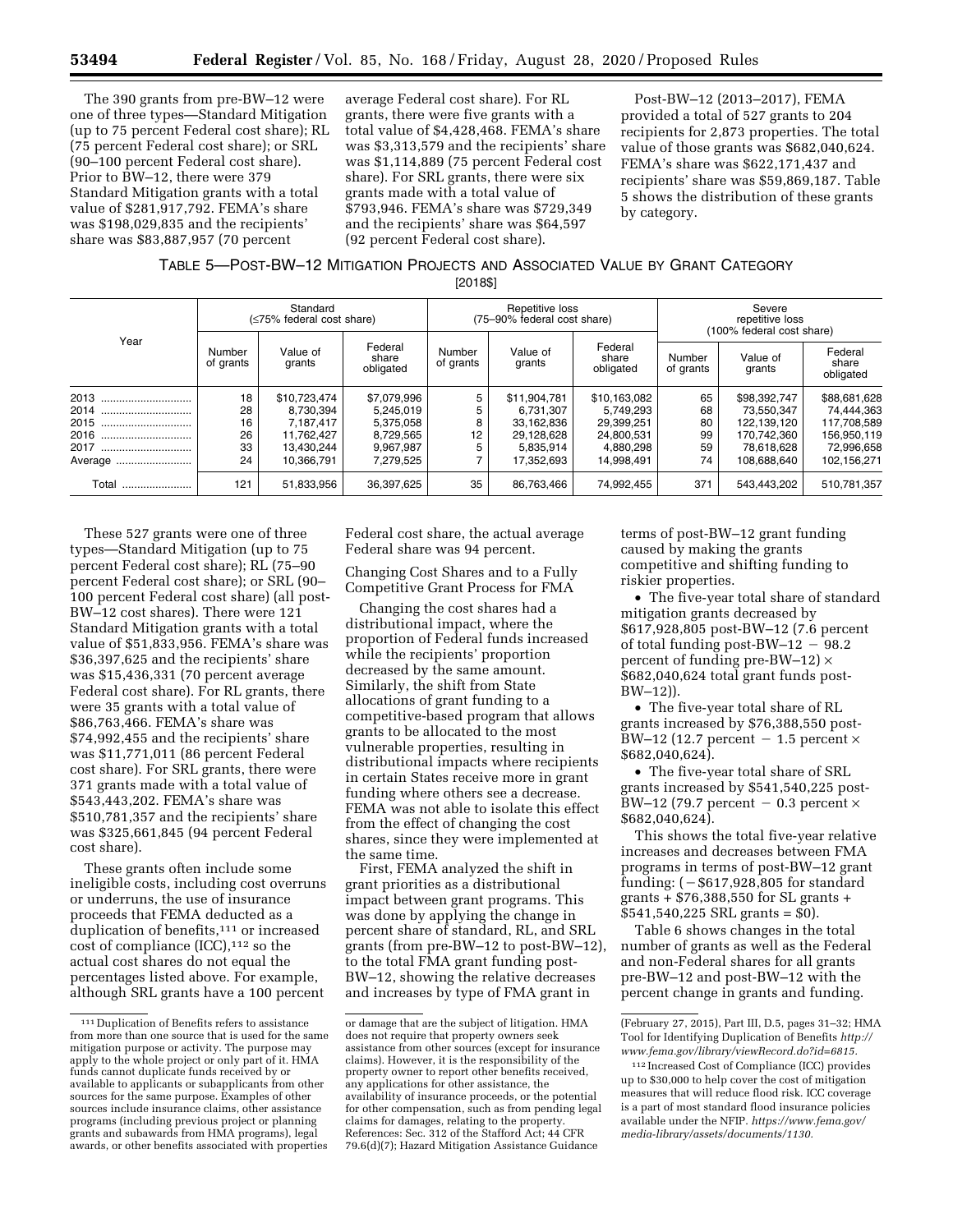The 390 grants from pre-BW–12 were one of three types—Standard Mitigation (up to 75 percent Federal cost share); RL (75 percent Federal cost share); or SRL (90–100 percent Federal cost share). Prior to BW–12, there were 379 Standard Mitigation grants with a total value of $281,917,792. FEMA's share was $198,029,835 and the recipients' share was $83,887,957 (70 percent average Federal cost share). For RL grants, there were five grants with a total value of $4,428,468. FEMA's share was $3,313,579 and the recipients' share was $1,114,889 (75 percent Federal cost share). For SRL grants, there were six grants made with a total value of $793,946. FEMA's share was $729,349 and the recipients' share was $64,597 (92 percent Federal cost share).

Post-BW–12 (2013–2017), FEMA provided a total of 527 grants to 204 recipients for 2,873 properties. The total value of those grants was $682,040,624. FEMA's share was $622,171,437 and recipients' share was $59,869,187. Table 5 shows the distribution of these grants by category.

TABLE 5—POST-BW–12 MITIGATION PROJECTS AND ASSOCIATED VALUE BY GRANT CATEGORY

[2018$]

| Year | Standard (≤75% federal cost share) | | | Repetitive loss (75–90% federal cost share) | | | Severe repetitive loss (100% federal cost share) | | |
|---|---|---|---|---|---|---|---|---|---|
| | Number of grants | Value of grants | Federal share obligated | Number of grants | Value of grants | Federal share obligated | Number of grants | Value of grants | Federal share obligated |
| 2013 | 18 | $10,723,474 | $7,079,996 | 5 | $11,904,781 | $10,163,082 | 65 | $98,392,747 | $88,681,628 |
| 2014 | 28 | 8,730,394 | 5,245,019 | 5 | 6,731,307 | 5,749,293 | 68 | 73,550,347 | 74,444,363 |
| 2015 | 16 | 7,187,417 | 5,375,058 | 8 | 33,162,836 | 29,399,251 | 80 | 122,139,120 | 117,708,589 |
| 2016 | 26 | 11,762,427 | 8,729,565 | 12 | 29,128,628 | 24,800,531 | 99 | 170,742,360 | 156,950,119 |
| 2017 | 33 | 13,430,244 | 9,967,987 | 5 | 5,835,914 | 4,880,298 | 59 | 78,618,628 | 72,996,658 |
| Average | 24 | 10,366,791 | 7,279,525 | 7 | 17,352,693 | 14,998,491 | 74 | 108,688,640 | 102,156,271 |
| Total | 121 | 51,833,956 | 36,397,625 | 35 | 86,763,466 | 74,992,455 | 371 | 543,443,202 | 510,781,357 |

These 527 grants were one of three types—Standard Mitigation (up to 75 percent Federal cost share); RL (75–90 percent Federal cost share); or SRL (90–100 percent Federal cost share) (all post-BW–12 cost shares). There were 121 Standard Mitigation grants with a total value of $51,833,956. FEMA's share was $36,397,625 and the recipients' share was $15,436,331 (70 percent average Federal cost share). For RL grants, there were 35 grants with a total value of $86,763,466. FEMA's share was $74,992,455 and the recipients' share was $11,771,011 (86 percent Federal cost share). For SRL grants, there were 371 grants made with a total value of $543,443,202. FEMA's share was $510,781,357 and the recipients' share was $325,661,845 (94 percent Federal cost share).

These grants often include some ineligible costs, including cost overruns or underruns, the use of insurance proceeds that FEMA deducted as a duplication of benefits,[111] or increased cost of compliance (ICC),[112] so the actual cost shares do not equal the percentages listed above. For example, although SRL grants have a 100 percent Federal cost share, the actual average Federal share was 94 percent.

Changing Cost Shares and to a Fully Competitive Grant Process for FMA

Changing the cost shares had a distributional impact, where the proportion of Federal funds increased while the recipients' proportion decreased by the same amount. Similarly, the shift from State allocations of grant funding to a competitive-based program that allows grants to be allocated to the most vulnerable properties, resulting in distributional impacts where recipients in certain States receive more in grant funding where others see a decrease. FEMA was not able to isolate this effect from the effect of changing the cost shares, since they were implemented at the same time.

First, FEMA analyzed the shift in grant priorities as a distributional impact between grant programs. This was done by applying the change in percent share of standard, RL, and SRL grants (from pre-BW–12 to post-BW–12), to the total FMA grant funding post-BW–12, showing the relative decreases and increases by type of FMA grant in terms of post-BW–12 grant funding caused by making the grants competitive and shifting funding to riskier properties.

- The five-year total share of standard mitigation grants decreased by $617,928,805 post-BW–12 (7.6 percent of total funding post-BW–12 − 98.2 percent of funding pre-BW–12) × $682,040,624 total grant funds post-BW–12)).
- The five-year total share of RL grants increased by $76,388,550 post-BW–12 (12.7 percent − 1.5 percent × $682,040,624).
- The five-year total share of SRL grants increased by $541,540,225 post-BW–12 (79.7 percent − 0.3 percent × $682,040,624).

This shows the total five-year relative increases and decreases between FMA programs in terms of post-BW–12 grant funding: (−$617,928,805 for standard grants + $76,388,550 for SL grants + $541,540,225 SRL grants = $0).

Table 6 shows changes in the total number of grants as well as the Federal and non-Federal shares for all grants pre-BW–12 and post-BW–12 with the percent change in grants and funding.

---

[111] Duplication of Benefits refers to assistance from more than one source that is used for the same mitigation purpose or activity. The purpose may apply to the whole project or only part of it. HMA funds cannot duplicate funds received by or available to applicants or subapplicants from other sources for the same purpose. Examples of other sources include insurance claims, other assistance programs (including previous project or planning grants and subawards from HMA programs), legal awards, or other benefits associated with properties or damage that are the subject of litigation. HMA does not require that property owners seek assistance from other sources (except for insurance claims). However, it is the responsibility of the property owner to report other benefits received, any applications for other assistance, the availability of insurance proceeds, or the potential for other compensation, such as from pending legal claims for damages, relating to the property. References: Sec. 312 of the Stafford Act; 44 CFR 79.6(d)(7); Hazard Mitigation Assistance Guidance (February 27, 2015), Part III, D.5, pages 31–32; HMA Tool for Identifying Duplication of Benefits *http://www.fema.gov/library/viewRecord.do?id=6815.*

[112] Increased Cost of Compliance (ICC) provides up to $30,000 to help cover the cost of mitigation measures that will reduce flood risk. ICC coverage is a part of most standard flood insurance policies available under the NFIP. *https://www.fema.gov/media-library/assets/documents/1130.*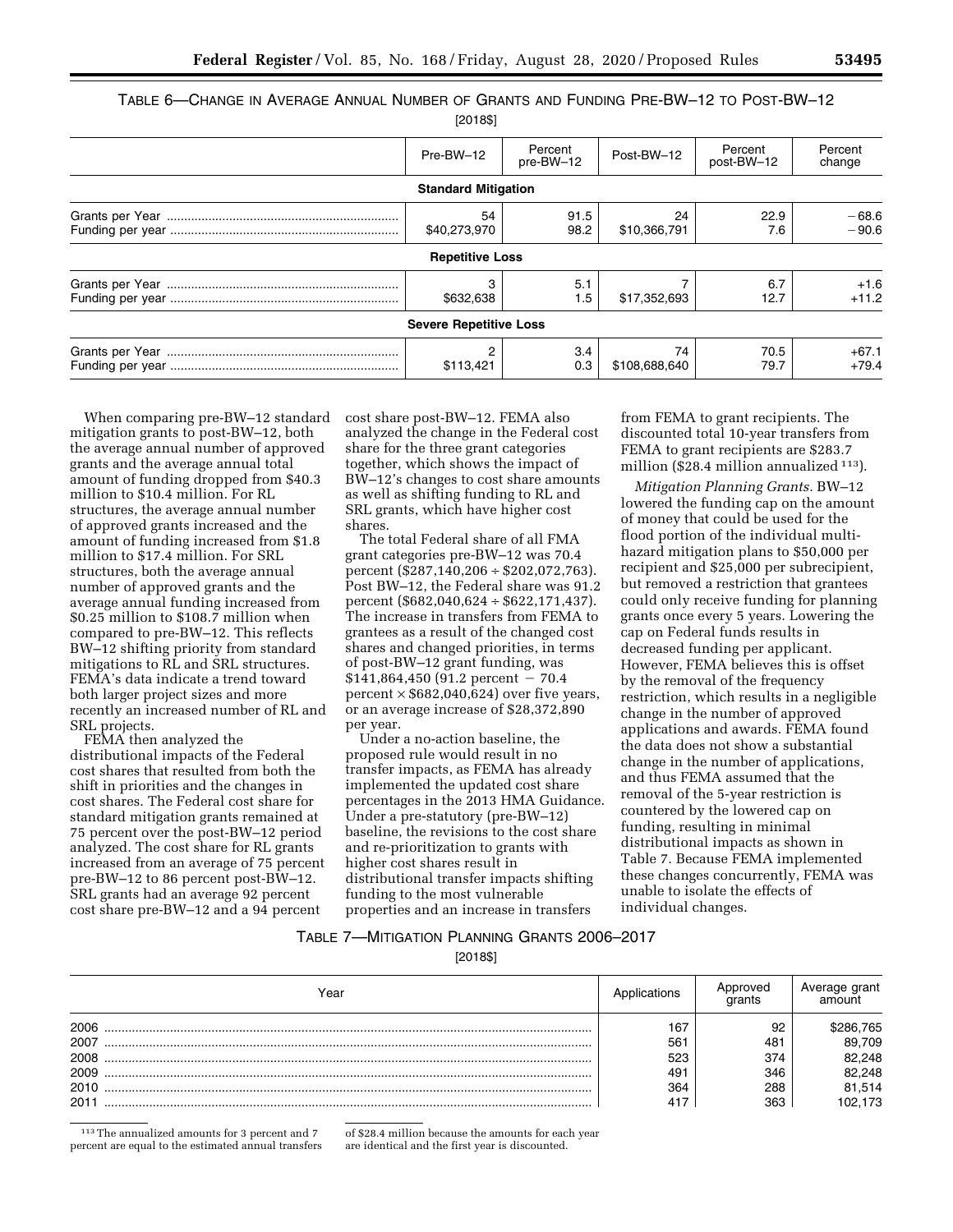TABLE 6—CHANGE IN AVERAGE ANNUAL NUMBER OF GRANTS AND FUNDING PRE-BW–12 TO POST-BW–12

[2018$]

| | Pre-BW–12 | Percent pre-BW–12 | Post-BW–12 | Percent post-BW–12 | Percent change |
|---|---|---|---|---|---|
| **Standard Mitigation** | | | | | |
| Grants per Year | 54 | 91.5 | 24 | 22.9 | −68.6 |
| Funding per year | $40,273,970 | 98.2 | $10,366,791 | 7.6 | −90.6 |
| **Repetitive Loss** | | | | | |
| Grants per Year | 3 | 5.1 | 7 | 6.7 | +1.6 |
| Funding per year | $632,638 | 1.5 | $17,352,693 | 12.7 | +11.2 |
| **Severe Repetitive Loss** | | | | | |
| Grants per Year | 2 | 3.4 | 74 | 70.5 | +67.1 |
| Funding per year | $113,421 | 0.3 | $108,688,640 | 79.7 | +79.4 |

When comparing pre-BW–12 standard mitigation grants to post-BW–12, both the average annual number of approved grants and the average annual total amount of funding dropped from $40.3 million to $10.4 million. For RL structures, the average annual number of approved grants increased and the amount of funding increased from $1.8 million to $17.4 million. For SRL structures, both the average annual number of approved grants and the average annual funding increased from $0.25 million to $108.7 million when compared to pre-BW–12. This reflects BW–12 shifting priority from standard mitigations to RL and SRL structures. FEMA's data indicate a trend toward both larger project sizes and more recently an increased number of RL and SRL projects.

FEMA then analyzed the distributional impacts of the Federal cost shares that resulted from both the shift in priorities and the changes in cost shares. The Federal cost share for standard mitigation grants remained at 75 percent over the post-BW–12 period analyzed. The cost share for RL grants increased from an average of 75 percent pre-BW–12 to 86 percent post-BW–12. SRL grants had an average 92 percent cost share pre-BW–12 and a 94 percent cost share post-BW–12. FEMA also analyzed the change in the Federal cost share for the three grant categories together, which shows the impact of BW–12's changes to cost share amounts as well as shifting funding to RL and SRL grants, which have higher cost shares.

The total Federal share of all FMA grant categories pre-BW–12 was 70.4 percent ($287,140,206 ÷ $202,072,763). Post BW–12, the Federal share was 91.2 percent ($682,040,624 ÷ $622,171,437). The increase in transfers from FEMA to grantees as a result of the changed cost shares and changed priorities, in terms of post-BW–12 grant funding, was $141,864,450 (91.2 percent − 70.4 percent × $682,040,624) over five years, or an average increase of $28,372,890 per year.

Under a no-action baseline, the proposed rule would result in no transfer impacts, as FEMA has already implemented the updated cost share percentages in the 2013 HMA Guidance. Under a pre-statutory (pre-BW–12) baseline, the revisions to the cost share and re-prioritization to grants with higher cost shares result in distributional transfer impacts shifting funding to the most vulnerable properties and an increase in transfers from FEMA to grant recipients. The discounted total 10-year transfers from FEMA to grant recipients are $283.7 million ($28.4 million annualized [113]).

*Mitigation Planning Grants.* BW–12 lowered the funding cap on the amount of money that could be used for the flood portion of the individual multi-hazard mitigation plans to $50,000 per recipient and $25,000 per subrecipient, but removed a restriction that grantees could only receive funding for planning grants once every 5 years. Lowering the cap on Federal funds results in decreased funding per applicant. However, FEMA believes this is offset by the removal of the frequency restriction, which results in a negligible change in the number of approved applications and awards. FEMA found the data does not show a substantial change in the number of applications, and thus FEMA assumed that the removal of the 5-year restriction is countered by the lowered cap on funding, resulting in minimal distributional impacts as shown in Table 7. Because FEMA implemented these changes concurrently, FEMA was unable to isolate the effects of individual changes.

TABLE 7—MITIGATION PLANNING GRANTS 2006–2017

[2018$]

| Year | Applications | Approved grants | Average grant amount |
|---|---|---|---|
| 2006 | 167 | 92 | $286,765 |
| 2007 | 561 | 481 | 89,709 |
| 2008 | 523 | 374 | 82,248 |
| 2009 | 491 | 346 | 82,248 |
| 2010 | 364 | 288 | 81,514 |
| 2011 | 417 | 363 | 102,173 |

[113] The annualized amounts for 3 percent and 7 percent are equal to the estimated annual transfers of $28.4 million because the amounts for each year are identical and the first year is discounted.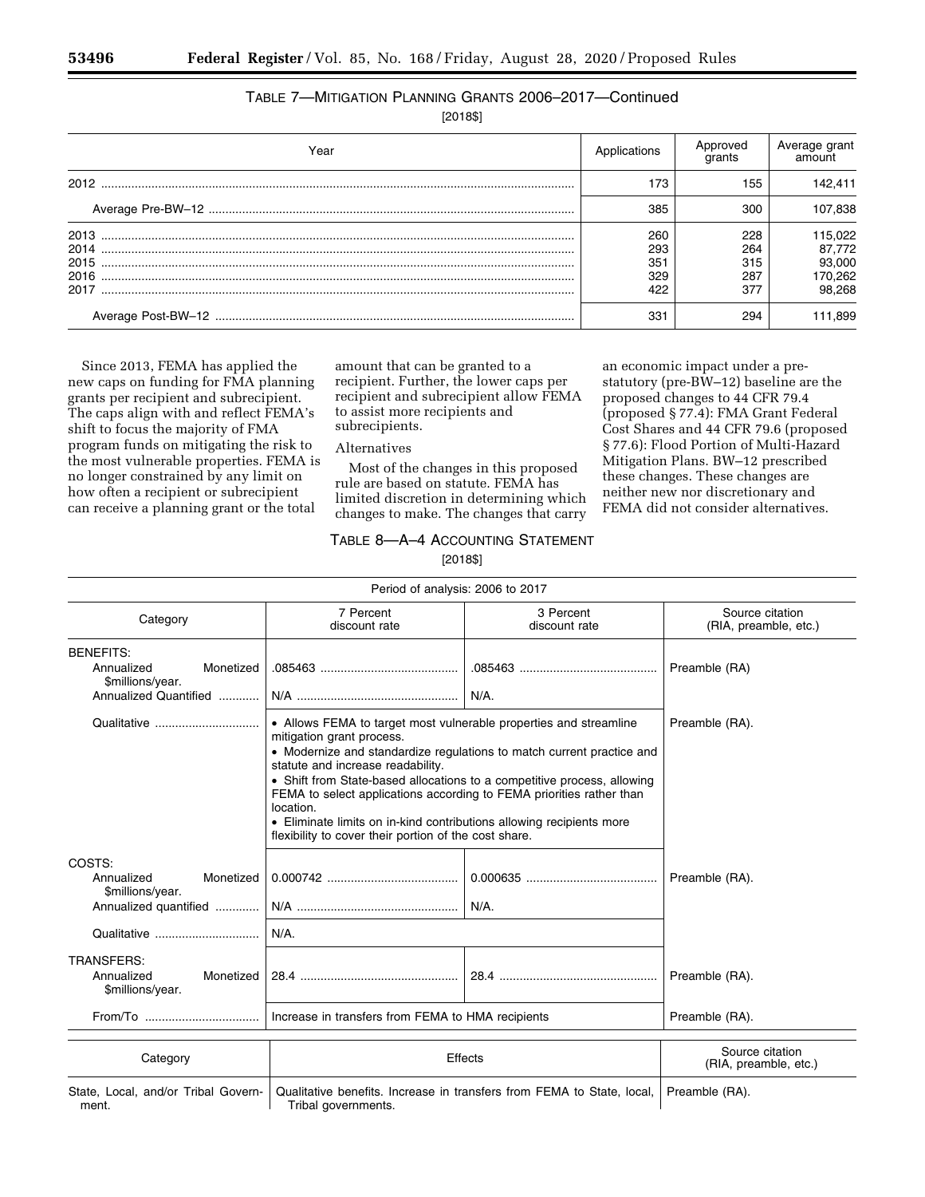TABLE 7—MITIGATION PLANNING GRANTS 2006–2017—Continued

[2018$]

| Year | Applications | Approved grants | Average grant amount |
|---|---|---|---|
| 2012 | 173 | 155 | 142,411 |
| Average Pre-BW–12 | 385 | 300 | 107,838 |
| 2013 | 260 | 228 | 115,022 |
| 2014 | 293 | 264 | 87,772 |
| 2015 | 351 | 315 | 93,000 |
| 2016 | 329 | 287 | 170,262 |
| 2017 | 422 | 377 | 98,268 |
| Average Post-BW–12 | 331 | 294 | 111,899 |

Since 2013, FEMA has applied the new caps on funding for FMA planning grants per recipient and subrecipient. The caps align with and reflect FEMA's shift to focus the majority of FMA program funds on mitigating the risk to the most vulnerable properties. FEMA is no longer constrained by any limit on how often a recipient or subrecipient can receive a planning grant or the total amount that can be granted to a recipient. Further, the lower caps per recipient and subrecipient allow FEMA to assist more recipients and subrecipients.

Alternatives

Most of the changes in this proposed rule are based on statute. FEMA has limited discretion in determining which changes to make. The changes that carry an economic impact under a pre-statutory (pre-BW–12) baseline are the proposed changes to 44 CFR 79.4 (proposed § 77.4): FMA Grant Federal Cost Shares and 44 CFR 79.6 (proposed § 77.6): Flood Portion of Multi-Hazard Mitigation Plans. BW–12 prescribed these changes. These changes are neither new nor discretionary and FEMA did not consider alternatives.

TABLE 8—A–4 ACCOUNTING STATEMENT

[2018$]

| Period of analysis: 2006 to 2017 | | | |
|---|---|---|---|
| Category | 7 Percent discount rate | 3 Percent discount rate | Source citation (RIA, preamble, etc.) |
| BENEFITS: | | | |
| Annualized Monetized $millions/year. | .085463 | .085463 | Preamble (RA) |
| Annualized Quantified | N/A | N/A. | |
| Qualitative | • Allows FEMA to target most vulnerable properties and streamline mitigation grant process. • Modernize and standardize regulations to match current practice and statute and increase readability. • Shift from State-based allocations to a competitive process, allowing FEMA to select applications according to FEMA priorities rather than location. • Eliminate limits on in-kind contributions allowing recipients more flexibility to cover their portion of the cost share. | | Preamble (RA). |
| COSTS: | | | |
| Annualized Monetized $millions/year. | 0.000742 | 0.000635 | Preamble (RA). |
| Annualized quantified | N/A | N/A. | |
| Qualitative | N/A. | | |
| TRANSFERS: | | | |
| Annualized Monetized $millions/year. | 28.4 | 28.4 | Preamble (RA). |
| From/To | Increase in transfers from FEMA to HMA recipients | | Preamble (RA). |

| Category | Effects | Source citation (RIA, preamble, etc.) |
|---|---|---|
| State, Local, and/or Tribal Government. | Qualitative benefits. Increase in transfers from FEMA to State, local, Tribal governments. | Preamble (RA). |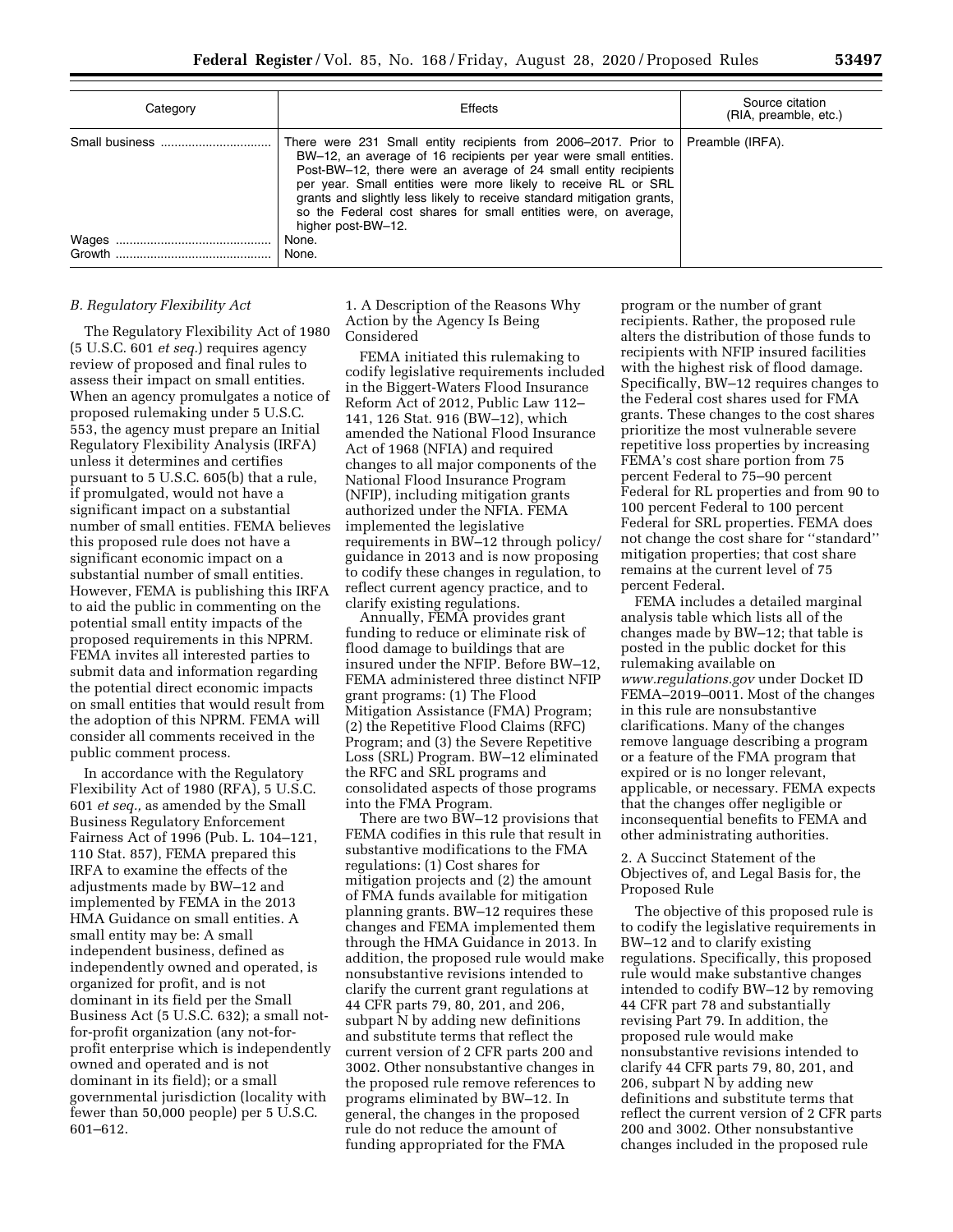| Category | Effects | Source citation (RIA, preamble, etc.) |
|---|---|---|
| Small business | There were 231 Small entity recipients from 2006–2017. Prior to BW–12, an average of 16 recipients per year were small entities. Post-BW–12, there were an average of 24 small entity recipients per year. Small entities were more likely to receive RL or SRL grants and slightly less likely to receive standard mitigation grants, so the Federal cost shares for small entities were, on average, higher post-BW–12. | Preamble (IRFA). |
| Wages | None. | |
| Growth | None. | |

### B. Regulatory Flexibility Act

The Regulatory Flexibility Act of 1980 (5 U.S.C. 601 *et seq.*) requires agency review of proposed and final rules to assess their impact on small entities. When an agency promulgates a notice of proposed rulemaking under 5 U.S.C. 553, the agency must prepare an Initial Regulatory Flexibility Analysis (IRFA) unless it determines and certifies pursuant to 5 U.S.C. 605(b) that a rule, if promulgated, would not have a significant impact on a substantial number of small entities. FEMA believes this proposed rule does not have a significant economic impact on a substantial number of small entities. However, FEMA is publishing this IRFA to aid the public in commenting on the potential small entity impacts of the proposed requirements in this NPRM. FEMA invites all interested parties to submit data and information regarding the potential direct economic impacts on small entities that would result from the adoption of this NPRM. FEMA will consider all comments received in the public comment process.

In accordance with the Regulatory Flexibility Act of 1980 (RFA), 5 U.S.C. 601 *et seq.,* as amended by the Small Business Regulatory Enforcement Fairness Act of 1996 (Pub. L. 104–121, 110 Stat. 857), FEMA prepared this IRFA to examine the effects of the adjustments made by BW–12 and implemented by FEMA in the 2013 HMA Guidance on small entities. A small entity may be: A small independent business, defined as independently owned and operated, is organized for profit, and is not dominant in its field per the Small Business Act (5 U.S.C. 632); a small not-for-profit organization (any not-for-profit enterprise which is independently owned and operated and is not dominant in its field); or a small governmental jurisdiction (locality with fewer than 50,000 people) per 5 U.S.C. 601–612.

1. A Description of the Reasons Why Action by the Agency Is Being Considered

FEMA initiated this rulemaking to codify legislative requirements included in the Biggert-Waters Flood Insurance Reform Act of 2012, Public Law 112–141, 126 Stat. 916 (BW–12), which amended the National Flood Insurance Act of 1968 (NFIA) and required changes to all major components of the National Flood Insurance Program (NFIP), including mitigation grants authorized under the NFIA. FEMA implemented the legislative requirements in BW–12 through policy/guidance in 2013 and is now proposing to codify these changes in regulation, to reflect current agency practice, and to clarify existing regulations.

Annually, FEMA provides grant funding to reduce or eliminate risk of flood damage to buildings that are insured under the NFIP. Before BW–12, FEMA administered three distinct NFIP grant programs: (1) The Flood Mitigation Assistance (FMA) Program; (2) the Repetitive Flood Claims (RFC) Program; and (3) the Severe Repetitive Loss (SRL) Program. BW–12 eliminated the RFC and SRL programs and consolidated aspects of those programs into the FMA Program.

There are two BW–12 provisions that FEMA codifies in this rule that result in substantive modifications to the FMA regulations: (1) Cost shares for mitigation projects and (2) the amount of FMA funds available for mitigation planning grants. BW–12 requires these changes and FEMA implemented them through the HMA Guidance in 2013. In addition, the proposed rule would make nonsubstantive revisions intended to clarify the current grant regulations at 44 CFR parts 79, 80, 201, and 206, subpart N by adding new definitions and substitute terms that reflect the current version of 2 CFR parts 200 and 3002. Other nonsubstantive changes in the proposed rule remove references to programs eliminated by BW–12. In general, the changes in the proposed rule do not reduce the amount of funding appropriated for the FMA program or the number of grant recipients. Rather, the proposed rule alters the distribution of those funds to recipients with NFIP insured facilities with the highest risk of flood damage. Specifically, BW–12 requires changes to the Federal cost shares used for FMA grants. These changes to the cost shares prioritize the most vulnerable severe repetitive loss properties by increasing FEMA's cost share portion from 75 percent Federal to 75–90 percent Federal for RL properties and from 90 to 100 percent Federal to 100 percent Federal for SRL properties. FEMA does not change the cost share for ''standard'' mitigation properties; that cost share remains at the current level of 75 percent Federal.

FEMA includes a detailed marginal analysis table which lists all of the changes made by BW–12; that table is posted in the public docket for this rulemaking available on *www.regulations.gov* under Docket ID FEMA–2019–0011. Most of the changes in this rule are nonsubstantive clarifications. Many of the changes remove language describing a program or a feature of the FMA program that expired or is no longer relevant, applicable, or necessary. FEMA expects that the changes offer negligible or inconsequential benefits to FEMA and other administrating authorities.

2. A Succinct Statement of the Objectives of, and Legal Basis for, the Proposed Rule

The objective of this proposed rule is to codify the legislative requirements in BW–12 and to clarify existing regulations. Specifically, this proposed rule would make substantive changes intended to codify BW–12 by removing 44 CFR part 78 and substantially revising Part 79. In addition, the proposed rule would make nonsubstantive revisions intended to clarify 44 CFR parts 79, 80, 201, and 206, subpart N by adding new definitions and substitute terms that reflect the current version of 2 CFR parts 200 and 3002. Other nonsubstantive changes included in the proposed rule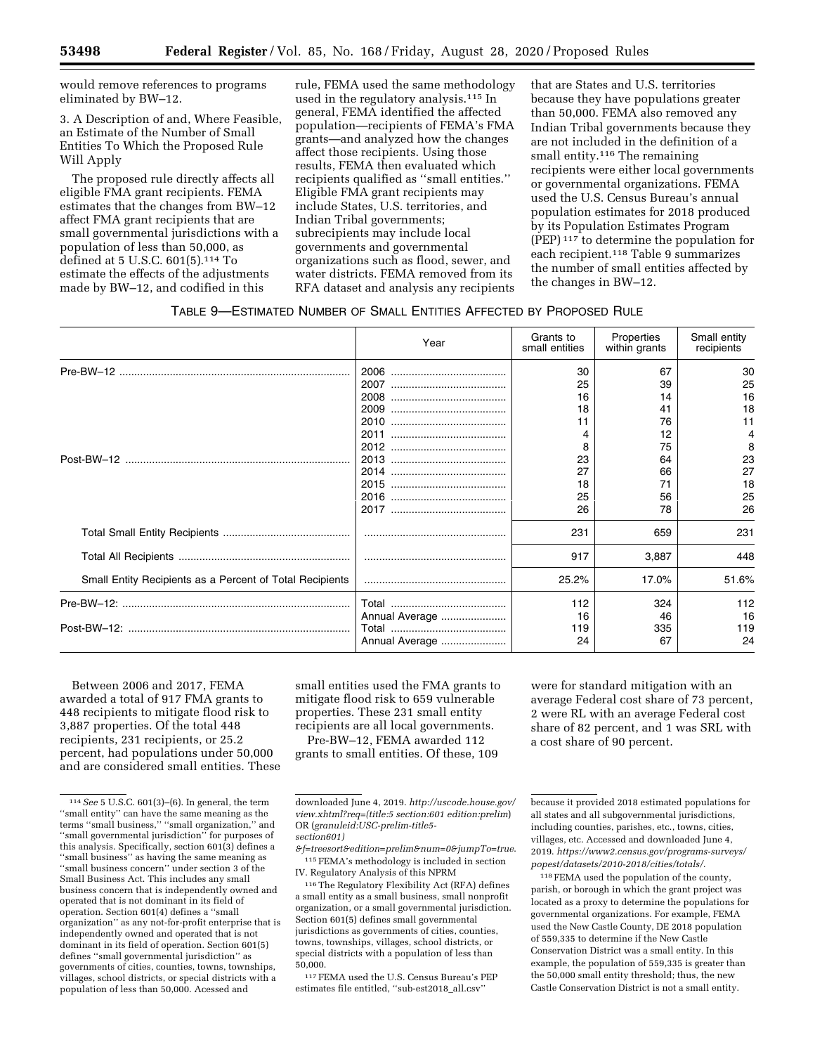would remove references to programs eliminated by BW–12.

3. A Description of and, Where Feasible, an Estimate of the Number of Small Entities To Which the Proposed Rule Will Apply

The proposed rule directly affects all eligible FMA grant recipients. FEMA estimates that the changes from BW–12 affect FMA grant recipients that are small governmental jurisdictions with a population of less than 50,000, as defined at 5 U.S.C. 601(5).[114] To estimate the effects of the adjustments made by BW–12, and codified in this rule, FEMA used the same methodology used in the regulatory analysis.[115] In general, FEMA identified the affected population—recipients of FEMA's FMA grants—and analyzed how the changes affect those recipients. Using those results, FEMA then evaluated which recipients qualified as ''small entities.'' Eligible FMA grant recipients may include States, U.S. territories, and Indian Tribal governments; subrecipients may include local governments and governmental organizations such as flood, sewer, and water districts. FEMA removed from its RFA dataset and analysis any recipients that are States and U.S. territories because they have populations greater than 50,000. FEMA also removed any Indian Tribal governments because they are not included in the definition of a small entity.[116] The remaining recipients were either local governments or governmental organizations. FEMA used the U.S. Census Bureau's annual population estimates for 2018 produced by its Population Estimates Program (PEP)[117] to determine the population for each recipient.[118] Table 9 summarizes the number of small entities affected by the changes in BW–12.

TABLE 9—ESTIMATED NUMBER OF SMALL ENTITIES AFFECTED BY PROPOSED RULE

| | Year | Grants to small entities | Properties within grants | Small entity recipients |
|---|---|---|---|---|
| Pre-BW–12 | 2006 | 30 | 67 | 30 |
| | 2007 | 25 | 39 | 25 |
| | 2008 | 16 | 14 | 16 |
| | 2009 | 18 | 41 | 18 |
| | 2010 | 11 | 76 | 11 |
| | 2011 | 4 | 12 | 4 |
| | 2012 | 8 | 75 | 8 |
| Post-BW–12 | 2013 | 23 | 64 | 23 |
| | 2014 | 27 | 66 | 27 |
| | 2015 | 18 | 71 | 18 |
| | 2016 | 25 | 56 | 25 |
| | 2017 | 26 | 78 | 26 |
| Total Small Entity Recipients | | 231 | 659 | 231 |
| Total All Recipients | | 917 | 3,887 | 448 |
| Small Entity Recipients as a Percent of Total Recipients | | 25.2% | 17.0% | 51.6% |
| Pre-BW–12: | Total | 112 | 324 | 112 |
| | Annual Average | 16 | 46 | 16 |
| Post-BW–12: | Total | 119 | 335 | 119 |
| | Annual Average | 24 | 67 | 24 |

Between 2006 and 2017, FEMA awarded a total of 917 FMA grants to 448 recipients to mitigate flood risk to 3,887 properties. Of the total 448 recipients, 231 recipients, or 25.2 percent, had populations under 50,000 and are considered small entities. These small entities used the FMA grants to mitigate flood risk to 659 vulnerable properties. These 231 small entity recipients are all local governments.

Pre-BW–12, FEMA awarded 112 grants to small entities. Of these, 109 were for standard mitigation with an average Federal cost share of 73 percent, 2 were RL with an average Federal cost share of 82 percent, and 1 was SRL with a cost share of 90 percent.

[114] *See* 5 U.S.C. 601(3)–(6). In general, the term ''small entity'' can have the same meaning as the terms ''small business,'' ''small organization,'' and ''small governmental jurisdiction'' for purposes of this analysis. Specifically, section 601(3) defines a ''small business'' as having the same meaning as ''small business concern'' under section 3 of the Small Business Act. This includes any small business concern that is independently owned and operated that is not dominant in its field of operation. Section 601(4) defines a ''small organization'' as any not-for-profit enterprise that is independently owned and operated that is not dominant in its field of operation. Section 601(5) defines ''small governmental jurisdiction'' as governments of cities, counties, towns, townships, villages, school districts, or special districts with a population of less than 50,000. Acessed and downloaded June 4, 2019. *http://uscode.house.gov/view.xhtml?req=(title:5 section:601 edition:prelim)* OR (*granuleid:USC-prelim-title5-section601)&f=treesort&edition=prelim&num=0&jumpTo=true*.

[115] FEMA's methodology is included in section IV. Regulatory Analysis of this NPRM

[116] The Regulatory Flexibility Act (RFA) defines a small entity as a small business, small nonprofit organization, or a small governmental jurisdiction. Section 601(5) defines small governmental jurisdictions as governments of cities, counties, towns, townships, villages, school districts, or special districts with a population of less than 50,000.

[117] FEMA used the U.S. Census Bureau's PEP estimates file entitled, ''sub-est2018_all.csv'' because it provided 2018 estimated populations for all states and all subgovernmental jurisdictions, including counties, parishes, etc., towns, cities, villages, etc. Accessed and downloaded June 4, 2019. *https://www2.census.gov/programs-surveys/popest/datasets/2010-2018/cities/totals/*.

[118] FEMA used the population of the county, parish, or borough in which the grant project was located as a proxy to determine the populations for governmental organizations. For example, FEMA used the New Castle County, DE 2018 population of 559,335 to determine if the New Castle Conservation District was a small entity. In this example, the population of 559,335 is greater than the 50,000 small entity threshold; thus, the new Castle Conservation District is not a small entity.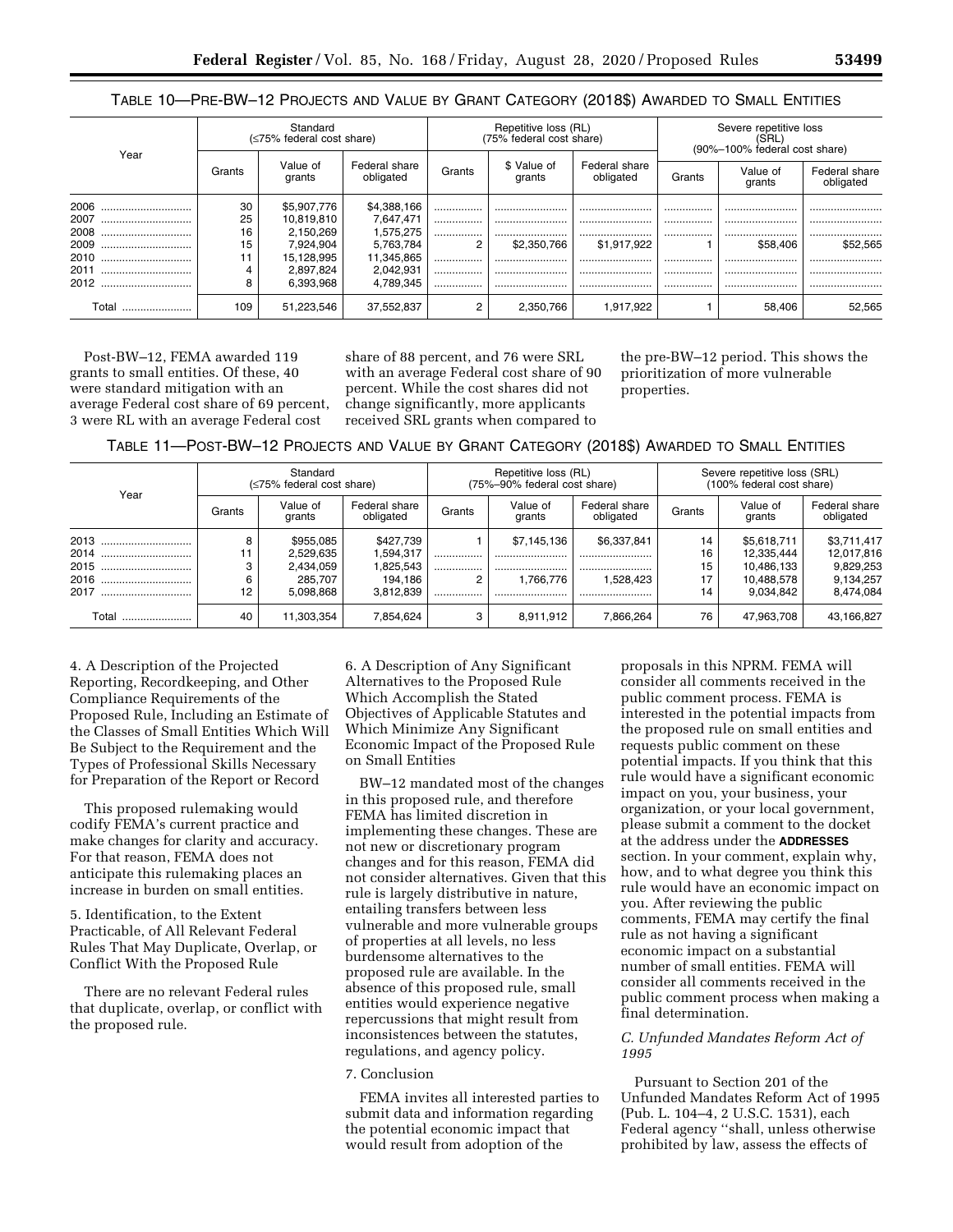TABLE 10—PRE-BW–12 PROJECTS AND VALUE BY GRANT CATEGORY (2018$) AWARDED TO SMALL ENTITIES

| Year | Standard (≤75% federal cost share) | | | Repetitive loss (RL) (75% federal cost share) | | | Severe repetitive loss (SRL) (90%–100% federal cost share) | | |
|---|---|---|---|---|---|---|---|---|---|
| | Grants | Value of grants | Federal share obligated | Grants | $ Value of grants | Federal share obligated | Grants | Value of grants | Federal share obligated |
| 2006 | 30 | $5,907,776 | $4,388,166 | | | | | | |
| 2007 | 25 | 10,819,810 | 7,647,471 | | | | | | |
| 2008 | 16 | 2,150,269 | 1,575,275 | | | | | | |
| 2009 | 15 | 7,924,904 | 5,763,784 | 2 | $2,350,766 | $1,917,922 | 1 | $58,406 | $52,565 |
| 2010 | 11 | 15,128,995 | 11,345,865 | | | | | | |
| 2011 | 4 | 2,897,824 | 2,042,931 | | | | | | |
| 2012 | 8 | 6,393,968 | 4,789,345 | | | | | | |
| Total | 109 | 51,223,546 | 37,552,837 | 2 | 2,350,766 | 1,917,922 | 1 | 58,406 | 52,565 |

Post-BW–12, FEMA awarded 119 grants to small entities. Of these, 40 were standard mitigation with an average Federal cost share of 69 percent, 3 were RL with an average Federal cost share of 88 percent, and 76 were SRL with an average Federal cost share of 90 percent. While the cost shares did not change significantly, more applicants received SRL grants when compared to the pre-BW–12 period. This shows the prioritization of more vulnerable properties.

TABLE 11—POST-BW–12 PROJECTS AND VALUE BY GRANT CATEGORY (2018$) AWARDED TO SMALL ENTITIES

| Year | Standard (≤75% federal cost share) | | | Repetitive loss (RL) (75%–90% federal cost share) | | | Severe repetitive loss (SRL) (100% federal cost share) | | |
|---|---|---|---|---|---|---|---|---|---|
| | Grants | Value of grants | Federal share obligated | Grants | Value of grants | Federal share obligated | Grants | Value of grants | Federal share obligated |
| 2013 | 8 | $955,085 | $427,739 | 1 | $7,145,136 | $6,337,841 | 14 | $5,618,711 | $3,711,417 |
| 2014 | 11 | 2,529,635 | 1,594,317 | | | | 16 | 12,335,444 | 12,017,816 |
| 2015 | 3 | 2,434,059 | 1,825,543 | | | | 15 | 10,486,133 | 9,829,253 |
| 2016 | 6 | 285,707 | 194,186 | 2 | 1,766,776 | 1,528,423 | 17 | 10,488,578 | 9,134,257 |
| 2017 | 12 | 5,098,868 | 3,812,839 | | | | 14 | 9,034,842 | 8,474,084 |
| Total | 40 | 11,303,354 | 7,854,624 | 3 | 8,911,912 | 7,866,264 | 76 | 47,963,708 | 43,166,827 |

4. A Description of the Projected Reporting, Recordkeeping, and Other Compliance Requirements of the Proposed Rule, Including an Estimate of the Classes of Small Entities Which Will Be Subject to the Requirement and the Types of Professional Skills Necessary for Preparation of the Report or Record

This proposed rulemaking would codify FEMA's current practice and make changes for clarity and accuracy. For that reason, FEMA does not anticipate this rulemaking places an increase in burden on small entities.

5. Identification, to the Extent Practicable, of All Relevant Federal Rules That May Duplicate, Overlap, or Conflict With the Proposed Rule

There are no relevant Federal rules that duplicate, overlap, or conflict with the proposed rule.

6. A Description of Any Significant Alternatives to the Proposed Rule Which Accomplish the Stated Objectives of Applicable Statutes and Which Minimize Any Significant Economic Impact of the Proposed Rule on Small Entities

BW–12 mandated most of the changes in this proposed rule, and therefore FEMA has limited discretion in implementing these changes. These are not new or discretionary program changes and for this reason, FEMA did not consider alternatives. Given that this rule is largely distributive in nature, entailing transfers between less vulnerable and more vulnerable groups of properties at all levels, no less burdensome alternatives to the proposed rule are available. In the absence of this proposed rule, small entities would experience negative repercussions that might result from inconsistences between the statutes, regulations, and agency policy.

7. Conclusion

FEMA invites all interested parties to submit data and information regarding the potential economic impact that would result from adoption of the proposals in this NPRM. FEMA will consider all comments received in the public comment process. FEMA is interested in the potential impacts from the proposed rule on small entities and requests public comment on these potential impacts. If you think that this rule would have a significant economic impact on you, your business, your organization, or your local government, please submit a comment to the docket at the address under the **ADDRESSES** section. In your comment, explain why, how, and to what degree you think this rule would have an economic impact on you. After reviewing the public comments, FEMA may certify the final rule as not having a significant economic impact on a substantial number of small entities. FEMA will consider all comments received in the public comment process when making a final determination.

### *C. Unfunded Mandates Reform Act of 1995*

Pursuant to Section 201 of the Unfunded Mandates Reform Act of 1995 (Pub. L. 104–4, 2 U.S.C. 1531), each Federal agency "shall, unless otherwise prohibited by law, assess the effects of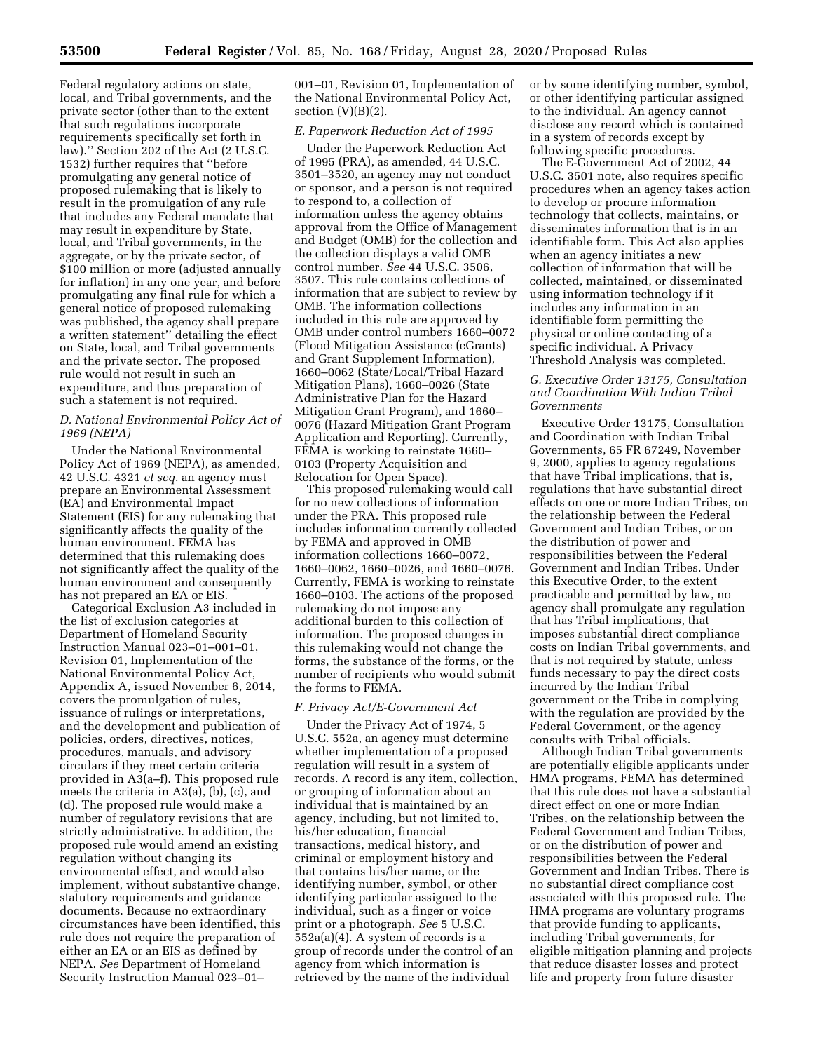Federal regulatory actions on state, local, and Tribal governments, and the private sector (other than to the extent that such regulations incorporate requirements specifically set forth in law).'' Section 202 of the Act (2 U.S.C. 1532) further requires that ''before promulgating any general notice of proposed rulemaking that is likely to result in the promulgation of any rule that includes any Federal mandate that may result in expenditure by State, local, and Tribal governments, in the aggregate, or by the private sector, of $100 million or more (adjusted annually for inflation) in any one year, and before promulgating any final rule for which a general notice of proposed rulemaking was published, the agency shall prepare a written statement'' detailing the effect on State, local, and Tribal governments and the private sector. The proposed rule would not result in such an expenditure, and thus preparation of such a statement is not required.

### *D. National Environmental Policy Act of 1969 (NEPA)*

Under the National Environmental Policy Act of 1969 (NEPA), as amended, 42 U.S.C. 4321 *et seq.* an agency must prepare an Environmental Assessment (EA) and Environmental Impact Statement (EIS) for any rulemaking that significantly affects the quality of the human environment. FEMA has determined that this rulemaking does not significantly affect the quality of the human environment and consequently has not prepared an EA or EIS.

Categorical Exclusion A3 included in the list of exclusion categories at Department of Homeland Security Instruction Manual 023–01–001–01, Revision 01, Implementation of the National Environmental Policy Act, Appendix A, issued November 6, 2014, covers the promulgation of rules, issuance of rulings or interpretations, and the development and publication of policies, orders, directives, notices, procedures, manuals, and advisory circulars if they meet certain criteria provided in A3(a–f). This proposed rule meets the criteria in A3(a), (b), (c), and (d). The proposed rule would make a number of regulatory revisions that are strictly administrative. In addition, the proposed rule would amend an existing regulation without changing its environmental effect, and would also implement, without substantive change, statutory requirements and guidance documents. Because no extraordinary circumstances have been identified, this rule does not require the preparation of either an EA or an EIS as defined by NEPA. *See* Department of Homeland Security Instruction Manual 023–01–001–01, Revision 01, Implementation of the National Environmental Policy Act, section (V)(B)(2).

### *E. Paperwork Reduction Act of 1995*

Under the Paperwork Reduction Act of 1995 (PRA), as amended, 44 U.S.C. 3501–3520, an agency may not conduct or sponsor, and a person is not required to respond to, a collection of information unless the agency obtains approval from the Office of Management and Budget (OMB) for the collection and the collection displays a valid OMB control number. *See* 44 U.S.C. 3506, 3507. This rule contains collections of information that are subject to review by OMB. The information collections included in this rule are approved by OMB under control numbers 1660–0072 (Flood Mitigation Assistance (eGrants) and Grant Supplement Information), 1660–0062 (State/Local/Tribal Hazard Mitigation Plans), 1660–0026 (State Administrative Plan for the Hazard Mitigation Grant Program), and 1660–0076 (Hazard Mitigation Grant Program Application and Reporting). Currently, FEMA is working to reinstate 1660–0103 (Property Acquisition and Relocation for Open Space).

This proposed rulemaking would call for no new collections of information under the PRA. This proposed rule includes information currently collected by FEMA and approved in OMB information collections 1660–0072, 1660–0062, 1660–0026, and 1660–0076. Currently, FEMA is working to reinstate 1660–0103. The actions of the proposed rulemaking do not impose any additional burden to this collection of information. The proposed changes in this rulemaking would not change the forms, the substance of the forms, or the number of recipients who would submit the forms to FEMA.

### *F. Privacy Act/E-Government Act*

Under the Privacy Act of 1974, 5 U.S.C. 552a, an agency must determine whether implementation of a proposed regulation will result in a system of records. A record is any item, collection, or grouping of information about an individual that is maintained by an agency, including, but not limited to, his/her education, financial transactions, medical history, and criminal or employment history and that contains his/her name, or the identifying number, symbol, or other identifying particular assigned to the individual, such as a finger or voice print or a photograph. *See* 5 U.S.C. 552a(a)(4). A system of records is a group of records under the control of an agency from which information is retrieved by the name of the individual or by some identifying number, symbol, or other identifying particular assigned to the individual. An agency cannot disclose any record which is contained in a system of records except by following specific procedures.

The E-Government Act of 2002, 44 U.S.C. 3501 note, also requires specific procedures when an agency takes action to develop or procure information technology that collects, maintains, or disseminates information that is in an identifiable form. This Act also applies when an agency initiates a new collection of information that will be collected, maintained, or disseminated using information technology if it includes any information in an identifiable form permitting the physical or online contacting of a specific individual. A Privacy Threshold Analysis was completed.

### *G. Executive Order 13175, Consultation and Coordination With Indian Tribal Governments*

Executive Order 13175, Consultation and Coordination with Indian Tribal Governments, 65 FR 67249, November 9, 2000, applies to agency regulations that have Tribal implications, that is, regulations that have substantial direct effects on one or more Indian Tribes, on the relationship between the Federal Government and Indian Tribes, or on the distribution of power and responsibilities between the Federal Government and Indian Tribes. Under this Executive Order, to the extent practicable and permitted by law, no agency shall promulgate any regulation that has Tribal implications, that imposes substantial direct compliance costs on Indian Tribal governments, and that is not required by statute, unless funds necessary to pay the direct costs incurred by the Indian Tribal government or the Tribe in complying with the regulation are provided by the Federal Government, or the agency consults with Tribal officials.

Although Indian Tribal governments are potentially eligible applicants under HMA programs, FEMA has determined that this rule does not have a substantial direct effect on one or more Indian Tribes, on the relationship between the Federal Government and Indian Tribes, or on the distribution of power and responsibilities between the Federal Government and Indian Tribes. There is no substantial direct compliance cost associated with this proposed rule. The HMA programs are voluntary programs that provide funding to applicants, including Tribal governments, for eligible mitigation planning and projects that reduce disaster losses and protect life and property from future disaster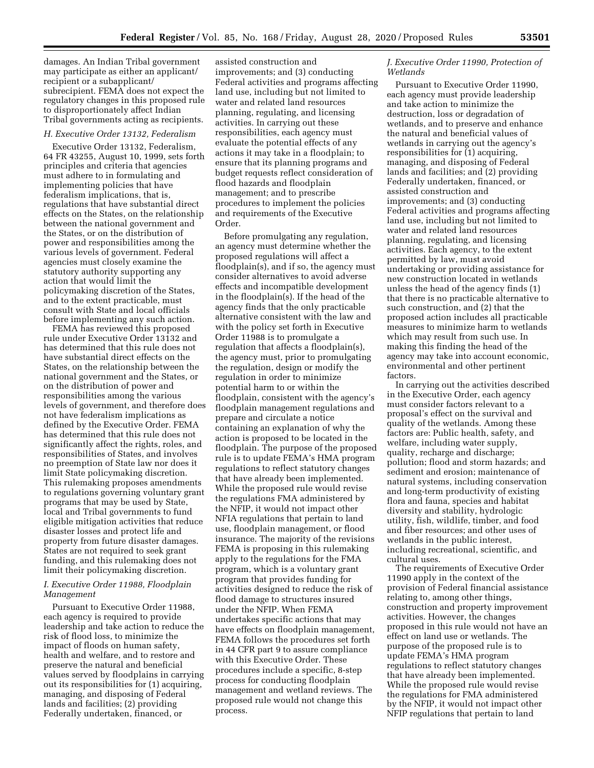damages. An Indian Tribal government may participate as either an applicant/recipient or a subapplicant/subrecipient. FEMA does not expect the regulatory changes in this proposed rule to disproportionately affect Indian Tribal governments acting as recipients.

### H. Executive Order 13132, Federalism

Executive Order 13132, Federalism, 64 FR 43255, August 10, 1999, sets forth principles and criteria that agencies must adhere to in formulating and implementing policies that have federalism implications, that is, regulations that have substantial direct effects on the States, on the relationship between the national government and the States, or on the distribution of power and responsibilities among the various levels of government. Federal agencies must closely examine the statutory authority supporting any action that would limit the policymaking discretion of the States, and to the extent practicable, must consult with State and local officials before implementing any such action.

FEMA has reviewed this proposed rule under Executive Order 13132 and has determined that this rule does not have substantial direct effects on the States, on the relationship between the national government and the States, or on the distribution of power and responsibilities among the various levels of government, and therefore does not have federalism implications as defined by the Executive Order. FEMA has determined that this rule does not significantly affect the rights, roles, and responsibilities of States, and involves no preemption of State law nor does it limit State policymaking discretion. This rulemaking proposes amendments to regulations governing voluntary grant programs that may be used by State, local and Tribal governments to fund eligible mitigation activities that reduce disaster losses and protect life and property from future disaster damages. States are not required to seek grant funding, and this rulemaking does not limit their policymaking discretion.

### I. Executive Order 11988, Floodplain Management

Pursuant to Executive Order 11988, each agency is required to provide leadership and take action to reduce the risk of flood loss, to minimize the impact of floods on human safety, health and welfare, and to restore and preserve the natural and beneficial values served by floodplains in carrying out its responsibilities for (1) acquiring, managing, and disposing of Federal lands and facilities; (2) providing Federally undertaken, financed, or assisted construction and improvements; and (3) conducting Federal activities and programs affecting land use, including but not limited to water and related land resources planning, regulating, and licensing activities. In carrying out these responsibilities, each agency must evaluate the potential effects of any actions it may take in a floodplain; to ensure that its planning programs and budget requests reflect consideration of flood hazards and floodplain management; and to prescribe procedures to implement the policies and requirements of the Executive Order.

Before promulgating any regulation, an agency must determine whether the proposed regulations will affect a floodplain(s), and if so, the agency must consider alternatives to avoid adverse effects and incompatible development in the floodplain(s). If the head of the agency finds that the only practicable alternative consistent with the law and with the policy set forth in Executive Order 11988 is to promulgate a regulation that affects a floodplain(s), the agency must, prior to promulgating the regulation, design or modify the regulation in order to minimize potential harm to or within the floodplain, consistent with the agency's floodplain management regulations and prepare and circulate a notice containing an explanation of why the action is proposed to be located in the floodplain. The purpose of the proposed rule is to update FEMA's HMA program regulations to reflect statutory changes that have already been implemented. While the proposed rule would revise the regulations FMA administered by the NFIP, it would not impact other NFIA regulations that pertain to land use, floodplain management, or flood insurance. The majority of the revisions FEMA is proposing in this rulemaking apply to the regulations for the FMA program, which is a voluntary grant program that provides funding for activities designed to reduce the risk of flood damage to structures insured under the NFIP. When FEMA undertakes specific actions that may have effects on floodplain management, FEMA follows the procedures set forth in 44 CFR part 9 to assure compliance with this Executive Order. These procedures include a specific, 8-step process for conducting floodplain management and wetland reviews. The proposed rule would not change this process.

### J. Executive Order 11990, Protection of Wetlands

Pursuant to Executive Order 11990, each agency must provide leadership and take action to minimize the destruction, loss or degradation of wetlands, and to preserve and enhance the natural and beneficial values of wetlands in carrying out the agency's responsibilities for (1) acquiring, managing, and disposing of Federal lands and facilities; and (2) providing Federally undertaken, financed, or assisted construction and improvements; and (3) conducting Federal activities and programs affecting land use, including but not limited to water and related land resources planning, regulating, and licensing activities. Each agency, to the extent permitted by law, must avoid undertaking or providing assistance for new construction located in wetlands unless the head of the agency finds (1) that there is no practicable alternative to such construction, and (2) that the proposed action includes all practicable measures to minimize harm to wetlands which may result from such use. In making this finding the head of the agency may take into account economic, environmental and other pertinent factors.

In carrying out the activities described in the Executive Order, each agency must consider factors relevant to a proposal's effect on the survival and quality of the wetlands. Among these factors are: Public health, safety, and welfare, including water supply, quality, recharge and discharge; pollution; flood and storm hazards; and sediment and erosion; maintenance of natural systems, including conservation and long-term productivity of existing flora and fauna, species and habitat diversity and stability, hydrologic utility, fish, wildlife, timber, and food and fiber resources; and other uses of wetlands in the public interest, including recreational, scientific, and cultural uses.

The requirements of Executive Order 11990 apply in the context of the provision of Federal financial assistance relating to, among other things, construction and property improvement activities. However, the changes proposed in this rule would not have an effect on land use or wetlands. The purpose of the proposed rule is to update FEMA's HMA program regulations to reflect statutory changes that have already been implemented. While the proposed rule would revise the regulations for FMA administered by the NFIP, it would not impact other NFIP regulations that pertain to land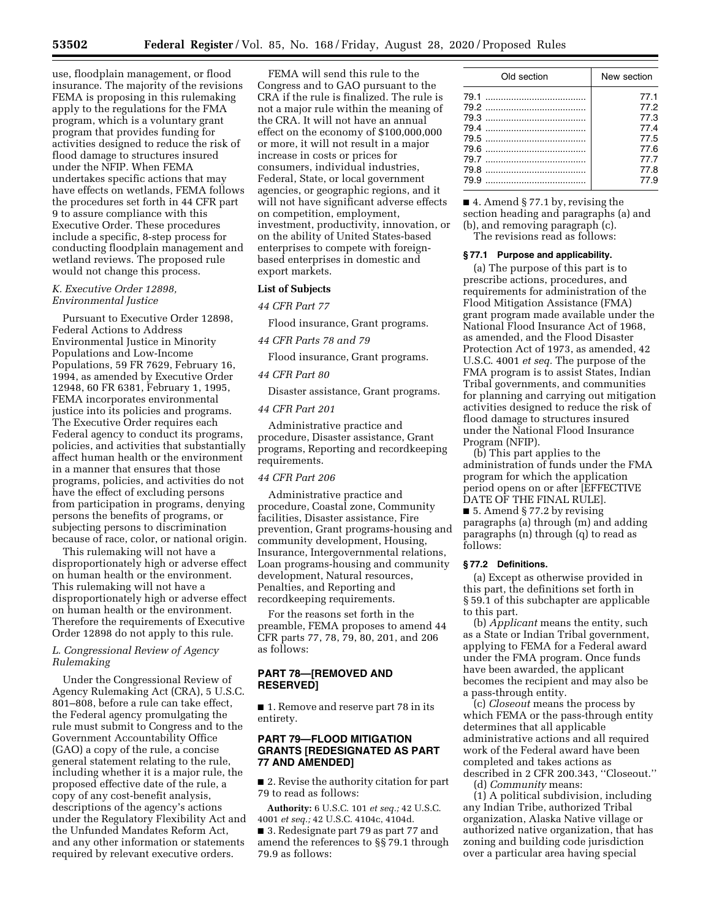use, floodplain management, or flood insurance. The majority of the revisions FEMA is proposing in this rulemaking apply to the regulations for the FMA program, which is a voluntary grant program that provides funding for activities designed to reduce the risk of flood damage to structures insured under the NFIP. When FEMA undertakes specific actions that may have effects on wetlands, FEMA follows the procedures set forth in 44 CFR part 9 to assure compliance with this Executive Order. These procedures include a specific, 8-step process for conducting floodplain management and wetland reviews. The proposed rule would not change this process.

### K. Executive Order 12898, Environmental Justice

Pursuant to Executive Order 12898, Federal Actions to Address Environmental Justice in Minority Populations and Low-Income Populations, 59 FR 7629, February 16, 1994, as amended by Executive Order 12948, 60 FR 6381, February 1, 1995, FEMA incorporates environmental justice into its policies and programs. The Executive Order requires each Federal agency to conduct its programs, policies, and activities that substantially affect human health or the environment in a manner that ensures that those programs, policies, and activities do not have the effect of excluding persons from participation in programs, denying persons the benefits of programs, or subjecting persons to discrimination because of race, color, or national origin.

This rulemaking will not have a disproportionately high or adverse effect on human health or the environment. This rulemaking will not have a disproportionately high or adverse effect on human health or the environment. Therefore the requirements of Executive Order 12898 do not apply to this rule.

### L. Congressional Review of Agency Rulemaking

Under the Congressional Review of Agency Rulemaking Act (CRA), 5 U.S.C. 801–808, before a rule can take effect, the Federal agency promulgating the rule must submit to Congress and to the Government Accountability Office (GAO) a copy of the rule, a concise general statement relating to the rule, including whether it is a major rule, the proposed effective date of the rule, a copy of any cost-benefit analysis, descriptions of the agency's actions under the Regulatory Flexibility Act and the Unfunded Mandates Reform Act, and any other information or statements required by relevant executive orders.

FEMA will send this rule to the Congress and to GAO pursuant to the CRA if the rule is finalized. The rule is not a major rule within the meaning of the CRA. It will not have an annual effect on the economy of $100,000,000 or more, it will not result in a major increase in costs or prices for consumers, individual industries, Federal, State, or local government agencies, or geographic regions, and it will not have significant adverse effects on competition, employment, investment, productivity, innovation, or on the ability of United States-based enterprises to compete with foreign-based enterprises in domestic and export markets.

## List of Subjects

*44 CFR Part 77*

Flood insurance, Grant programs.

*44 CFR Parts 78 and 79*

Flood insurance, Grant programs.

*44 CFR Part 80*

Disaster assistance, Grant programs.

*44 CFR Part 201*

Administrative practice and procedure, Disaster assistance, Grant programs, Reporting and recordkeeping requirements.

*44 CFR Part 206*

Administrative practice and procedure, Coastal zone, Community facilities, Disaster assistance, Fire prevention, Grant programs-housing and community development, Housing, Insurance, Intergovernmental relations, Loan programs-housing and community development, Natural resources, Penalties, and Reporting and recordkeeping requirements.

For the reasons set forth in the preamble, FEMA proposes to amend 44 CFR parts 77, 78, 79, 80, 201, and 206 as follows:

## PART 78—[REMOVED AND RESERVED]

■ 1. Remove and reserve part 78 in its entirety.

## PART 79—FLOOD MITIGATION GRANTS [REDESIGNATED AS PART 77 AND AMENDED]

■ 2. Revise the authority citation for part 79 to read as follows:

**Authority:** 6 U.S.C. 101 *et seq.;* 42 U.S.C. 4001 *et seq.;* 42 U.S.C. 4104c, 4104d.

■ 3. Redesignate part 79 as part 77 and amend the references to §§ 79.1 through 79.9 as follows:

| Old section | New section |
|---|---|
| 79.1 | 77.1 |
| 79.2 | 77.2 |
| 79.3 | 77.3 |
| 79.4 | 77.4 |
| 79.5 | 77.5 |
| 79.6 | 77.6 |
| 79.7 | 77.7 |
| 79.8 | 77.8 |
| 79.9 | 77.9 |

■ 4. Amend § 77.1 by, revising the section heading and paragraphs (a) and (b), and removing paragraph (c).

The revisions read as follows:

### § 77.1 Purpose and applicability.

(a) The purpose of this part is to prescribe actions, procedures, and requirements for administration of the Flood Mitigation Assistance (FMA) grant program made available under the National Flood Insurance Act of 1968, as amended, and the Flood Disaster Protection Act of 1973, as amended, 42 U.S.C. 4001 *et seq.* The purpose of the FMA program is to assist States, Indian Tribal governments, and communities for planning and carrying out mitigation activities designed to reduce the risk of flood damage to structures insured under the National Flood Insurance Program (NFIP).

(b) This part applies to the administration of funds under the FMA program for which the application period opens on or after [EFFECTIVE DATE OF THE FINAL RULE].

■ 5. Amend § 77.2 by revising paragraphs (a) through (m) and adding paragraphs (n) through (q) to read as follows:

### § 77.2 Definitions.

(a) Except as otherwise provided in this part, the definitions set forth in § 59.1 of this subchapter are applicable to this part.

(b) *Applicant* means the entity, such as a State or Indian Tribal government, applying to FEMA for a Federal award under the FMA program. Once funds have been awarded, the applicant becomes the recipient and may also be a pass-through entity.

(c) *Closeout* means the process by which FEMA or the pass-through entity determines that all applicable administrative actions and all required work of the Federal award have been completed and takes actions as described in 2 CFR 200.343, "Closeout."

(d) *Community* means:

(1) A political subdivision, including any Indian Tribe, authorized Tribal organization, Alaska Native village or authorized native organization, that has zoning and building code jurisdiction over a particular area having special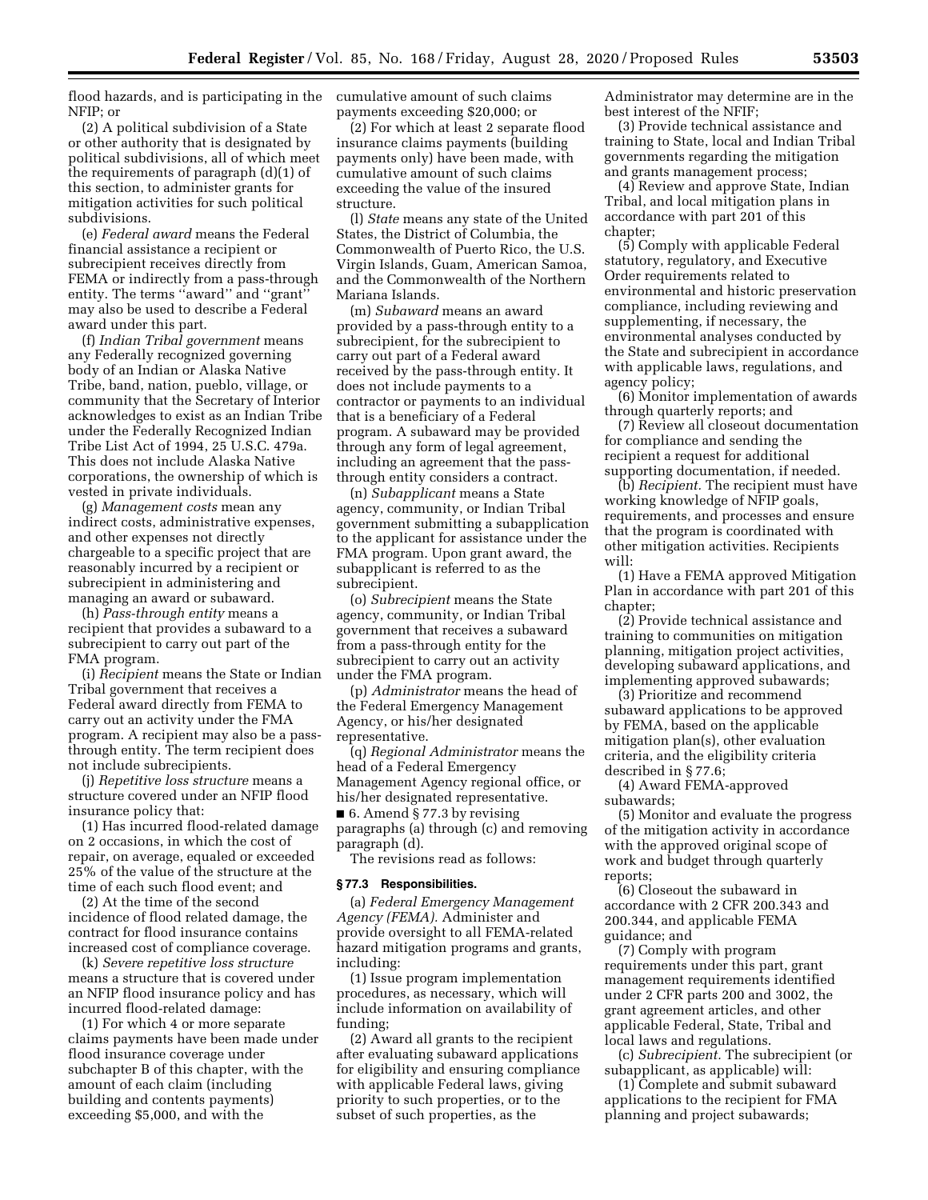flood hazards, and is participating in the NFIP; or

(2) A political subdivision of a State or other authority that is designated by political subdivisions, all of which meet the requirements of paragraph (d)(1) of this section, to administer grants for mitigation activities for such political subdivisions.

(e) *Federal award* means the Federal financial assistance a recipient or subrecipient receives directly from FEMA or indirectly from a pass-through entity. The terms "award" and "grant" may also be used to describe a Federal award under this part.

(f) *Indian Tribal government* means any Federally recognized governing body of an Indian or Alaska Native Tribe, band, nation, pueblo, village, or community that the Secretary of Interior acknowledges to exist as an Indian Tribe under the Federally Recognized Indian Tribe List Act of 1994, 25 U.S.C. 479a. This does not include Alaska Native corporations, the ownership of which is vested in private individuals.

(g) *Management costs* mean any indirect costs, administrative expenses, and other expenses not directly chargeable to a specific project that are reasonably incurred by a recipient or subrecipient in administering and managing an award or subaward.

(h) *Pass-through entity* means a recipient that provides a subaward to a subrecipient to carry out part of the FMA program.

(i) *Recipient* means the State or Indian Tribal government that receives a Federal award directly from FEMA to carry out an activity under the FMA program. A recipient may also be a pass-through entity. The term recipient does not include subrecipients.

(j) *Repetitive loss structure* means a structure covered under an NFIP flood insurance policy that:

(1) Has incurred flood-related damage on 2 occasions, in which the cost of repair, on average, equaled or exceeded 25% of the value of the structure at the time of each such flood event; and

(2) At the time of the second incidence of flood related damage, the contract for flood insurance contains increased cost of compliance coverage.

(k) *Severe repetitive loss structure* means a structure that is covered under an NFIP flood insurance policy and has incurred flood-related damage:

(1) For which 4 or more separate claims payments have been made under flood insurance coverage under subchapter B of this chapter, with the amount of each claim (including building and contents payments) exceeding $5,000, and with the cumulative amount of such claims payments exceeding $20,000; or

(2) For which at least 2 separate flood insurance claims payments (building payments only) have been made, with cumulative amount of such claims exceeding the value of the insured structure.

(l) *State* means any state of the United States, the District of Columbia, the Commonwealth of Puerto Rico, the U.S. Virgin Islands, Guam, American Samoa, and the Commonwealth of the Northern Mariana Islands.

(m) *Subaward* means an award provided by a pass-through entity to a subrecipient, for the subrecipient to carry out part of a Federal award received by the pass-through entity. It does not include payments to a contractor or payments to an individual that is a beneficiary of a Federal program. A subaward may be provided through any form of legal agreement, including an agreement that the pass-through entity considers a contract.

(n) *Subapplicant* means a State agency, community, or Indian Tribal government submitting a subapplication to the applicant for assistance under the FMA program. Upon grant award, the subapplicant is referred to as the subrecipient.

(o) *Subrecipient* means the State agency, community, or Indian Tribal government that receives a subaward from a pass-through entity for the subrecipient to carry out an activity under the FMA program.

(p) *Administrator* means the head of the Federal Emergency Management Agency, or his/her designated representative.

(q) *Regional Administrator* means the head of a Federal Emergency Management Agency regional office, or his/her designated representative.

■ 6. Amend § 77.3 by revising paragraphs (a) through (c) and removing paragraph (d).

The revisions read as follows:

**§ 77.3 Responsibilities.**

(a) *Federal Emergency Management Agency (FEMA).* Administer and provide oversight to all FEMA-related hazard mitigation programs and grants, including:

(1) Issue program implementation procedures, as necessary, which will include information on availability of funding;

(2) Award all grants to the recipient after evaluating subaward applications for eligibility and ensuring compliance with applicable Federal laws, giving priority to such properties, or to the subset of such properties, as the Administrator may determine are in the best interest of the NFIF;

(3) Provide technical assistance and training to State, local and Indian Tribal governments regarding the mitigation and grants management process;

(4) Review and approve State, Indian Tribal, and local mitigation plans in accordance with part 201 of this chapter;

(5) Comply with applicable Federal statutory, regulatory, and Executive Order requirements related to environmental and historic preservation compliance, including reviewing and supplementing, if necessary, the environmental analyses conducted by the State and subrecipient in accordance with applicable laws, regulations, and agency policy;

(6) Monitor implementation of awards through quarterly reports; and

(7) Review all closeout documentation for compliance and sending the recipient a request for additional supporting documentation, if needed.

(b) *Recipient.* The recipient must have working knowledge of NFIP goals, requirements, and processes and ensure that the program is coordinated with other mitigation activities. Recipients will:

(1) Have a FEMA approved Mitigation Plan in accordance with part 201 of this chapter;

(2) Provide technical assistance and training to communities on mitigation planning, mitigation project activities, developing subaward applications, and implementing approved subawards;

(3) Prioritize and recommend subaward applications to be approved by FEMA, based on the applicable mitigation plan(s), other evaluation criteria, and the eligibility criteria described in § 77.6;

(4) Award FEMA-approved subawards;

(5) Monitor and evaluate the progress of the mitigation activity in accordance with the approved original scope of work and budget through quarterly reports;

(6) Closeout the subaward in accordance with 2 CFR 200.343 and 200.344, and applicable FEMA guidance; and

(7) Comply with program requirements under this part, grant management requirements identified under 2 CFR parts 200 and 3002, the grant agreement articles, and other applicable Federal, State, Tribal and local laws and regulations.

(c) *Subrecipient.* The subrecipient (or subapplicant, as applicable) will:

(1) Complete and submit subaward applications to the recipient for FMA planning and project subawards;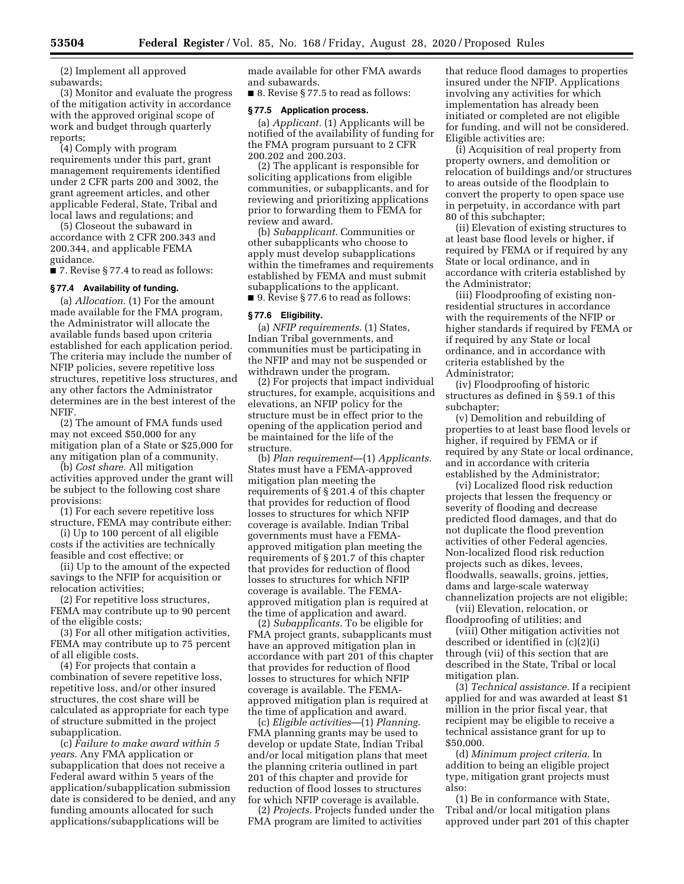(2) Implement all approved subawards;

(3) Monitor and evaluate the progress of the mitigation activity in accordance with the approved original scope of work and budget through quarterly reports;

(4) Comply with program requirements under this part, grant management requirements identified under 2 CFR parts 200 and 3002, the grant agreement articles, and other applicable Federal, State, Tribal and local laws and regulations; and

(5) Closeout the subaward in accordance with 2 CFR 200.343 and 200.344, and applicable FEMA guidance.

■ 7. Revise § 77.4 to read as follows:

**§ 77.4 Availability of funding.**

(a) *Allocation.* (1) For the amount made available for the FMA program, the Administrator will allocate the available funds based upon criteria established for each application period. The criteria may include the number of NFIP policies, severe repetitive loss structures, repetitive loss structures, and any other factors the Administrator determines are in the best interest of the NFIF.

(2) The amount of FMA funds used may not exceed $50,000 for any mitigation plan of a State or $25,000 for any mitigation plan of a community.

(b) *Cost share.* All mitigation activities approved under the grant will be subject to the following cost share provisions:

(1) For each severe repetitive loss structure, FEMA may contribute either:

(i) Up to 100 percent of all eligible costs if the activities are technically feasible and cost effective; or

(ii) Up to the amount of the expected savings to the NFIP for acquisition or relocation activities;

(2) For repetitive loss structures, FEMA may contribute up to 90 percent of the eligible costs;

(3) For all other mitigation activities, FEMA may contribute up to 75 percent of all eligible costs.

(4) For projects that contain a combination of severe repetitive loss, repetitive loss, and/or other insured structures, the cost share will be calculated as appropriate for each type of structure submitted in the project subapplication.

(c) *Failure to make award within 5 years.* Any FMA application or subapplication that does not receive a Federal award within 5 years of the application/subapplication submission date is considered to be denied, and any funding amounts allocated for such applications/subapplications will be made available for other FMA awards and subawards.

■ 8. Revise § 77.5 to read as follows:

**§ 77.5 Application process.**

(a) *Applicant.* (1) Applicants will be notified of the availability of funding for the FMA program pursuant to 2 CFR 200.202 and 200.203.

(2) The applicant is responsible for soliciting applications from eligible communities, or subapplicants, and for reviewing and prioritizing applications prior to forwarding them to FEMA for review and award.

(b) *Subapplicant.* Communities or other subapplicants who choose to apply must develop subapplications within the timeframes and requirements established by FEMA and must submit subapplications to the applicant.

■ 9. Revise § 77.6 to read as follows:

**§ 77.6 Eligibility.**

(a) *NFIP requirements.* (1) States, Indian Tribal governments, and communities must be participating in the NFIP and may not be suspended or withdrawn under the program.

(2) For projects that impact individual structures, for example, acquisitions and elevations, an NFIP policy for the structure must be in effect prior to the opening of the application period and be maintained for the life of the structure.

(b) *Plan requirement*—(1) *Applicants.* States must have a FEMA-approved mitigation plan meeting the requirements of § 201.4 of this chapter that provides for reduction of flood losses to structures for which NFIP coverage is available. Indian Tribal governments must have a FEMA-approved mitigation plan meeting the requirements of § 201.7 of this chapter that provides for reduction of flood losses to structures for which NFIP coverage is available. The FEMA-approved mitigation plan is required at the time of application and award.

(2) *Subapplicants.* To be eligible for FMA project grants, subapplicants must have an approved mitigation plan in accordance with part 201 of this chapter that provides for reduction of flood losses to structures for which NFIP coverage is available. The FEMA-approved mitigation plan is required at the time of application and award.

(c) *Eligible activities*—(1) *Planning.* FMA planning grants may be used to develop or update State, Indian Tribal and/or local mitigation plans that meet the planning criteria outlined in part 201 of this chapter and provide for reduction of flood losses to structures for which NFIP coverage is available.

(2) *Projects.* Projects funded under the FMA program are limited to activities that reduce flood damages to properties insured under the NFIP. Applications involving any activities for which implementation has already been initiated or completed are not eligible for funding, and will not be considered. Eligible activities are:

(i) Acquisition of real property from property owners, and demolition or relocation of buildings and/or structures to areas outside of the floodplain to convert the property to open space use in perpetuity, in accordance with part 80 of this subchapter;

(ii) Elevation of existing structures to at least base flood levels or higher, if required by FEMA or if required by any State or local ordinance, and in accordance with criteria established by the Administrator;

(iii) Floodproofing of existing non-residential structures in accordance with the requirements of the NFIP or higher standards if required by FEMA or if required by any State or local ordinance, and in accordance with criteria established by the Administrator;

(iv) Floodproofing of historic structures as defined in § 59.1 of this subchapter;

(v) Demolition and rebuilding of properties to at least base flood levels or higher, if required by FEMA or if required by any State or local ordinance, and in accordance with criteria established by the Administrator;

(vi) Localized flood risk reduction projects that lessen the frequency or severity of flooding and decrease predicted flood damages, and that do not duplicate the flood prevention activities of other Federal agencies. Non-localized flood risk reduction projects such as dikes, levees, floodwalls, seawalls, groins, jetties, dams and large-scale waterway channelization projects are not eligible;

(vii) Elevation, relocation, or floodproofing of utilities; and

(viii) Other mitigation activities not described or identified in (c)(2)(i) through (vii) of this section that are described in the State, Tribal or local mitigation plan.

(3) *Technical assistance.* If a recipient applied for and was awarded at least $1 million in the prior fiscal year, that recipient may be eligible to receive a technical assistance grant for up to $50,000.

(d) *Minimum project criteria.* In addition to being an eligible project type, mitigation grant projects must also:

(1) Be in conformance with State, Tribal and/or local mitigation plans approved under part 201 of this chapter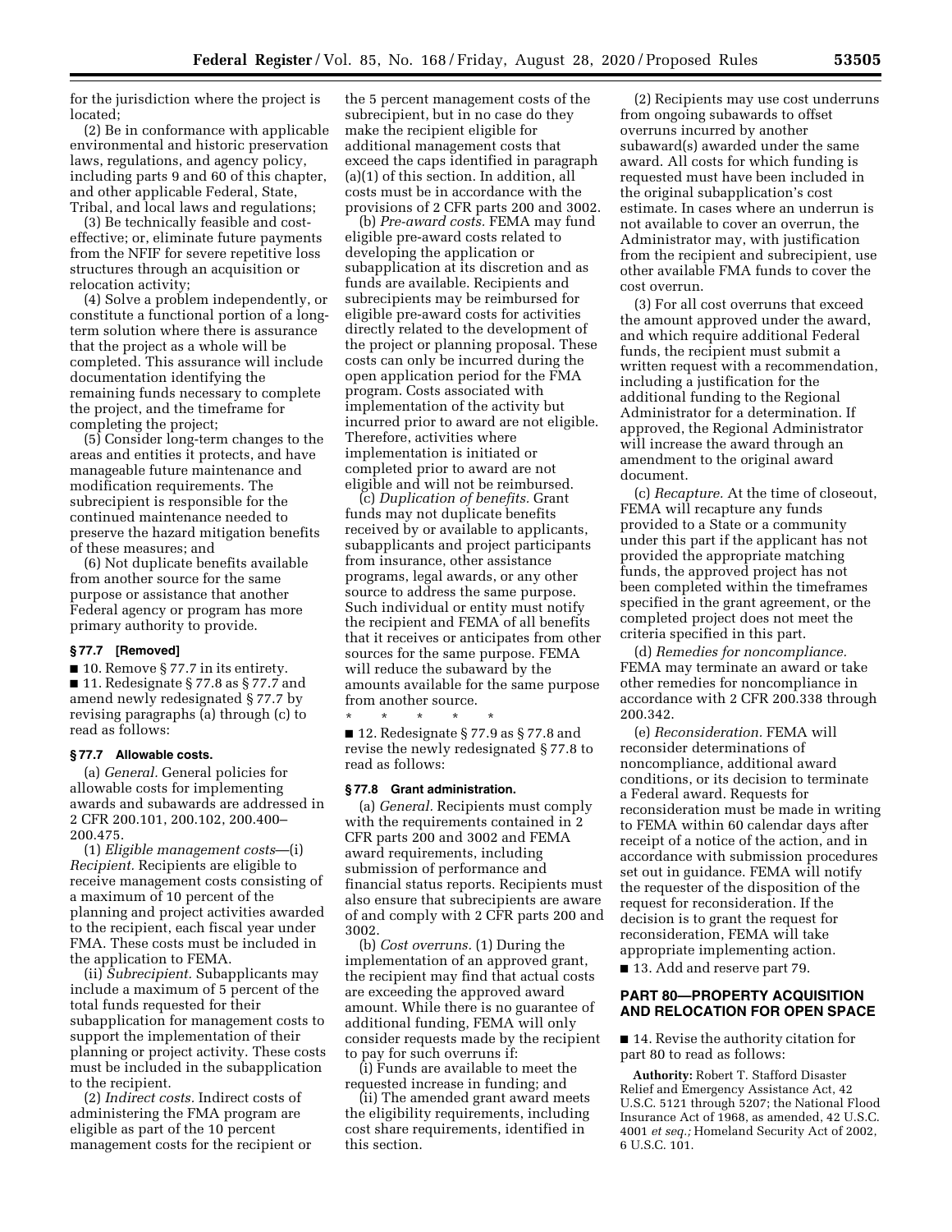for the jurisdiction where the project is located;

(2) Be in conformance with applicable environmental and historic preservation laws, regulations, and agency policy, including parts 9 and 60 of this chapter, and other applicable Federal, State, Tribal, and local laws and regulations;

(3) Be technically feasible and cost-effective; or, eliminate future payments from the NFIF for severe repetitive loss structures through an acquisition or relocation activity;

(4) Solve a problem independently, or constitute a functional portion of a long-term solution where there is assurance that the project as a whole will be completed. This assurance will include documentation identifying the remaining funds necessary to complete the project, and the timeframe for completing the project;

(5) Consider long-term changes to the areas and entities it protects, and have manageable future maintenance and modification requirements. The subrecipient is responsible for the continued maintenance needed to preserve the hazard mitigation benefits of these measures; and

(6) Not duplicate benefits available from another source for the same purpose or assistance that another Federal agency or program has more primary authority to provide.

### § 77.7 [Removed]

■ 10. Remove § 77.7 in its entirety.

■ 11. Redesignate § 77.8 as § 77.7 and amend newly redesignated § 77.7 by revising paragraphs (a) through (c) to read as follows:

### § 77.7 Allowable costs.

(a) *General.* General policies for allowable costs for implementing awards and subawards are addressed in 2 CFR 200.101, 200.102, 200.400–200.475.

(1) *Eligible management costs*—(i) *Recipient.* Recipients are eligible to receive management costs consisting of a maximum of 10 percent of the planning and project activities awarded to the recipient, each fiscal year under FMA. These costs must be included in the application to FEMA.

(ii) *Subrecipient.* Subapplicants may include a maximum of 5 percent of the total funds requested for their subapplication for management costs to support the implementation of their planning or project activity. These costs must be included in the subapplication to the recipient.

(2) *Indirect costs.* Indirect costs of administering the FMA program are eligible as part of the 10 percent management costs for the recipient or the 5 percent management costs of the subrecipient, but in no case do they make the recipient eligible for additional management costs that exceed the caps identified in paragraph (a)(1) of this section. In addition, all costs must be in accordance with the provisions of 2 CFR parts 200 and 3002.

(b) *Pre-award costs.* FEMA may fund eligible pre-award costs related to developing the application or subapplication at its discretion and as funds are available. Recipients and subrecipients may be reimbursed for eligible pre-award costs for activities directly related to the development of the project or planning proposal. These costs can only be incurred during the open application period for the FMA program. Costs associated with implementation of the activity but incurred prior to award are not eligible. Therefore, activities where implementation is initiated or completed prior to award are not eligible and will not be reimbursed.

(c) *Duplication of benefits.* Grant funds may not duplicate benefits received by or available to applicants, subapplicants and project participants from insurance, other assistance programs, legal awards, or any other source to address the same purpose. Such individual or entity must notify the recipient and FEMA of all benefits that it receives or anticipates from other sources for the same purpose. FEMA will reduce the subaward by the amounts available for the same purpose from another source.

\* \* \* \* \*

■ 12. Redesignate § 77.9 as § 77.8 and revise the newly redesignated § 77.8 to read as follows:

### § 77.8 Grant administration.

(a) *General.* Recipients must comply with the requirements contained in 2 CFR parts 200 and 3002 and FEMA award requirements, including submission of performance and financial status reports. Recipients must also ensure that subrecipients are aware of and comply with 2 CFR parts 200 and 3002.

(b) *Cost overruns.* (1) During the implementation of an approved grant, the recipient may find that actual costs are exceeding the approved award amount. While there is no guarantee of additional funding, FEMA will only consider requests made by the recipient to pay for such overruns if:

(i) Funds are available to meet the requested increase in funding; and

(ii) The amended grant award meets the eligibility requirements, including cost share requirements, identified in this section.

(2) Recipients may use cost underruns from ongoing subawards to offset overruns incurred by another subaward(s) awarded under the same award. All costs for which funding is requested must have been included in the original subapplication's cost estimate. In cases where an underrun is not available to cover an overrun, the Administrator may, with justification from the recipient and subrecipient, use other available FMA funds to cover the cost overrun.

(3) For all cost overruns that exceed the amount approved under the award, and which require additional Federal funds, the recipient must submit a written request with a recommendation, including a justification for the additional funding to the Regional Administrator for a determination. If approved, the Regional Administrator will increase the award through an amendment to the original award document.

(c) *Recapture.* At the time of closeout, FEMA will recapture any funds provided to a State or a community under this part if the applicant has not provided the appropriate matching funds, the approved project has not been completed within the timeframes specified in the grant agreement, or the completed project does not meet the criteria specified in this part.

(d) *Remedies for noncompliance.* FEMA may terminate an award or take other remedies for noncompliance in accordance with 2 CFR 200.338 through 200.342.

(e) *Reconsideration.* FEMA will reconsider determinations of noncompliance, additional award conditions, or its decision to terminate a Federal award. Requests for reconsideration must be made in writing to FEMA within 60 calendar days after receipt of a notice of the action, and in accordance with submission procedures set out in guidance. FEMA will notify the requester of the disposition of the request for reconsideration. If the decision is to grant the request for reconsideration, FEMA will take appropriate implementing action.

■ 13. Add and reserve part 79.

## PART 80—PROPERTY ACQUISITION AND RELOCATION FOR OPEN SPACE

■ 14. Revise the authority citation for part 80 to read as follows:

**Authority:** Robert T. Stafford Disaster Relief and Emergency Assistance Act, 42 U.S.C. 5121 through 5207; the National Flood Insurance Act of 1968, as amended, 42 U.S.C. 4001 *et seq.;* Homeland Security Act of 2002, 6 U.S.C. 101.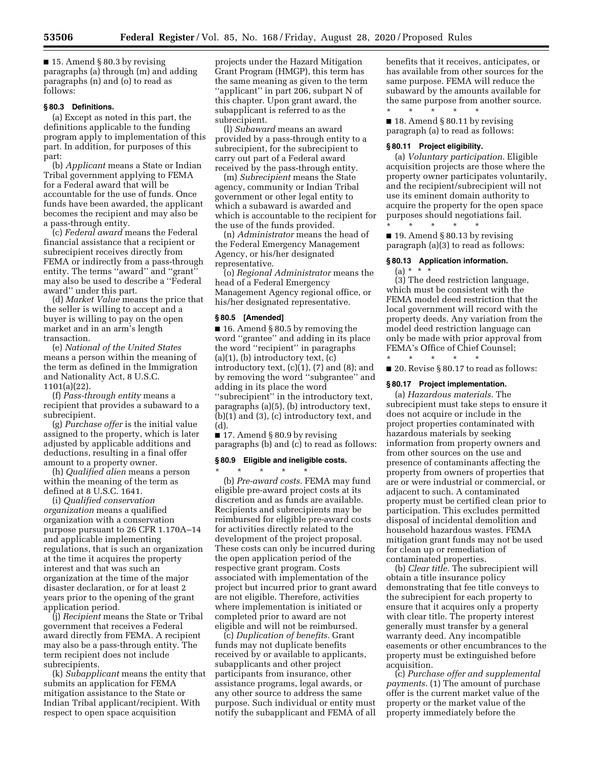■ 15. Amend § 80.3 by revising paragraphs (a) through (m) and adding paragraphs (n) and (o) to read as follows:

**§ 80.3 Definitions.**

(a) Except as noted in this part, the definitions applicable to the funding program apply to implementation of this part. In addition, for purposes of this part:

(b) *Applicant* means a State or Indian Tribal government applying to FEMA for a Federal award that will be accountable for the use of funds. Once funds have been awarded, the applicant becomes the recipient and may also be a pass-through entity.

(c) *Federal award* means the Federal financial assistance that a recipient or subrecipient receives directly from FEMA or indirectly from a pass-through entity. The terms ''award'' and ''grant'' may also be used to describe a ''Federal award'' under this part.

(d) *Market Value* means the price that the seller is willing to accept and a buyer is willing to pay on the open market and in an arm's length transaction.

(e) *National of the United States* means a person within the meaning of the term as defined in the Immigration and Nationality Act, 8 U.S.C. 1101(a)(22).

(f) *Pass-through entity* means a recipient that provides a subaward to a subrecipient.

(g) *Purchase offer* is the initial value assigned to the property, which is later adjusted by applicable additions and deductions, resulting in a final offer amount to a property owner.

(h) *Qualified alien* means a person within the meaning of the term as defined at 8 U.S.C. 1641.

(i) *Qualified conservation organization* means a qualified organization with a conservation purpose pursuant to 26 CFR 1.170A–14 and applicable implementing regulations, that is such an organization at the time it acquires the property interest and that was such an organization at the time of the major disaster declaration, or for at least 2 years prior to the opening of the grant application period.

(j) *Recipient* means the State or Tribal government that receives a Federal award directly from FEMA. A recipient may also be a pass-through entity. The term recipient does not include subrecipients.

(k) *Subapplicant* means the entity that submits an application for FEMA mitigation assistance to the State or Indian Tribal applicant/recipient. With respect to open space acquisition projects under the Hazard Mitigation Grant Program (HMGP), this term has the same meaning as given to the term ''applicant'' in part 206, subpart N of this chapter. Upon grant award, the subapplicant is referred to as the subrecipient.

(l) *Subaward* means an award provided by a pass-through entity to a subrecipient, for the subrecipient to carry out part of a Federal award received by the pass-through entity.

(m) *Subrecipient* means the State agency, community or Indian Tribal government or other legal entity to which a subaward is awarded and which is accountable to the recipient for the use of the funds provided.

(n) *Administrator* means the head of the Federal Emergency Management Agency, or his/her designated representative.

(o) *Regional Administrator* means the head of a Federal Emergency Management Agency regional office, or his/her designated representative.

**§ 80.5 [Amended]**

■ 16. Amend § 80.5 by removing the word ''grantee'' and adding in its place the word ''recipient'' in paragraphs (a)(1), (b) introductory text, (c) introductory text, (c)(1), (7) and (8); and by removing the word ''subgrantee'' and adding in its place the word ''subrecipient'' in the introductory text, paragraphs (a)(5), (b) introductory text, (b)(1) and (3), (c) introductory text, and (d).

■ 17. Amend § 80.9 by revising paragraphs (b) and (c) to read as follows:

**§ 80.9 Eligible and ineligible costs.**

\* \* \* \* \*

(b) *Pre-award costs.* FEMA may fund eligible pre-award project costs at its discretion and as funds are available. Recipients and subrecipients may be reimbursed for eligible pre-award costs for activities directly related to the development of the project proposal. These costs can only be incurred during the open application period of the respective grant program. Costs associated with implementation of the project but incurred prior to grant award are not eligible. Therefore, activities where implementation is initiated or completed prior to award are not eligible and will not be reimbursed.

(c) *Duplication of benefits.* Grant funds may not duplicate benefits received by or available to applicants, subapplicants and other project participants from insurance, other assistance programs, legal awards, or any other source to address the same purpose. Such individual or entity must notify the subapplicant and FEMA of all benefits that it receives, anticipates, or has available from other sources for the same purpose. FEMA will reduce the subaward by the amounts available for the same purpose from another source.

\* \* \* \* \*

■ 18. Amend § 80.11 by revising paragraph (a) to read as follows:

**§ 80.11 Project eligibility.**

(a) *Voluntary participation.* Eligible acquisition projects are those where the property owner participates voluntarily, and the recipient/subrecipient will not use its eminent domain authority to acquire the property for the open space purposes should negotiations fail.

\* \* \* \* \*

■ 19. Amend § 80.13 by revising paragraph (a)(3) to read as follows:

**§ 80.13 Application information.**

(a) \* \* \*

(3) The deed restriction language, which must be consistent with the FEMA model deed restriction that the local government will record with the property deeds. Any variation from the model deed restriction language can only be made with prior approval from FEMA's Office of Chief Counsel;

\* \* \* \* \*

■ 20. Revise § 80.17 to read as follows:

**§ 80.17 Project implementation.**

(a) *Hazardous materials.* The subrecipient must take steps to ensure it does not acquire or include in the project properties contaminated with hazardous materials by seeking information from property owners and from other sources on the use and presence of contaminants affecting the property from owners of properties that are or were industrial or commercial, or adjacent to such. A contaminated property must be certified clean prior to participation. This excludes permitted disposal of incidental demolition and household hazardous wastes. FEMA mitigation grant funds may not be used for clean up or remediation of contaminated properties.

(b) *Clear title.* The subrecipient will obtain a title insurance policy demonstrating that fee title conveys to the subrecipient for each property to ensure that it acquires only a property with clear title. The property interest generally must transfer by a general warranty deed. Any incompatible easements or other encumbrances to the property must be extinguished before acquisition.

(c) *Purchase offer and supplemental payments.* (1) The amount of purchase offer is the current market value of the property or the market value of the property immediately before the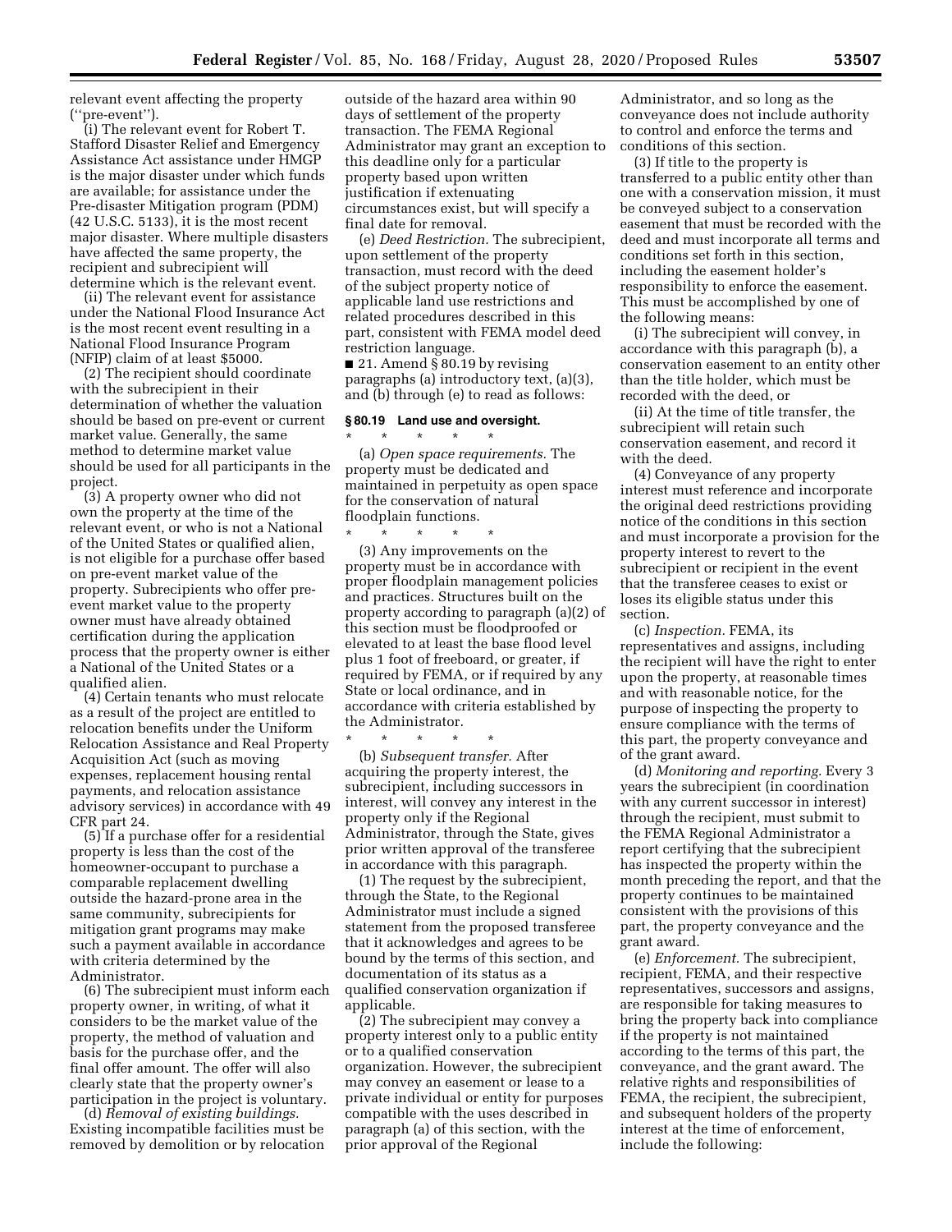relevant event affecting the property (''pre-event'').

(i) The relevant event for Robert T. Stafford Disaster Relief and Emergency Assistance Act assistance under HMGP is the major disaster under which funds are available; for assistance under the Pre-disaster Mitigation program (PDM) (42 U.S.C. 5133), it is the most recent major disaster. Where multiple disasters have affected the same property, the recipient and subrecipient will determine which is the relevant event.

(ii) The relevant event for assistance under the National Flood Insurance Act is the most recent event resulting in a National Flood Insurance Program (NFIP) claim of at least $5000.

(2) The recipient should coordinate with the subrecipient in their determination of whether the valuation should be based on pre-event or current market value. Generally, the same method to determine market value should be used for all participants in the project.

(3) A property owner who did not own the property at the time of the relevant event, or who is not a National of the United States or qualified alien, is not eligible for a purchase offer based on pre-event market value of the property. Subrecipients who offer pre-event market value to the property owner must have already obtained certification during the application process that the property owner is either a National of the United States or a qualified alien.

(4) Certain tenants who must relocate as a result of the project are entitled to relocation benefits under the Uniform Relocation Assistance and Real Property Acquisition Act (such as moving expenses, replacement housing rental payments, and relocation assistance advisory services) in accordance with 49 CFR part 24.

(5) If a purchase offer for a residential property is less than the cost of the homeowner-occupant to purchase a comparable replacement dwelling outside the hazard-prone area in the same community, subrecipients for mitigation grant programs may make such a payment available in accordance with criteria determined by the Administrator.

(6) The subrecipient must inform each property owner, in writing, of what it considers to be the market value of the property, the method of valuation and basis for the purchase offer, and the final offer amount. The offer will also clearly state that the property owner's participation in the project is voluntary.

(d) *Removal of existing buildings.* Existing incompatible facilities must be removed by demolition or by relocation outside of the hazard area within 90 days of settlement of the property transaction. The FEMA Regional Administrator may grant an exception to this deadline only for a particular property based upon written justification if extenuating circumstances exist, but will specify a final date for removal.

(e) *Deed Restriction.* The subrecipient, upon settlement of the property transaction, must record with the deed of the subject property notice of applicable land use restrictions and related procedures described in this part, consistent with FEMA model deed restriction language.

■ 21. Amend § 80.19 by revising paragraphs (a) introductory text, (a)(3), and (b) through (e) to read as follows:

### § 80.19 Land use and oversight.

\* \* \* \* \*

(a) *Open space requirements.* The property must be dedicated and maintained in perpetuity as open space for the conservation of natural floodplain functions.

\* \* \* \* \*

(3) Any improvements on the property must be in accordance with proper floodplain management policies and practices. Structures built on the property according to paragraph (a)(2) of this section must be floodproofed or elevated to at least the base flood level plus 1 foot of freeboard, or greater, if required by FEMA, or if required by any State or local ordinance, and in accordance with criteria established by the Administrator.

\* \* \* \* \*

(b) *Subsequent transfer.* After acquiring the property interest, the subrecipient, including successors in interest, will convey any interest in the property only if the Regional Administrator, through the State, gives prior written approval of the transferee in accordance with this paragraph.

(1) The request by the subrecipient, through the State, to the Regional Administrator must include a signed statement from the proposed transferee that it acknowledges and agrees to be bound by the terms of this section, and documentation of its status as a qualified conservation organization if applicable.

(2) The subrecipient may convey a property interest only to a public entity or to a qualified conservation organization. However, the subrecipient may convey an easement or lease to a private individual or entity for purposes compatible with the uses described in paragraph (a) of this section, with the prior approval of the Regional Administrator, and so long as the conveyance does not include authority to control and enforce the terms and conditions of this section.

(3) If title to the property is transferred to a public entity other than one with a conservation mission, it must be conveyed subject to a conservation easement that must be recorded with the deed and must incorporate all terms and conditions set forth in this section, including the easement holder's responsibility to enforce the easement. This must be accomplished by one of the following means:

(i) The subrecipient will convey, in accordance with this paragraph (b), a conservation easement to an entity other than the title holder, which must be recorded with the deed, or

(ii) At the time of title transfer, the subrecipient will retain such conservation easement, and record it with the deed.

(4) Conveyance of any property interest must reference and incorporate the original deed restrictions providing notice of the conditions in this section and must incorporate a provision for the property interest to revert to the subrecipient or recipient in the event that the transferee ceases to exist or loses its eligible status under this section.

(c) *Inspection.* FEMA, its representatives and assigns, including the recipient will have the right to enter upon the property, at reasonable times and with reasonable notice, for the purpose of inspecting the property to ensure compliance with the terms of this part, the property conveyance and of the grant award.

(d) *Monitoring and reporting.* Every 3 years the subrecipient (in coordination with any current successor in interest) through the recipient, must submit to the FEMA Regional Administrator a report certifying that the subrecipient has inspected the property within the month preceding the report, and that the property continues to be maintained consistent with the provisions of this part, the property conveyance and the grant award.

(e) *Enforcement.* The subrecipient, recipient, FEMA, and their respective representatives, successors and assigns, are responsible for taking measures to bring the property back into compliance if the property is not maintained according to the terms of this part, the conveyance, and the grant award. The relative rights and responsibilities of FEMA, the recipient, the subrecipient, and subsequent holders of the property interest at the time of enforcement, include the following: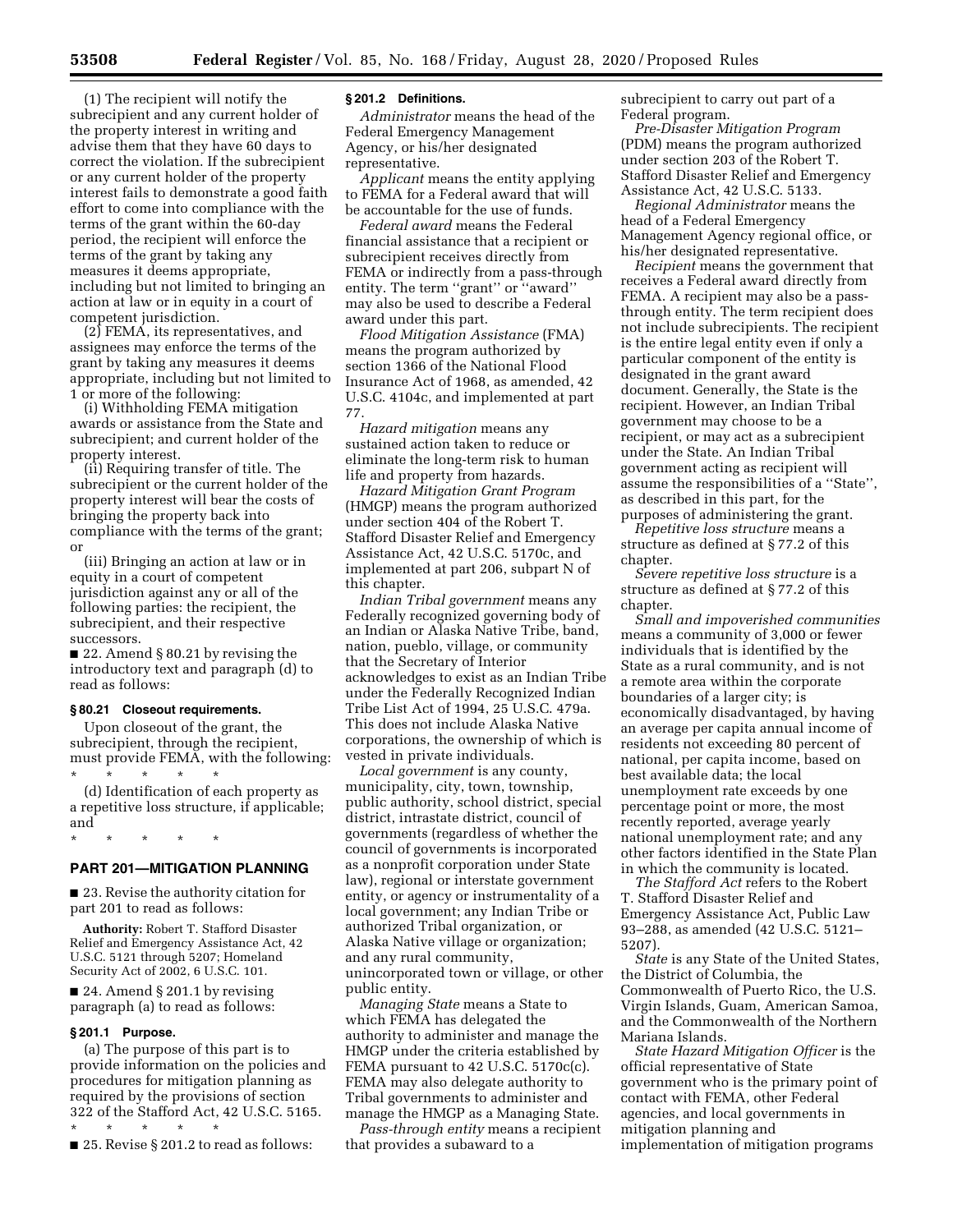(1) The recipient will notify the subrecipient and any current holder of the property interest in writing and advise them that they have 60 days to correct the violation. If the subrecipient or any current holder of the property interest fails to demonstrate a good faith effort to come into compliance with the terms of the grant within the 60-day period, the recipient will enforce the terms of the grant by taking any measures it deems appropriate, including but not limited to bringing an action at law or in equity in a court of competent jurisdiction.

(2) FEMA, its representatives, and assignees may enforce the terms of the grant by taking any measures it deems appropriate, including but not limited to 1 or more of the following:

(i) Withholding FEMA mitigation awards or assistance from the State and subrecipient; and current holder of the property interest.

(ii) Requiring transfer of title. The subrecipient or the current holder of the property interest will bear the costs of bringing the property back into compliance with the terms of the grant; or

(iii) Bringing an action at law or in equity in a court of competent jurisdiction against any or all of the following parties: the recipient, the subrecipient, and their respective successors.

■ 22. Amend § 80.21 by revising the introductory text and paragraph (d) to read as follows:

#### § 80.21 Closeout requirements.

Upon closeout of the grant, the subrecipient, through the recipient, must provide FEMA, with the following:

\* \* \* \* \*

(d) Identification of each property as a repetitive loss structure, if applicable; and

\* \* \* \* \*

### PART 201—MITIGATION PLANNING

■ 23. Revise the authority citation for part 201 to read as follows:

**Authority:** Robert T. Stafford Disaster Relief and Emergency Assistance Act, 42 U.S.C. 5121 through 5207; Homeland Security Act of 2002, 6 U.S.C. 101.

■ 24. Amend § 201.1 by revising paragraph (a) to read as follows:

#### § 201.1 Purpose.

(a) The purpose of this part is to provide information on the policies and procedures for mitigation planning as required by the provisions of section 322 of the Stafford Act, 42 U.S.C. 5165.

\* \* \* \* \*

■ 25. Revise § 201.2 to read as follows:

#### § 201.2 Definitions.

*Administrator* means the head of the Federal Emergency Management Agency, or his/her designated representative.

*Applicant* means the entity applying to FEMA for a Federal award that will be accountable for the use of funds.

*Federal award* means the Federal financial assistance that a recipient or subrecipient receives directly from FEMA or indirectly from a pass-through entity. The term ''grant'' or ''award'' may also be used to describe a Federal award under this part.

*Flood Mitigation Assistance* (FMA) means the program authorized by section 1366 of the National Flood Insurance Act of 1968, as amended, 42 U.S.C. 4104c, and implemented at part 77.

*Hazard mitigation* means any sustained action taken to reduce or eliminate the long-term risk to human life and property from hazards.

*Hazard Mitigation Grant Program* (HMGP) means the program authorized under section 404 of the Robert T. Stafford Disaster Relief and Emergency Assistance Act, 42 U.S.C. 5170c, and implemented at part 206, subpart N of this chapter.

*Indian Tribal government* means any Federally recognized governing body of an Indian or Alaska Native Tribe, band, nation, pueblo, village, or community that the Secretary of Interior acknowledges to exist as an Indian Tribe under the Federally Recognized Indian Tribe List Act of 1994, 25 U.S.C. 479a. This does not include Alaska Native corporations, the ownership of which is vested in private individuals.

*Local government* is any county, municipality, city, town, township, public authority, school district, special district, intrastate district, council of governments (regardless of whether the council of governments is incorporated as a nonprofit corporation under State law), regional or interstate government entity, or agency or instrumentality of a local government; any Indian Tribe or authorized Tribal organization, or Alaska Native village or organization; and any rural community, unincorporated town or village, or other public entity.

*Managing State* means a State to which FEMA has delegated the authority to administer and manage the HMGP under the criteria established by FEMA pursuant to 42 U.S.C. 5170c(c). FEMA may also delegate authority to Tribal governments to administer and manage the HMGP as a Managing State.

*Pass-through entity* means a recipient that provides a subaward to a subrecipient to carry out part of a Federal program.

*Pre-Disaster Mitigation Program* (PDM) means the program authorized under section 203 of the Robert T. Stafford Disaster Relief and Emergency Assistance Act, 42 U.S.C. 5133.

*Regional Administrator* means the head of a Federal Emergency Management Agency regional office, or his/her designated representative.

*Recipient* means the government that receives a Federal award directly from FEMA. A recipient may also be a pass-through entity. The term recipient does not include subrecipients. The recipient is the entire legal entity even if only a particular component of the entity is designated in the grant award document. Generally, the State is the recipient. However, an Indian Tribal government may choose to be a recipient, or may act as a subrecipient under the State. An Indian Tribal government acting as recipient will assume the responsibilities of a ''State'', as described in this part, for the purposes of administering the grant.

*Repetitive loss structure* means a structure as defined at § 77.2 of this chapter.

*Severe repetitive loss structure* is a structure as defined at § 77.2 of this chapter.

*Small and impoverished communities* means a community of 3,000 or fewer individuals that is identified by the State as a rural community, and is not a remote area within the corporate boundaries of a larger city; is economically disadvantaged, by having an average per capita annual income of residents not exceeding 80 percent of national, per capita income, based on best available data; the local unemployment rate exceeds by one percentage point or more, the most recently reported, average yearly national unemployment rate; and any other factors identified in the State Plan in which the community is located.

*The Stafford Act* refers to the Robert T. Stafford Disaster Relief and Emergency Assistance Act, Public Law 93–288, as amended (42 U.S.C. 5121–5207).

*State* is any State of the United States, the District of Columbia, the Commonwealth of Puerto Rico, the U.S. Virgin Islands, Guam, American Samoa, and the Commonwealth of the Northern Mariana Islands.

*State Hazard Mitigation Officer* is the official representative of State government who is the primary point of contact with FEMA, other Federal agencies, and local governments in mitigation planning and implementation of mitigation programs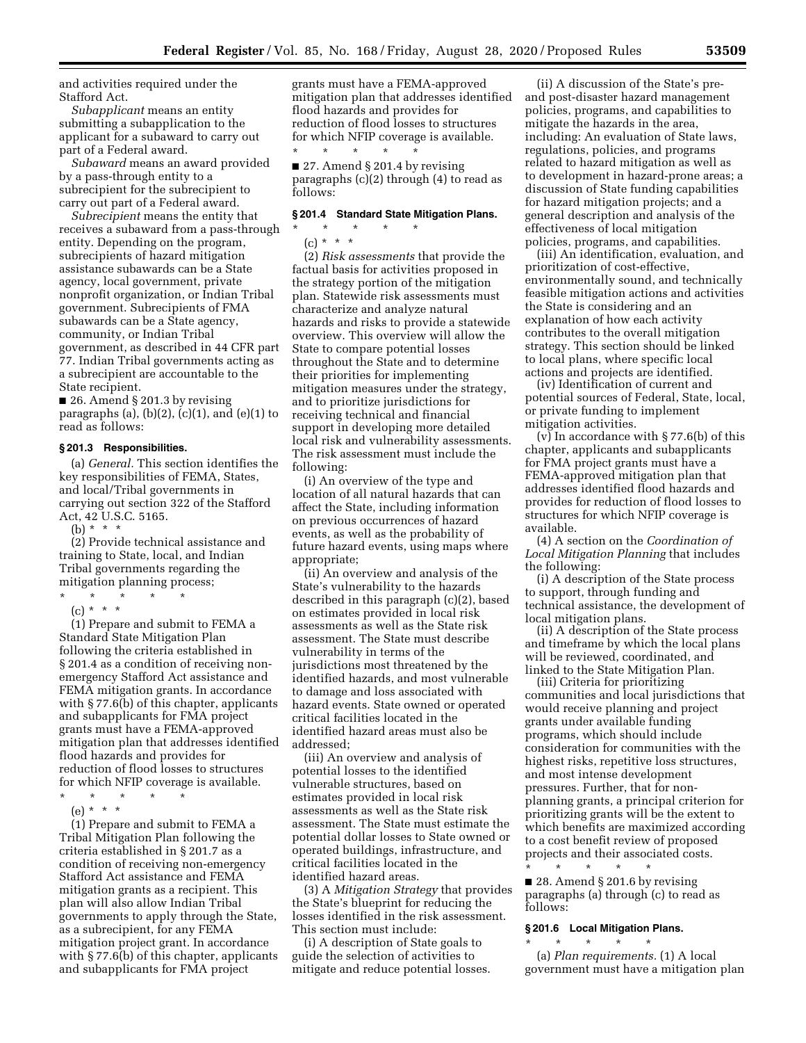and activities required under the Stafford Act.

*Subapplicant* means an entity submitting a subapplication to the applicant for a subaward to carry out part of a Federal award.

*Subaward* means an award provided by a pass-through entity to a subrecipient for the subrecipient to carry out part of a Federal award.

*Subrecipient* means the entity that receives a subaward from a pass-through entity. Depending on the program, subrecipients of hazard mitigation assistance subawards can be a State agency, local government, private nonprofit organization, or Indian Tribal government. Subrecipients of FMA subawards can be a State agency, community, or Indian Tribal government, as described in 44 CFR part 77. Indian Tribal governments acting as a subrecipient are accountable to the State recipient.

■ 26. Amend § 201.3 by revising paragraphs (a), (b)(2), (c)(1), and (e)(1) to read as follows:

**§ 201.3 Responsibilities.**

(a) *General.* This section identifies the key responsibilities of FEMA, States, and local/Tribal governments in carrying out section 322 of the Stafford Act, 42 U.S.C. 5165.

(b) * * *

(2) Provide technical assistance and training to State, local, and Indian Tribal governments regarding the mitigation planning process;

\* \* \* \* \*

(c) * * *

(1) Prepare and submit to FEMA a Standard State Mitigation Plan following the criteria established in § 201.4 as a condition of receiving non-emergency Stafford Act assistance and FEMA mitigation grants. In accordance with § 77.6(b) of this chapter, applicants and subapplicants for FMA project grants must have a FEMA-approved mitigation plan that addresses identified flood hazards and provides for reduction of flood losses to structures for which NFIP coverage is available.

\* \* \* \* \*

(e) * * *

(1) Prepare and submit to FEMA a Tribal Mitigation Plan following the criteria established in § 201.7 as a condition of receiving non-emergency Stafford Act assistance and FEMA mitigation grants as a recipient. This plan will also allow Indian Tribal governments to apply through the State, as a subrecipient, for any FEMA mitigation project grant. In accordance with § 77.6(b) of this chapter, applicants and subapplicants for FMA project grants must have a FEMA-approved mitigation plan that addresses identified flood hazards and provides for reduction of flood losses to structures for which NFIP coverage is available.

\* \* \* \* \*

■ 27. Amend § 201.4 by revising paragraphs (c)(2) through (4) to read as follows:

**§ 201.4 Standard State Mitigation Plans.**

\* \* \* \* \*

(c) * * *

(2) *Risk assessments* that provide the factual basis for activities proposed in the strategy portion of the mitigation plan. Statewide risk assessments must characterize and analyze natural hazards and risks to provide a statewide overview. This overview will allow the State to compare potential losses throughout the State and to determine their priorities for implementing mitigation measures under the strategy, and to prioritize jurisdictions for receiving technical and financial support in developing more detailed local risk and vulnerability assessments. The risk assessment must include the following:

(i) An overview of the type and location of all natural hazards that can affect the State, including information on previous occurrences of hazard events, as well as the probability of future hazard events, using maps where appropriate;

(ii) An overview and analysis of the State's vulnerability to the hazards described in this paragraph (c)(2), based on estimates provided in local risk assessments as well as the State risk assessment. The State must describe vulnerability in terms of the jurisdictions most threatened by the identified hazards, and most vulnerable to damage and loss associated with hazard events. State owned or operated critical facilities located in the identified hazard areas must also be addressed;

(iii) An overview and analysis of potential losses to the identified vulnerable structures, based on estimates provided in local risk assessments as well as the State risk assessment. The State must estimate the potential dollar losses to State owned or operated buildings, infrastructure, and critical facilities located in the identified hazard areas.

(3) A *Mitigation Strategy* that provides the State's blueprint for reducing the losses identified in the risk assessment. This section must include:

(i) A description of State goals to guide the selection of activities to mitigate and reduce potential losses.

(ii) A discussion of the State's pre- and post-disaster hazard management policies, programs, and capabilities to mitigate the hazards in the area, including: An evaluation of State laws, regulations, policies, and programs related to hazard mitigation as well as to development in hazard-prone areas; a discussion of State funding capabilities for hazard mitigation projects; and a general description and analysis of the effectiveness of local mitigation policies, programs, and capabilities.

(iii) An identification, evaluation, and prioritization of cost-effective, environmentally sound, and technically feasible mitigation actions and activities the State is considering and an explanation of how each activity contributes to the overall mitigation strategy. This section should be linked to local plans, where specific local actions and projects are identified.

(iv) Identification of current and potential sources of Federal, State, local, or private funding to implement mitigation activities.

(v) In accordance with § 77.6(b) of this chapter, applicants and subapplicants for FMA project grants must have a FEMA-approved mitigation plan that addresses identified flood hazards and provides for reduction of flood losses to structures for which NFIP coverage is available.

(4) A section on the *Coordination of Local Mitigation Planning* that includes the following:

(i) A description of the State process to support, through funding and technical assistance, the development of local mitigation plans.

(ii) A description of the State process and timeframe by which the local plans will be reviewed, coordinated, and linked to the State Mitigation Plan.

(iii) Criteria for prioritizing communities and local jurisdictions that would receive planning and project grants under available funding programs, which should include consideration for communities with the highest risks, repetitive loss structures, and most intense development pressures. Further, that for non-planning grants, a principal criterion for prioritizing grants will be the extent to which benefits are maximized according to a cost benefit review of proposed projects and their associated costs.

\* \* \* \* \*

■ 28. Amend § 201.6 by revising paragraphs (a) through (c) to read as follows:

**§ 201.6 Local Mitigation Plans.**

\* \* \* \* \*

(a) *Plan requirements.* (1) A local government must have a mitigation plan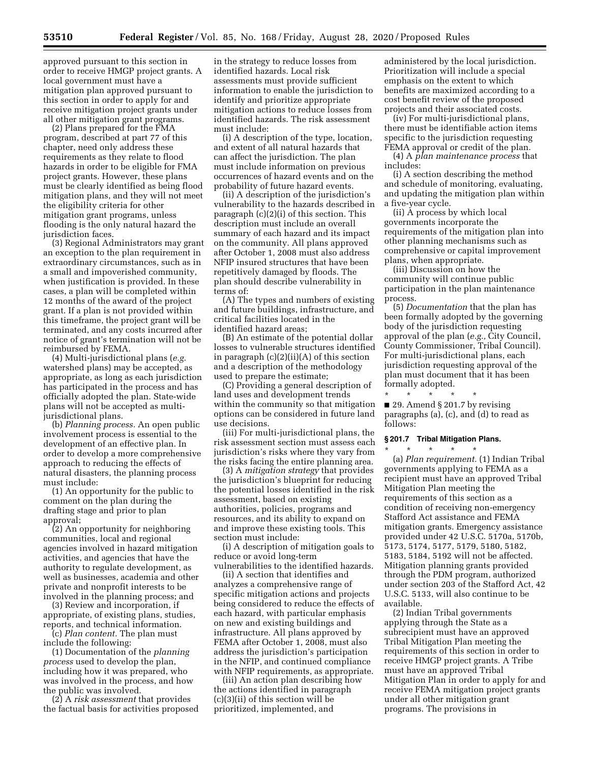approved pursuant to this section in order to receive HMGP project grants. A local government must have a mitigation plan approved pursuant to this section in order to apply for and receive mitigation project grants under all other mitigation grant programs.

(2) Plans prepared for the FMA program, described at part 77 of this chapter, need only address these requirements as they relate to flood hazards in order to be eligible for FMA project grants. However, these plans must be clearly identified as being flood mitigation plans, and they will not meet the eligibility criteria for other mitigation grant programs, unless flooding is the only natural hazard the jurisdiction faces.

(3) Regional Administrators may grant an exception to the plan requirement in extraordinary circumstances, such as in a small and impoverished community, when justification is provided. In these cases, a plan will be completed within 12 months of the award of the project grant. If a plan is not provided within this timeframe, the project grant will be terminated, and any costs incurred after notice of grant's termination will not be reimbursed by FEMA.

(4) Multi-jurisdictional plans (*e.g.* watershed plans) may be accepted, as appropriate, as long as each jurisdiction has participated in the process and has officially adopted the plan. State-wide plans will not be accepted as multi-jurisdictional plans.

(b) *Planning process.* An open public involvement process is essential to the development of an effective plan. In order to develop a more comprehensive approach to reducing the effects of natural disasters, the planning process must include:

(1) An opportunity for the public to comment on the plan during the drafting stage and prior to plan approval;

(2) An opportunity for neighboring communities, local and regional agencies involved in hazard mitigation activities, and agencies that have the authority to regulate development, as well as businesses, academia and other private and nonprofit interests to be involved in the planning process; and

(3) Review and incorporation, if appropriate, of existing plans, studies, reports, and technical information.

(c) *Plan content.* The plan must include the following:

(1) Documentation of the *planning process* used to develop the plan, including how it was prepared, who was involved in the process, and how the public was involved.

(2) A *risk assessment* that provides the factual basis for activities proposed in the strategy to reduce losses from identified hazards. Local risk assessments must provide sufficient information to enable the jurisdiction to identify and prioritize appropriate mitigation actions to reduce losses from identified hazards. The risk assessment must include:

(i) A description of the type, location, and extent of all natural hazards that can affect the jurisdiction. The plan must include information on previous occurrences of hazard events and on the probability of future hazard events.

(ii) A description of the jurisdiction's vulnerability to the hazards described in paragraph (c)(2)(i) of this section. This description must include an overall summary of each hazard and its impact on the community. All plans approved after October 1, 2008 must also address NFIP insured structures that have been repetitively damaged by floods. The plan should describe vulnerability in terms of:

(A) The types and numbers of existing and future buildings, infrastructure, and critical facilities located in the identified hazard areas;

(B) An estimate of the potential dollar losses to vulnerable structures identified in paragraph (c)(2)(ii)(A) of this section and a description of the methodology used to prepare the estimate;

(C) Providing a general description of land uses and development trends within the community so that mitigation options can be considered in future land use decisions.

(iii) For multi-jurisdictional plans, the risk assessment section must assess each jurisdiction's risks where they vary from the risks facing the entire planning area.

(3) A *mitigation strategy* that provides the jurisdiction's blueprint for reducing the potential losses identified in the risk assessment, based on existing authorities, policies, programs and resources, and its ability to expand on and improve these existing tools. This section must include:

(i) A description of mitigation goals to reduce or avoid long-term vulnerabilities to the identified hazards.

(ii) A section that identifies and analyzes a comprehensive range of specific mitigation actions and projects being considered to reduce the effects of each hazard, with particular emphasis on new and existing buildings and infrastructure. All plans approved by FEMA after October 1, 2008, must also address the jurisdiction's participation in the NFIP, and continued compliance with NFIP requirements, as appropriate.

(iii) An action plan describing how the actions identified in paragraph (c)(3)(ii) of this section will be prioritized, implemented, and administered by the local jurisdiction. Prioritization will include a special emphasis on the extent to which benefits are maximized according to a cost benefit review of the proposed projects and their associated costs.

(iv) For multi-jurisdictional plans, there must be identifiable action items specific to the jurisdiction requesting FEMA approval or credit of the plan.

(4) A *plan maintenance process* that includes:

(i) A section describing the method and schedule of monitoring, evaluating, and updating the mitigation plan within a five-year cycle.

(ii) A process by which local governments incorporate the requirements of the mitigation plan into other planning mechanisms such as comprehensive or capital improvement plans, when appropriate.

(iii) Discussion on how the community will continue public participation in the plan maintenance process.

(5) *Documentation* that the plan has been formally adopted by the governing body of the jurisdiction requesting approval of the plan (*e.g.,* City Council, County Commissioner, Tribal Council). For multi-jurisdictional plans, each jurisdiction requesting approval of the plan must document that it has been formally adopted.

\* \* \* \* \*

■ 29. Amend § 201.7 by revising paragraphs (a), (c), and (d) to read as follows:

**§ 201.7 Tribal Mitigation Plans.**

\* \* \* \* \*

(a) *Plan requirement.* (1) Indian Tribal governments applying to FEMA as a recipient must have an approved Tribal Mitigation Plan meeting the requirements of this section as a condition of receiving non-emergency Stafford Act assistance and FEMA mitigation grants. Emergency assistance provided under 42 U.S.C. 5170a, 5170b, 5173, 5174, 5177, 5179, 5180, 5182, 5183, 5184, 5192 will not be affected. Mitigation planning grants provided through the PDM program, authorized under section 203 of the Stafford Act, 42 U.S.C. 5133, will also continue to be available.

(2) Indian Tribal governments applying through the State as a subrecipient must have an approved Tribal Mitigation Plan meeting the requirements of this section in order to receive HMGP project grants. A Tribe must have an approved Tribal Mitigation Plan in order to apply for and receive FEMA mitigation project grants under all other mitigation grant programs. The provisions in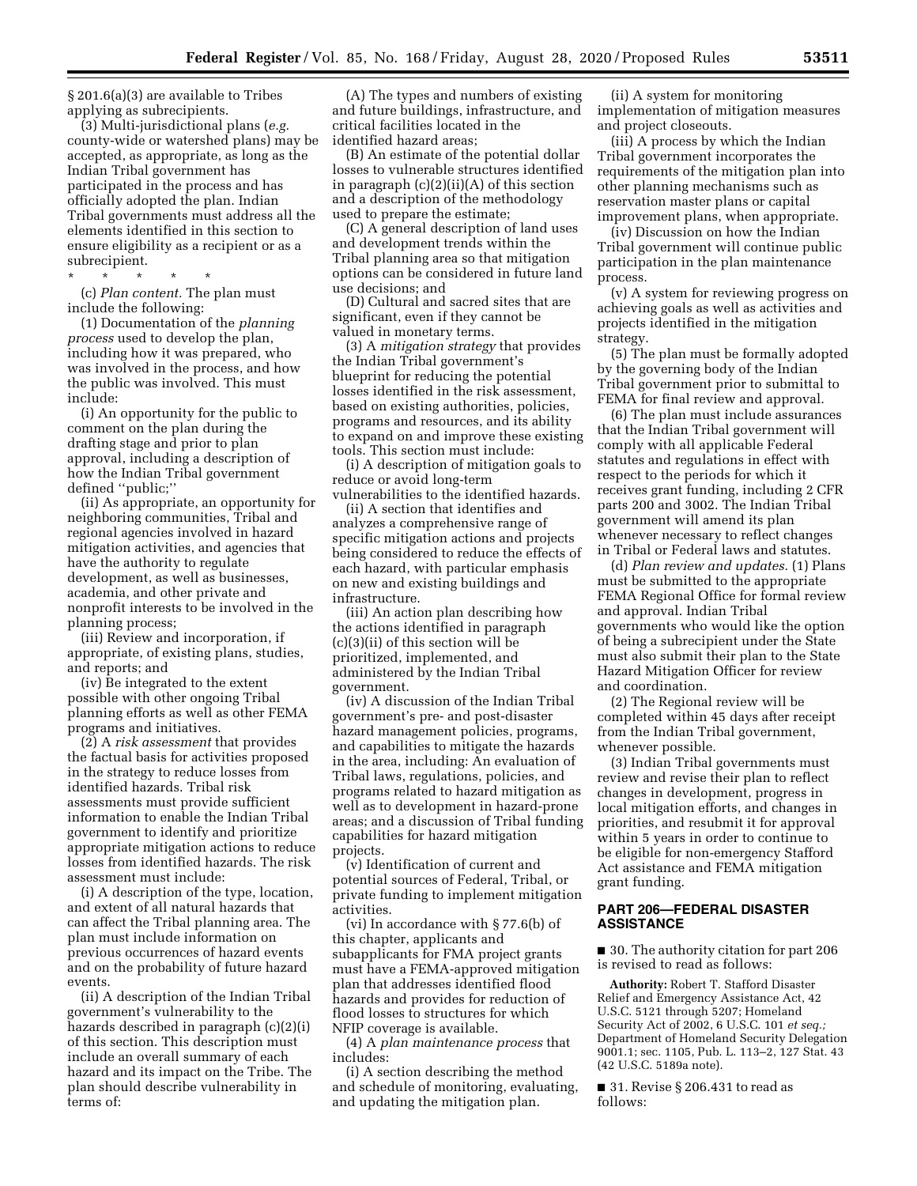§ 201.6(a)(3) are available to Tribes applying as subrecipients.

(3) Multi-jurisdictional plans (*e.g.* county-wide or watershed plans) may be accepted, as appropriate, as long as the Indian Tribal government has participated in the process and has officially adopted the plan. Indian Tribal governments must address all the elements identified in this section to ensure eligibility as a recipient or as a subrecipient.

\* \* \* \* \*

(c) *Plan content.* The plan must include the following:

(1) Documentation of the *planning process* used to develop the plan, including how it was prepared, who was involved in the process, and how the public was involved. This must include:

(i) An opportunity for the public to comment on the plan during the drafting stage and prior to plan approval, including a description of how the Indian Tribal government defined "public;"

(ii) As appropriate, an opportunity for neighboring communities, Tribal and regional agencies involved in hazard mitigation activities, and agencies that have the authority to regulate development, as well as businesses, academia, and other private and nonprofit interests to be involved in the planning process;

(iii) Review and incorporation, if appropriate, of existing plans, studies, and reports; and

(iv) Be integrated to the extent possible with other ongoing Tribal planning efforts as well as other FEMA programs and initiatives.

(2) A *risk assessment* that provides the factual basis for activities proposed in the strategy to reduce losses from identified hazards. Tribal risk assessments must provide sufficient information to enable the Indian Tribal government to identify and prioritize appropriate mitigation actions to reduce losses from identified hazards. The risk assessment must include:

(i) A description of the type, location, and extent of all natural hazards that can affect the Tribal planning area. The plan must include information on previous occurrences of hazard events and on the probability of future hazard events.

(ii) A description of the Indian Tribal government's vulnerability to the hazards described in paragraph (c)(2)(i) of this section. This description must include an overall summary of each hazard and its impact on the Tribe. The plan should describe vulnerability in terms of:

(A) The types and numbers of existing and future buildings, infrastructure, and critical facilities located in the identified hazard areas;

(B) An estimate of the potential dollar losses to vulnerable structures identified in paragraph (c)(2)(ii)(A) of this section and a description of the methodology used to prepare the estimate;

(C) A general description of land uses and development trends within the Tribal planning area so that mitigation options can be considered in future land use decisions; and

(D) Cultural and sacred sites that are significant, even if they cannot be valued in monetary terms.

(3) A *mitigation strategy* that provides the Indian Tribal government's blueprint for reducing the potential losses identified in the risk assessment, based on existing authorities, policies, programs and resources, and its ability to expand on and improve these existing tools. This section must include:

(i) A description of mitigation goals to reduce or avoid long-term vulnerabilities to the identified hazards.

(ii) A section that identifies and analyzes a comprehensive range of specific mitigation actions and projects being considered to reduce the effects of each hazard, with particular emphasis on new and existing buildings and infrastructure.

(iii) An action plan describing how the actions identified in paragraph (c)(3)(ii) of this section will be prioritized, implemented, and administered by the Indian Tribal government.

(iv) A discussion of the Indian Tribal government's pre- and post-disaster hazard management policies, programs, and capabilities to mitigate the hazards in the area, including: An evaluation of Tribal laws, regulations, policies, and programs related to hazard mitigation as well as to development in hazard-prone areas; and a discussion of Tribal funding capabilities for hazard mitigation projects.

(v) Identification of current and potential sources of Federal, Tribal, or private funding to implement mitigation activities.

(vi) In accordance with § 77.6(b) of this chapter, applicants and subapplicants for FMA project grants must have a FEMA-approved mitigation plan that addresses identified flood hazards and provides for reduction of flood losses to structures for which NFIP coverage is available.

(4) A *plan maintenance process* that includes:

(i) A section describing the method and schedule of monitoring, evaluating, and updating the mitigation plan.

(ii) A system for monitoring implementation of mitigation measures and project closeouts.

(iii) A process by which the Indian Tribal government incorporates the requirements of the mitigation plan into other planning mechanisms such as reservation master plans or capital improvement plans, when appropriate.

(iv) Discussion on how the Indian Tribal government will continue public participation in the plan maintenance process.

(v) A system for reviewing progress on achieving goals as well as activities and projects identified in the mitigation strategy.

(5) The plan must be formally adopted by the governing body of the Indian Tribal government prior to submittal to FEMA for final review and approval.

(6) The plan must include assurances that the Indian Tribal government will comply with all applicable Federal statutes and regulations in effect with respect to the periods for which it receives grant funding, including 2 CFR parts 200 and 3002. The Indian Tribal government will amend its plan whenever necessary to reflect changes in Tribal or Federal laws and statutes.

(d) *Plan review and updates.* (1) Plans must be submitted to the appropriate FEMA Regional Office for formal review and approval. Indian Tribal governments who would like the option of being a subrecipient under the State must also submit their plan to the State Hazard Mitigation Officer for review and coordination.

(2) The Regional review will be completed within 45 days after receipt from the Indian Tribal government, whenever possible.

(3) Indian Tribal governments must review and revise their plan to reflect changes in development, progress in local mitigation efforts, and changes in priorities, and resubmit it for approval within 5 years in order to continue to be eligible for non-emergency Stafford Act assistance and FEMA mitigation grant funding.

## PART 206—FEDERAL DISASTER ASSISTANCE

■ 30. The authority citation for part 206 is revised to read as follows:

**Authority:** Robert T. Stafford Disaster Relief and Emergency Assistance Act, 42 U.S.C. 5121 through 5207; Homeland Security Act of 2002, 6 U.S.C. 101 *et seq.;* Department of Homeland Security Delegation 9001.1; sec. 1105, Pub. L. 113–2, 127 Stat. 43 (42 U.S.C. 5189a note).

■ 31. Revise § 206.431 to read as follows: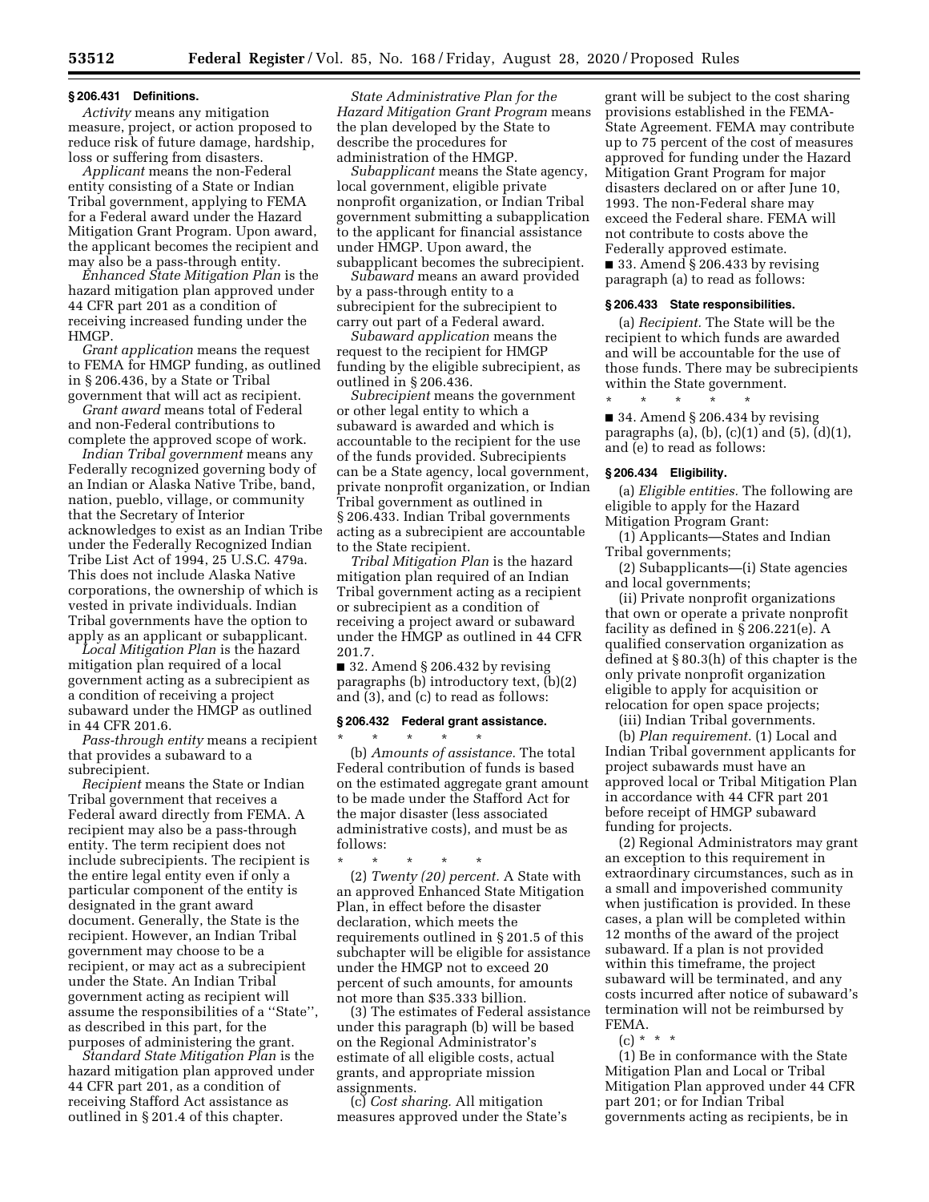### § 206.431 Definitions.

*Activity* means any mitigation measure, project, or action proposed to reduce risk of future damage, hardship, loss or suffering from disasters.

*Applicant* means the non-Federal entity consisting of a State or Indian Tribal government, applying to FEMA for a Federal award under the Hazard Mitigation Grant Program. Upon award, the applicant becomes the recipient and may also be a pass-through entity.

*Enhanced State Mitigation Plan* is the hazard mitigation plan approved under 44 CFR part 201 as a condition of receiving increased funding under the HMGP.

*Grant application* means the request to FEMA for HMGP funding, as outlined in § 206.436, by a State or Tribal government that will act as recipient.

*Grant award* means total of Federal and non-Federal contributions to complete the approved scope of work.

*Indian Tribal government* means any Federally recognized governing body of an Indian or Alaska Native Tribe, band, nation, pueblo, village, or community that the Secretary of Interior acknowledges to exist as an Indian Tribe under the Federally Recognized Indian Tribe List Act of 1994, 25 U.S.C. 479a. This does not include Alaska Native corporations, the ownership of which is vested in private individuals. Indian Tribal governments have the option to apply as an applicant or subapplicant.

*Local Mitigation Plan* is the hazard mitigation plan required of a local government acting as a subrecipient as a condition of receiving a project subaward under the HMGP as outlined in 44 CFR 201.6.

*Pass-through entity* means a recipient that provides a subaward to a subrecipient.

*Recipient* means the State or Indian Tribal government that receives a Federal award directly from FEMA. A recipient may also be a pass-through entity. The term recipient does not include subrecipients. The recipient is the entire legal entity even if only a particular component of the entity is designated in the grant award document. Generally, the State is the recipient. However, an Indian Tribal government may choose to be a recipient, or may act as a subrecipient under the State. An Indian Tribal government acting as recipient will assume the responsibilities of a "State", as described in this part, for the purposes of administering the grant.

*Standard State Mitigation Plan* is the hazard mitigation plan approved under 44 CFR part 201, as a condition of receiving Stafford Act assistance as outlined in § 201.4 of this chapter.

*State Administrative Plan for the Hazard Mitigation Grant Program* means the plan developed by the State to describe the procedures for administration of the HMGP.

*Subapplicant* means the State agency, local government, eligible private nonprofit organization, or Indian Tribal government submitting a subapplication to the applicant for financial assistance under HMGP. Upon award, the subapplicant becomes the subrecipient.

*Subaward* means an award provided by a pass-through entity to a subrecipient for the subrecipient to carry out part of a Federal award.

*Subaward application* means the request to the recipient for HMGP funding by the eligible subrecipient, as outlined in § 206.436.

*Subrecipient* means the government or other legal entity to which a subaward is awarded and which is accountable to the recipient for the use of the funds provided. Subrecipients can be a State agency, local government, private nonprofit organization, or Indian Tribal government as outlined in § 206.433. Indian Tribal governments acting as a subrecipient are accountable to the State recipient.

*Tribal Mitigation Plan* is the hazard mitigation plan required of an Indian Tribal government acting as a recipient or subrecipient as a condition of receiving a project award or subaward under the HMGP as outlined in 44 CFR 201.7.

■ 32. Amend § 206.432 by revising paragraphs (b) introductory text, (b)(2) and (3), and (c) to read as follows:

### § 206.432 Federal grant assistance.

\* \* \* \* \*

(b) *Amounts of assistance.* The total Federal contribution of funds is based on the estimated aggregate grant amount to be made under the Stafford Act for the major disaster (less associated administrative costs), and must be as follows:

\* \* \* \* \*

(2) *Twenty (20) percent.* A State with an approved Enhanced State Mitigation Plan, in effect before the disaster declaration, which meets the requirements outlined in § 201.5 of this subchapter will be eligible for assistance under the HMGP not to exceed 20 percent of such amounts, for amounts not more than $35.333 billion.

(3) The estimates of Federal assistance under this paragraph (b) will be based on the Regional Administrator's estimate of all eligible costs, actual grants, and appropriate mission assignments.

(c) *Cost sharing.* All mitigation measures approved under the State's grant will be subject to the cost sharing provisions established in the FEMA-State Agreement. FEMA may contribute up to 75 percent of the cost of measures approved for funding under the Hazard Mitigation Grant Program for major disasters declared on or after June 10, 1993. The non-Federal share may exceed the Federal share. FEMA will not contribute to costs above the Federally approved estimate.

■ 33. Amend § 206.433 by revising paragraph (a) to read as follows:

### § 206.433 State responsibilities.

(a) *Recipient.* The State will be the recipient to which funds are awarded and will be accountable for the use of those funds. There may be subrecipients within the State government.

\* \* \* \* \*

■ 34. Amend § 206.434 by revising paragraphs (a), (b), (c)(1) and (5), (d)(1), and (e) to read as follows:

### § 206.434 Eligibility.

(a) *Eligible entities.* The following are eligible to apply for the Hazard Mitigation Program Grant:

(1) Applicants—States and Indian Tribal governments;

(2) Subapplicants—(i) State agencies and local governments;

(ii) Private nonprofit organizations that own or operate a private nonprofit facility as defined in § 206.221(e). A qualified conservation organization as defined at § 80.3(h) of this chapter is the only private nonprofit organization eligible to apply for acquisition or relocation for open space projects;

(iii) Indian Tribal governments.

(b) *Plan requirement.* (1) Local and Indian Tribal government applicants for project subawards must have an approved local or Tribal Mitigation Plan in accordance with 44 CFR part 201 before receipt of HMGP subaward funding for projects.

(2) Regional Administrators may grant an exception to this requirement in extraordinary circumstances, such as in a small and impoverished community when justification is provided. In these cases, a plan will be completed within 12 months of the award of the project subaward. If a plan is not provided within this timeframe, the project subaward will be terminated, and any costs incurred after notice of subaward's termination will not be reimbursed by FEMA.

(c) \* \* \*

(1) Be in conformance with the State Mitigation Plan and Local or Tribal Mitigation Plan approved under 44 CFR part 201; or for Indian Tribal governments acting as recipients, be in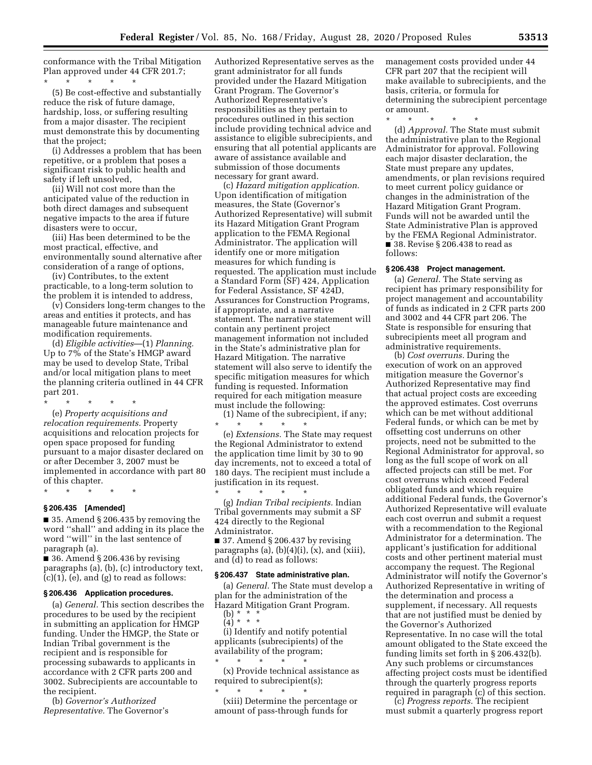conformance with the Tribal Mitigation Plan approved under 44 CFR 201.7;

\* \* \* \* \*

(5) Be cost-effective and substantially reduce the risk of future damage, hardship, loss, or suffering resulting from a major disaster. The recipient must demonstrate this by documenting that the project;

(i) Addresses a problem that has been repetitive, or a problem that poses a significant risk to public health and safety if left unsolved,

(ii) Will not cost more than the anticipated value of the reduction in both direct damages and subsequent negative impacts to the area if future disasters were to occur,

(iii) Has been determined to be the most practical, effective, and environmentally sound alternative after consideration of a range of options,

(iv) Contributes, to the extent practicable, to a long-term solution to the problem it is intended to address,

(v) Considers long-term changes to the areas and entities it protects, and has manageable future maintenance and modification requirements.

(d) *Eligible activities*—(1) *Planning.* Up to 7% of the State's HMGP award may be used to develop State, Tribal and/or local mitigation plans to meet the planning criteria outlined in 44 CFR part 201.

\* \* \* \* \*

(e) *Property acquisitions and relocation requirements.* Property acquisitions and relocation projects for open space proposed for funding pursuant to a major disaster declared on or after December 3, 2007 must be implemented in accordance with part 80 of this chapter.

\* \* \* \* \*

### § 206.435 [Amended]

■ 35. Amend § 206.435 by removing the word ''shall'' and adding in its place the word ''will'' in the last sentence of paragraph (a).

■ 36. Amend § 206.436 by revising paragraphs (a), (b), (c) introductory text, (c)(1), (e), and (g) to read as follows:

### § 206.436 Application procedures.

(a) *General.* This section describes the procedures to be used by the recipient in submitting an application for HMGP funding. Under the HMGP, the State or Indian Tribal government is the recipient and is responsible for processing subawards to applicants in accordance with 2 CFR parts 200 and 3002. Subrecipients are accountable to the recipient.

(b) *Governor's Authorized Representative.* The Governor's Authorized Representative serves as the grant administrator for all funds provided under the Hazard Mitigation Grant Program. The Governor's Authorized Representative's responsibilities as they pertain to procedures outlined in this section include providing technical advice and assistance to eligible subrecipients, and ensuring that all potential applicants are aware of assistance available and submission of those documents necessary for grant award.

(c) *Hazard mitigation application.* Upon identification of mitigation measures, the State (Governor's Authorized Representative) will submit its Hazard Mitigation Grant Program application to the FEMA Regional Administrator. The application will identify one or more mitigation measures for which funding is requested. The application must include a Standard Form (SF) 424, Application for Federal Assistance, SF 424D, Assurances for Construction Programs, if appropriate, and a narrative statement. The narrative statement will contain any pertinent project management information not included in the State's administrative plan for Hazard Mitigation. The narrative statement will also serve to identify the specific mitigation measures for which funding is requested. Information required for each mitigation measure must include the following:

(1) Name of the subrecipient, if any;

\* \* \* \* \*

(e) *Extensions.* The State may request the Regional Administrator to extend the application time limit by 30 to 90 day increments, not to exceed a total of 180 days. The recipient must include a justification in its request.

\* \* \* \* \*

(g) *Indian Tribal recipients.* Indian Tribal governments may submit a SF 424 directly to the Regional Administrator.

■ 37. Amend § 206.437 by revising paragraphs (a), (b)(4)(i), (x), and (xiii), and (d) to read as follows:

### § 206.437 State administrative plan.

(a) *General.* The State must develop a plan for the administration of the Hazard Mitigation Grant Program.

(b) \* \* \*

(4) \* \* \*

(i) Identify and notify potential applicants (subrecipients) of the availability of the program;

\* \* \* \* \*

(x) Provide technical assistance as required to subrecipient(s);

\* \* \* \* \*

(xiii) Determine the percentage or amount of pass-through funds for management costs provided under 44 CFR part 207 that the recipient will make available to subrecipients, and the basis, criteria, or formula for determining the subrecipient percentage or amount.

\* \* \* \* \*

(d) *Approval.* The State must submit the administrative plan to the Regional Administrator for approval. Following each major disaster declaration, the State must prepare any updates, amendments, or plan revisions required to meet current policy guidance or changes in the administration of the Hazard Mitigation Grant Program. Funds will not be awarded until the State Administrative Plan is approved by the FEMA Regional Administrator.

■ 38. Revise § 206.438 to read as follows:

### § 206.438 Project management.

(a) *General.* The State serving as recipient has primary responsibility for project management and accountability of funds as indicated in 2 CFR parts 200 and 3002 and 44 CFR part 206. The State is responsible for ensuring that subrecipients meet all program and administrative requirements.

(b) *Cost overruns.* During the execution of work on an approved mitigation measure the Governor's Authorized Representative may find that actual project costs are exceeding the approved estimates. Cost overruns which can be met without additional Federal funds, or which can be met by offsetting cost underruns on other projects, need not be submitted to the Regional Administrator for approval, so long as the full scope of work on all affected projects can still be met. For cost overruns which exceed Federal obligated funds and which require additional Federal funds, the Governor's Authorized Representative will evaluate each cost overrun and submit a request with a recommendation to the Regional Administrator for a determination. The applicant's justification for additional costs and other pertinent material must accompany the request. The Regional Administrator will notify the Governor's Authorized Representative in writing of the determination and process a supplement, if necessary. All requests that are not justified must be denied by the Governor's Authorized Representative. In no case will the total amount obligated to the State exceed the funding limits set forth in § 206.432(b). Any such problems or circumstances affecting project costs must be identified through the quarterly progress reports required in paragraph (c) of this section.

(c) *Progress reports.* The recipient must submit a quarterly progress report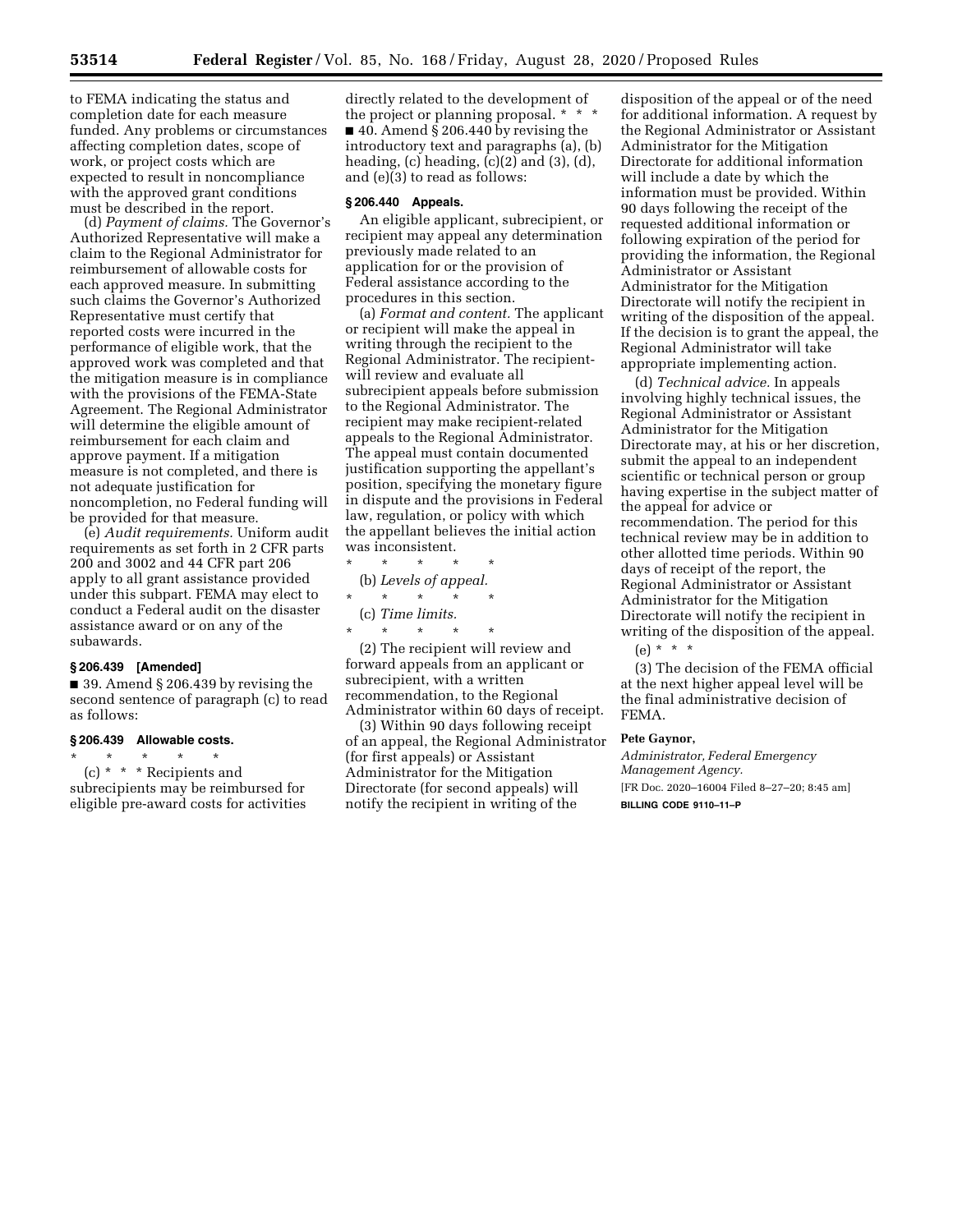to FEMA indicating the status and completion date for each measure funded. Any problems or circumstances affecting completion dates, scope of work, or project costs which are expected to result in noncompliance with the approved grant conditions must be described in the report.

(d) *Payment of claims.* The Governor's Authorized Representative will make a claim to the Regional Administrator for reimbursement of allowable costs for each approved measure. In submitting such claims the Governor's Authorized Representative must certify that reported costs were incurred in the performance of eligible work, that the approved work was completed and that the mitigation measure is in compliance with the provisions of the FEMA-State Agreement. The Regional Administrator will determine the eligible amount of reimbursement for each claim and approve payment. If a mitigation measure is not completed, and there is not adequate justification for noncompletion, no Federal funding will be provided for that measure.

(e) *Audit requirements.* Uniform audit requirements as set forth in 2 CFR parts 200 and 3002 and 44 CFR part 206 apply to all grant assistance provided under this subpart. FEMA may elect to conduct a Federal audit on the disaster assistance award or on any of the subawards.

### § 206.439 [Amended]

■ 39. Amend § 206.439 by revising the second sentence of paragraph (c) to read as follows:

### § 206.439 Allowable costs.

\* \* \* \* \*

(c) \* \* \* Recipients and subrecipients may be reimbursed for eligible pre-award costs for activities directly related to the development of the project or planning proposal. \* \* \*

■ 40. Amend § 206.440 by revising the introductory text and paragraphs (a), (b) heading, (c) heading, (c)(2) and (3), (d), and (e)(3) to read as follows:

### § 206.440 Appeals.

An eligible applicant, subrecipient, or recipient may appeal any determination previously made related to an application for or the provision of Federal assistance according to the procedures in this section.

(a) *Format and content.* The applicant or recipient will make the appeal in writing through the recipient to the Regional Administrator. The recipient will review and evaluate all subrecipient appeals before submission to the Regional Administrator. The recipient may make recipient-related appeals to the Regional Administrator. The appeal must contain documented justification supporting the appellant's position, specifying the monetary figure in dispute and the provisions in Federal law, regulation, or policy with which the appellant believes the initial action was inconsistent.

\* \* \* \* \*

(b) *Levels of appeal.*

\* \* \* \* \*

(c) *Time limits.*

\* \* \* \* \*

(2) The recipient will review and forward appeals from an applicant or subrecipient, with a written recommendation, to the Regional Administrator within 60 days of receipt.

(3) Within 90 days following receipt of an appeal, the Regional Administrator (for first appeals) or Assistant Administrator for the Mitigation Directorate (for second appeals) will notify the recipient in writing of the disposition of the appeal or of the need for additional information. A request by the Regional Administrator or Assistant Administrator for the Mitigation Directorate for additional information will include a date by which the information must be provided. Within 90 days following the receipt of the requested additional information or following expiration of the period for providing the information, the Regional Administrator or Assistant Administrator for the Mitigation Directorate will notify the recipient in writing of the disposition of the appeal. If the decision is to grant the appeal, the Regional Administrator will take appropriate implementing action.

(d) *Technical advice.* In appeals involving highly technical issues, the Regional Administrator or Assistant Administrator for the Mitigation Directorate may, at his or her discretion, submit the appeal to an independent scientific or technical person or group having expertise in the subject matter of the appeal for advice or recommendation. The period for this technical review may be in addition to other allotted time periods. Within 90 days of receipt of the report, the Regional Administrator or Assistant Administrator for the Mitigation Directorate will notify the recipient in writing of the disposition of the appeal.

(e) \* \* \*

(3) The decision of the FEMA official at the next higher appeal level will be the final administrative decision of FEMA.

**Pete Gaynor,**

*Administrator, Federal Emergency Management Agency.*

[FR Doc. 2020–16004 Filed 8–27–20; 8:45 am]

**BILLING CODE 9110–11–P**